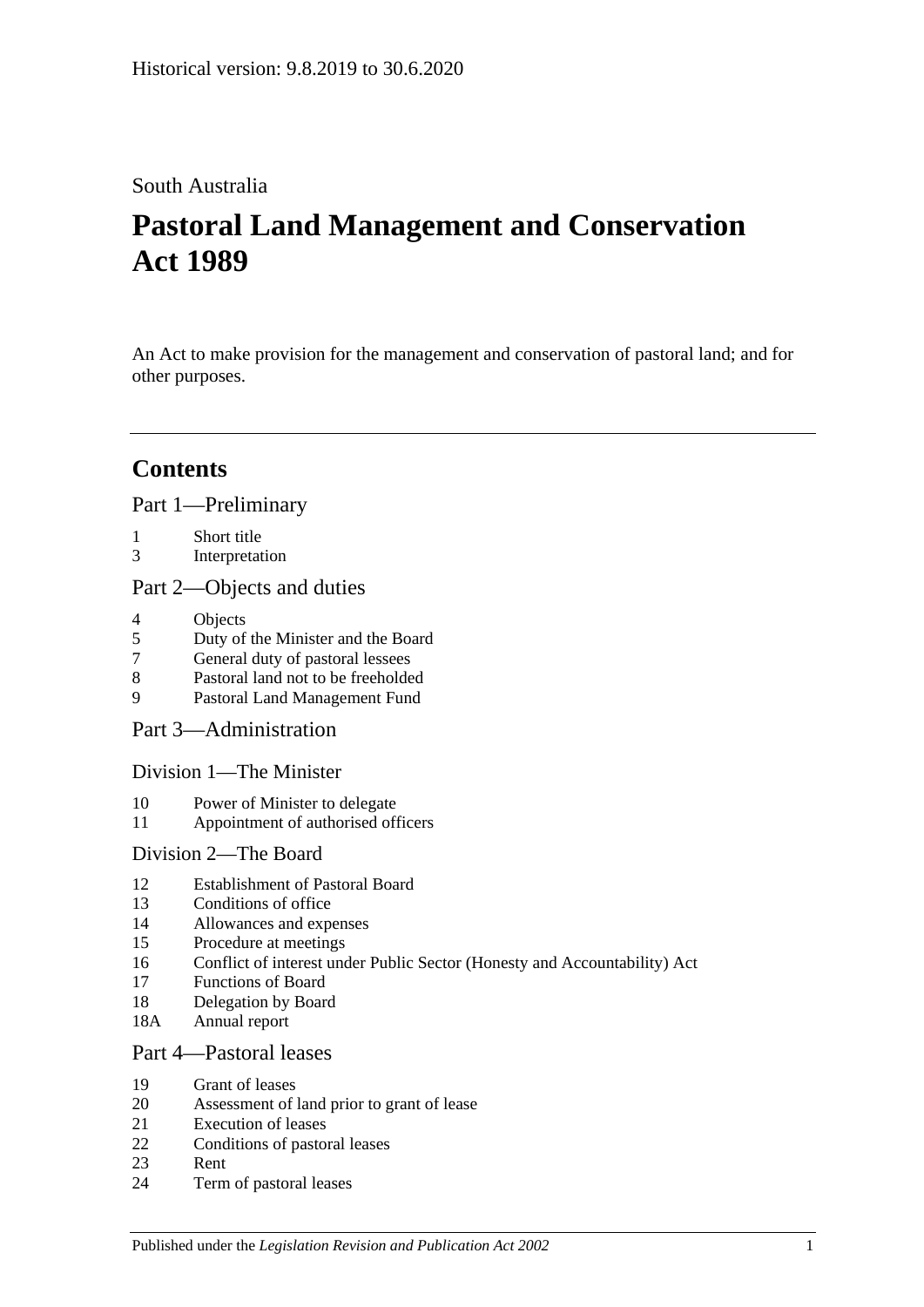Historical version: 9.8.2019 to 30.6.2020

South Australia

# Pastoral Land Management and Conservation Act 1989

An Act to make provision for the management and conservation of pastoral land; and for other purposes.

## Contents

Part 1—Preliminary

1 Short title
3 Interpretation

Part 2—Objects and duties

4 Objects
5 Duty of the Minister and the Board
7 General duty of pastoral lessees
8 Pastoral land not to be freeholded
9 Pastoral Land Management Fund

Part 3—Administration

Division 1—The Minister

10 Power of Minister to delegate
11 Appointment of authorised officers

Division 2—The Board

12 Establishment of Pastoral Board
13 Conditions of office
14 Allowances and expenses
15 Procedure at meetings
16 Conflict of interest under Public Sector (Honesty and Accountability) Act
17 Functions of Board
18 Delegation by Board
18A Annual report

Part 4—Pastoral leases

19 Grant of leases
20 Assessment of land prior to grant of lease
21 Execution of leases
22 Conditions of pastoral leases
23 Rent
24 Term of pastoral leases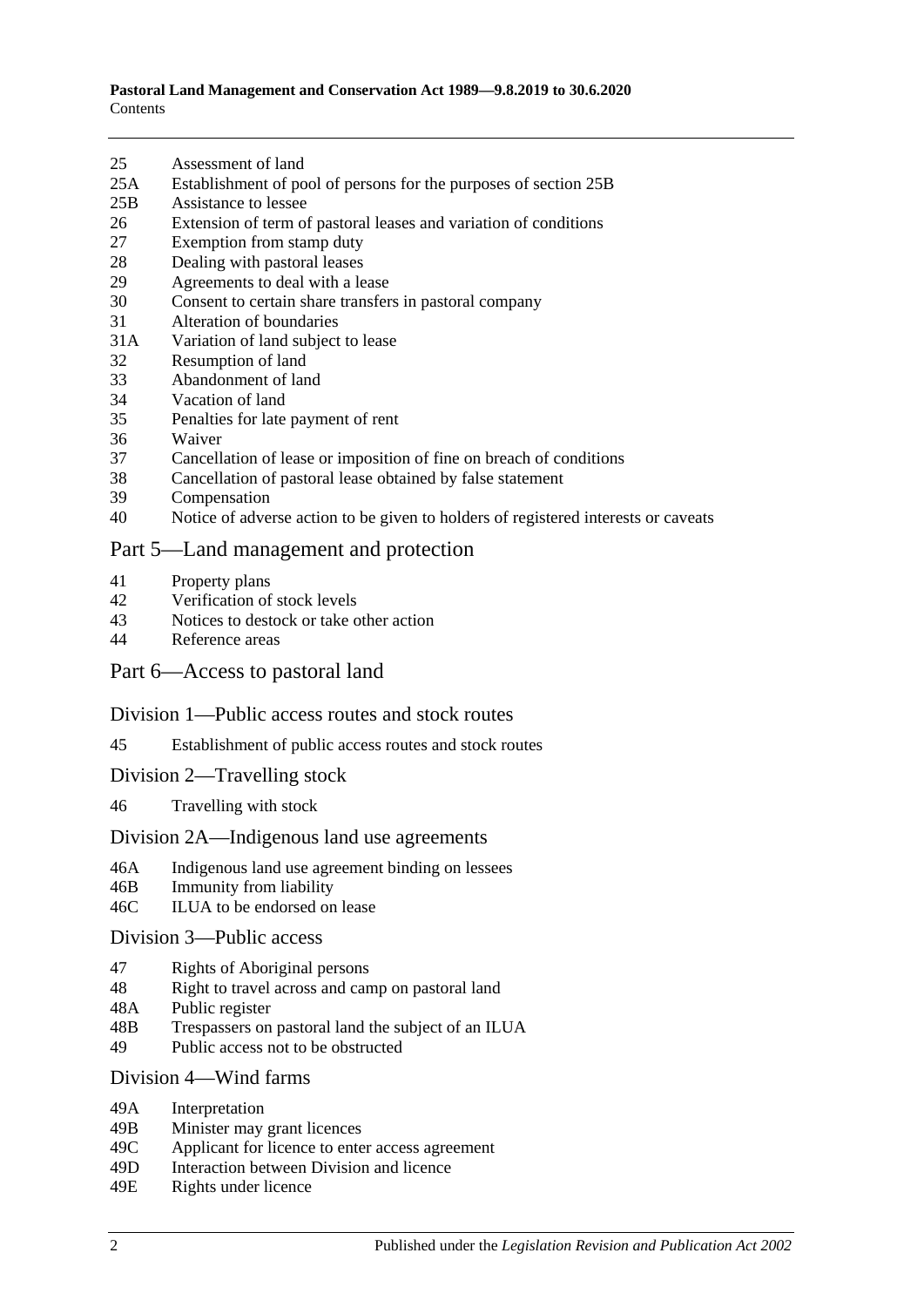25 Assessment of land
25A Establishment of pool of persons for the purposes of section 25B
25B Assistance to lessee
26 Extension of term of pastoral leases and variation of conditions
27 Exemption from stamp duty
28 Dealing with pastoral leases
29 Agreements to deal with a lease
30 Consent to certain share transfers in pastoral company
31 Alteration of boundaries
31A Variation of land subject to lease
32 Resumption of land
33 Abandonment of land
34 Vacation of land
35 Penalties for late payment of rent
36 Waiver
37 Cancellation of lease or imposition of fine on breach of conditions
38 Cancellation of pastoral lease obtained by false statement
39 Compensation
40 Notice of adverse action to be given to holders of registered interests or caveats

## Part 5—Land management and protection

41 Property plans
42 Verification of stock levels
43 Notices to destock or take other action
44 Reference areas

## Part 6—Access to pastoral land

### Division 1—Public access routes and stock routes

45 Establishment of public access routes and stock routes

### Division 2—Travelling stock

46 Travelling with stock

### Division 2A—Indigenous land use agreements

46A Indigenous land use agreement binding on lessees
46B Immunity from liability
46C ILUA to be endorsed on lease

### Division 3—Public access

47 Rights of Aboriginal persons
48 Right to travel across and camp on pastoral land
48A Public register
48B Trespassers on pastoral land the subject of an ILUA
49 Public access not to be obstructed

### Division 4—Wind farms

49A Interpretation
49B Minister may grant licences
49C Applicant for licence to enter access agreement
49D Interaction between Division and licence
49E Rights under licence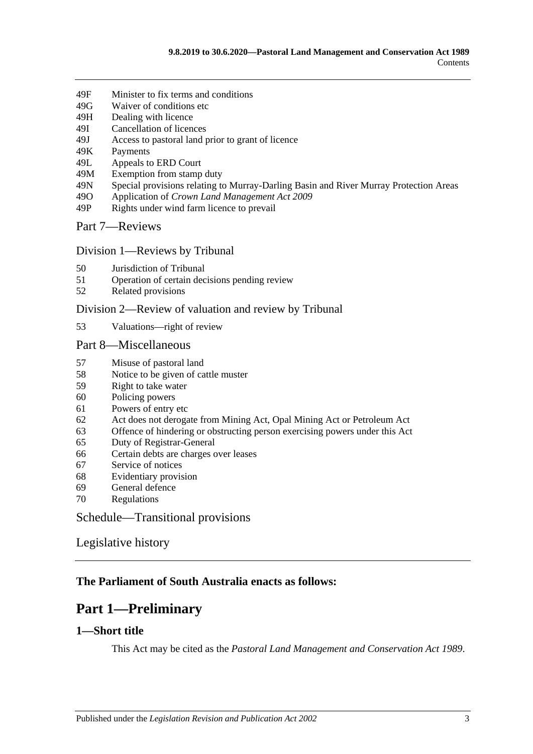49F Minister to fix terms and conditions
49G Waiver of conditions etc
49H Dealing with licence
49I Cancellation of licences
49J Access to pastoral land prior to grant of licence
49K Payments
49L Appeals to ERD Court
49M Exemption from stamp duty
49N Special provisions relating to Murray-Darling Basin and River Murray Protection Areas
49O Application of *Crown Land Management Act 2009*
49P Rights under wind farm licence to prevail

Part 7—Reviews

Division 1—Reviews by Tribunal

50 Jurisdiction of Tribunal
51 Operation of certain decisions pending review
52 Related provisions

Division 2—Review of valuation and review by Tribunal

53 Valuations—right of review

Part 8—Miscellaneous

57 Misuse of pastoral land
58 Notice to be given of cattle muster
59 Right to take water
60 Policing powers
61 Powers of entry etc
62 Act does not derogate from Mining Act, Opal Mining Act or Petroleum Act
63 Offence of hindering or obstructing person exercising powers under this Act
65 Duty of Registrar-General
66 Certain debts are charges over leases
67 Service of notices
68 Evidentiary provision
69 General defence
70 Regulations

Schedule—Transitional provisions

Legislative history

**The Parliament of South Australia enacts as follows:**

# Part 1—Preliminary

## 1—Short title

This Act may be cited as the *Pastoral Land Management and Conservation Act 1989*.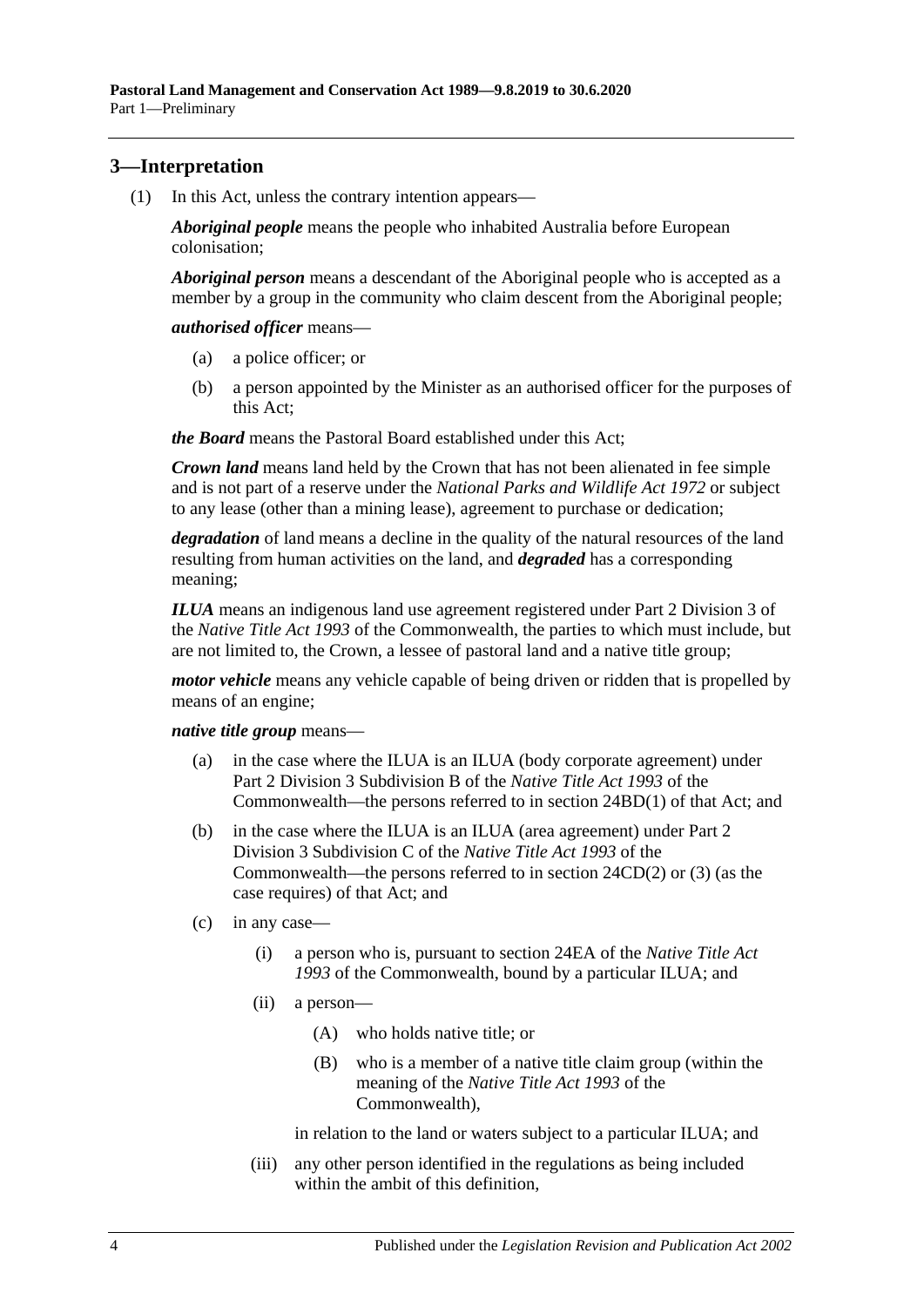## 3—Interpretation

(1) In this Act, unless the contrary intention appears—

***Aboriginal people*** means the people who inhabited Australia before European colonisation;

***Aboriginal person*** means a descendant of the Aboriginal people who is accepted as a member by a group in the community who claim descent from the Aboriginal people;

***authorised officer*** means—

- (a) a police officer; or
- (b) a person appointed by the Minister as an authorised officer for the purposes of this Act;

***the Board*** means the Pastoral Board established under this Act;

***Crown land*** means land held by the Crown that has not been alienated in fee simple and is not part of a reserve under the *National Parks and Wildlife Act 1972* or subject to any lease (other than a mining lease), agreement to purchase or dedication;

***degradation*** of land means a decline in the quality of the natural resources of the land resulting from human activities on the land, and ***degraded*** has a corresponding meaning;

***ILUA*** means an indigenous land use agreement registered under Part 2 Division 3 of the *Native Title Act 1993* of the Commonwealth, the parties to which must include, but are not limited to, the Crown, a lessee of pastoral land and a native title group;

***motor vehicle*** means any vehicle capable of being driven or ridden that is propelled by means of an engine;

***native title group*** means—

- (a) in the case where the ILUA is an ILUA (body corporate agreement) under Part 2 Division 3 Subdivision B of the *Native Title Act 1993* of the Commonwealth—the persons referred to in section 24BD(1) of that Act; and
- (b) in the case where the ILUA is an ILUA (area agreement) under Part 2 Division 3 Subdivision C of the *Native Title Act 1993* of the Commonwealth—the persons referred to in section 24CD(2) or (3) (as the case requires) of that Act; and
- (c) in any case—
  - (i) a person who is, pursuant to section 24EA of the *Native Title Act 1993* of the Commonwealth, bound by a particular ILUA; and
  - (ii) a person—
    - (A) who holds native title; or
    - (B) who is a member of a native title claim group (within the meaning of the *Native Title Act 1993* of the Commonwealth),

    in relation to the land or waters subject to a particular ILUA; and
  - (iii) any other person identified in the regulations as being included within the ambit of this definition,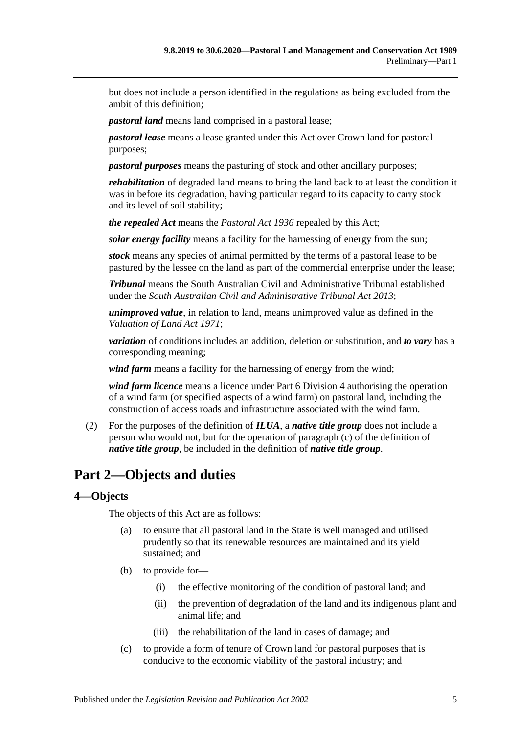but does not include a person identified in the regulations as being excluded from the ambit of this definition;

***pastoral land*** means land comprised in a pastoral lease;

***pastoral lease*** means a lease granted under this Act over Crown land for pastoral purposes;

***pastoral purposes*** means the pasturing of stock and other ancillary purposes;

***rehabilitation*** of degraded land means to bring the land back to at least the condition it was in before its degradation, having particular regard to its capacity to carry stock and its level of soil stability;

***the repealed Act*** means the *Pastoral Act 1936* repealed by this Act;

***solar energy facility*** means a facility for the harnessing of energy from the sun;

***stock*** means any species of animal permitted by the terms of a pastoral lease to be pastured by the lessee on the land as part of the commercial enterprise under the lease;

***Tribunal*** means the South Australian Civil and Administrative Tribunal established under the *South Australian Civil and Administrative Tribunal Act 2013*;

***unimproved value***, in relation to land, means unimproved value as defined in the *Valuation of Land Act 1971*;

***variation*** of conditions includes an addition, deletion or substitution, and ***to vary*** has a corresponding meaning;

***wind farm*** means a facility for the harnessing of energy from the wind;

***wind farm licence*** means a licence under Part 6 Division 4 authorising the operation of a wind farm (or specified aspects of a wind farm) on pastoral land, including the construction of access roads and infrastructure associated with the wind farm.

(2) For the purposes of the definition of ***ILUA***, a ***native title group*** does not include a person who would not, but for the operation of paragraph (c) of the definition of ***native title group***, be included in the definition of ***native title group***.

# Part 2—Objects and duties

## 4—Objects

The objects of this Act are as follows:

(a) to ensure that all pastoral land in the State is well managed and utilised prudently so that its renewable resources are maintained and its yield sustained; and

(b) to provide for—

(i) the effective monitoring of the condition of pastoral land; and

(ii) the prevention of degradation of the land and its indigenous plant and animal life; and

(iii) the rehabilitation of the land in cases of damage; and

(c) to provide a form of tenure of Crown land for pastoral purposes that is conducive to the economic viability of the pastoral industry; and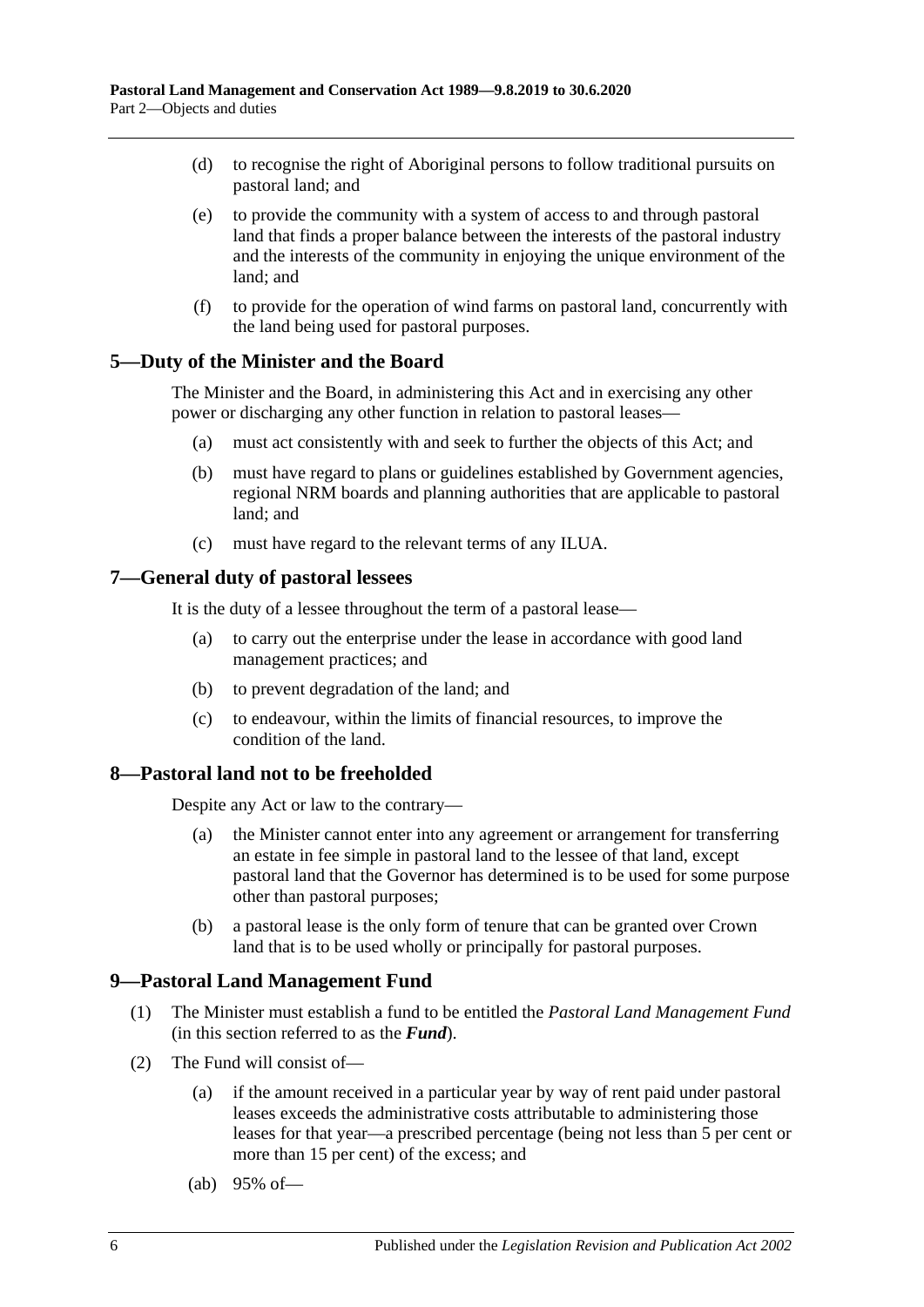(d) to recognise the right of Aboriginal persons to follow traditional pursuits on pastoral land; and

(e) to provide the community with a system of access to and through pastoral land that finds a proper balance between the interests of the pastoral industry and the interests of the community in enjoying the unique environment of the land; and

(f) to provide for the operation of wind farms on pastoral land, concurrently with the land being used for pastoral purposes.

## 5—Duty of the Minister and the Board

The Minister and the Board, in administering this Act and in exercising any other power or discharging any other function in relation to pastoral leases—

(a) must act consistently with and seek to further the objects of this Act; and

(b) must have regard to plans or guidelines established by Government agencies, regional NRM boards and planning authorities that are applicable to pastoral land; and

(c) must have regard to the relevant terms of any ILUA.

## 7—General duty of pastoral lessees

It is the duty of a lessee throughout the term of a pastoral lease—

(a) to carry out the enterprise under the lease in accordance with good land management practices; and

(b) to prevent degradation of the land; and

(c) to endeavour, within the limits of financial resources, to improve the condition of the land.

## 8—Pastoral land not to be freeholded

Despite any Act or law to the contrary—

(a) the Minister cannot enter into any agreement or arrangement for transferring an estate in fee simple in pastoral land to the lessee of that land, except pastoral land that the Governor has determined is to be used for some purpose other than pastoral purposes;

(b) a pastoral lease is the only form of tenure that can be granted over Crown land that is to be used wholly or principally for pastoral purposes.

## 9—Pastoral Land Management Fund

(1) The Minister must establish a fund to be entitled the *Pastoral Land Management Fund* (in this section referred to as the ***Fund***).

(2) The Fund will consist of—

(a) if the amount received in a particular year by way of rent paid under pastoral leases exceeds the administrative costs attributable to administering those leases for that year—a prescribed percentage (being not less than 5 per cent or more than 15 per cent) of the excess; and

(ab) 95% of—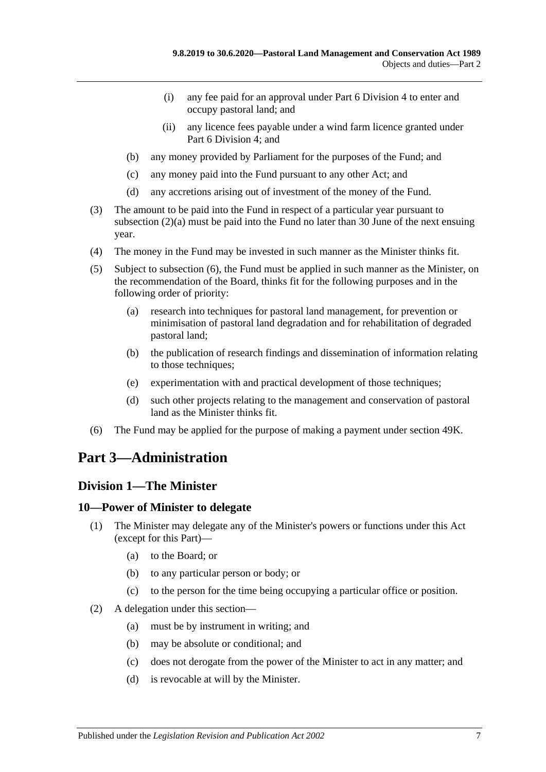(i) any fee paid for an approval under Part 6 Division 4 to enter and occupy pastoral land; and

(ii) any licence fees payable under a wind farm licence granted under Part 6 Division 4; and

(b) any money provided by Parliament for the purposes of the Fund; and

(c) any money paid into the Fund pursuant to any other Act; and

(d) any accretions arising out of investment of the money of the Fund.

(3) The amount to be paid into the Fund in respect of a particular year pursuant to subsection (2)(a) must be paid into the Fund no later than 30 June of the next ensuing year.

(4) The money in the Fund may be invested in such manner as the Minister thinks fit.

(5) Subject to subsection (6), the Fund must be applied in such manner as the Minister, on the recommendation of the Board, thinks fit for the following purposes and in the following order of priority:

(a) research into techniques for pastoral land management, for prevention or minimisation of pastoral land degradation and for rehabilitation of degraded pastoral land;

(b) the publication of research findings and dissemination of information relating to those techniques;

(e) experimentation with and practical development of those techniques;

(d) such other projects relating to the management and conservation of pastoral land as the Minister thinks fit.

(6) The Fund may be applied for the purpose of making a payment under section 49K.

# Part 3—Administration

## Division 1—The Minister

### 10—Power of Minister to delegate

(1) The Minister may delegate any of the Minister's powers or functions under this Act (except for this Part)—

(a) to the Board; or

(b) to any particular person or body; or

(c) to the person for the time being occupying a particular office or position.

(2) A delegation under this section—

(a) must be by instrument in writing; and

(b) may be absolute or conditional; and

(c) does not derogate from the power of the Minister to act in any matter; and

(d) is revocable at will by the Minister.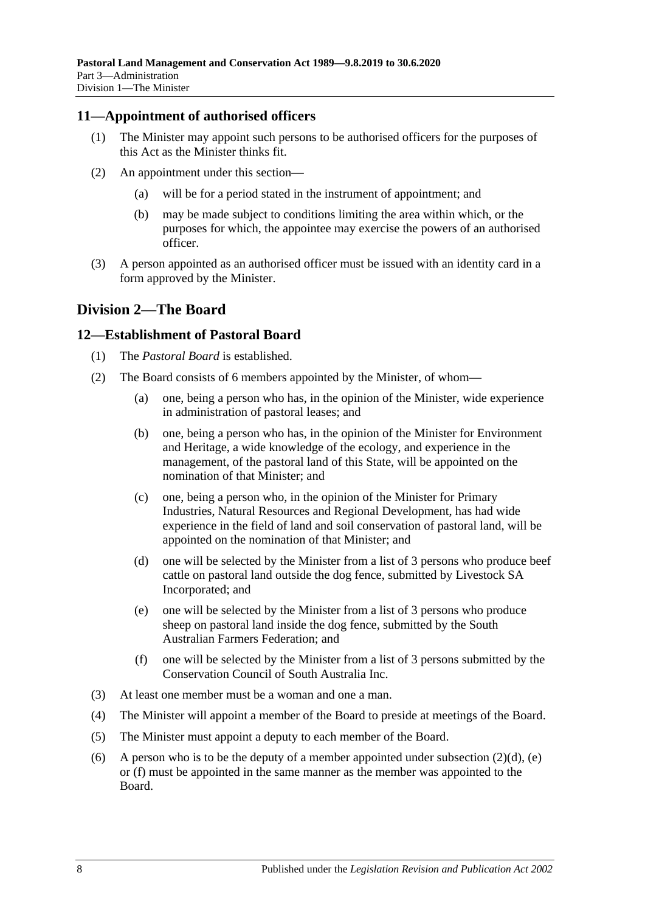## 11—Appointment of authorised officers

(1) The Minister may appoint such persons to be authorised officers for the purposes of this Act as the Minister thinks fit.

(2) An appointment under this section—

(a) will be for a period stated in the instrument of appointment; and

(b) may be made subject to conditions limiting the area within which, or the purposes for which, the appointee may exercise the powers of an authorised officer.

(3) A person appointed as an authorised officer must be issued with an identity card in a form approved by the Minister.

# Division 2—The Board

## 12—Establishment of Pastoral Board

(1) The *Pastoral Board* is established.

(2) The Board consists of 6 members appointed by the Minister, of whom—

(a) one, being a person who has, in the opinion of the Minister, wide experience in administration of pastoral leases; and

(b) one, being a person who has, in the opinion of the Minister for Environment and Heritage, a wide knowledge of the ecology, and experience in the management, of the pastoral land of this State, will be appointed on the nomination of that Minister; and

(c) one, being a person who, in the opinion of the Minister for Primary Industries, Natural Resources and Regional Development, has had wide experience in the field of land and soil conservation of pastoral land, will be appointed on the nomination of that Minister; and

(d) one will be selected by the Minister from a list of 3 persons who produce beef cattle on pastoral land outside the dog fence, submitted by Livestock SA Incorporated; and

(e) one will be selected by the Minister from a list of 3 persons who produce sheep on pastoral land inside the dog fence, submitted by the South Australian Farmers Federation; and

(f) one will be selected by the Minister from a list of 3 persons submitted by the Conservation Council of South Australia Inc.

(3) At least one member must be a woman and one a man.

(4) The Minister will appoint a member of the Board to preside at meetings of the Board.

(5) The Minister must appoint a deputy to each member of the Board.

(6) A person who is to be the deputy of a member appointed under subsection (2)(d), (e) or (f) must be appointed in the same manner as the member was appointed to the Board.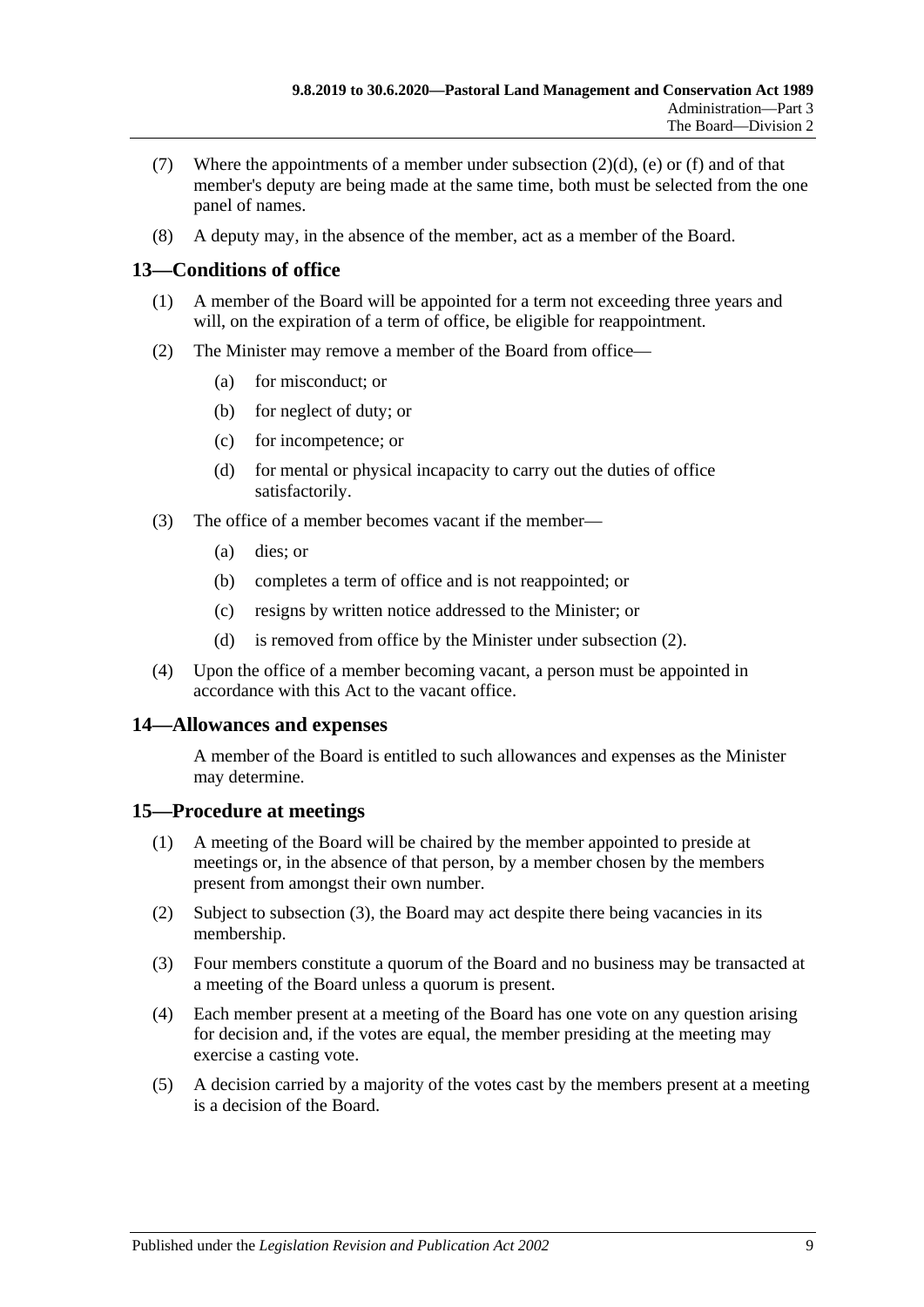(7) Where the appointments of a member under subsection (2)(d), (e) or (f) and of that member's deputy are being made at the same time, both must be selected from the one panel of names.

(8) A deputy may, in the absence of the member, act as a member of the Board.

## 13—Conditions of office

(1) A member of the Board will be appointed for a term not exceeding three years and will, on the expiration of a term of office, be eligible for reappointment.

(2) The Minister may remove a member of the Board from office—

- (a) for misconduct; or
- (b) for neglect of duty; or
- (c) for incompetence; or
- (d) for mental or physical incapacity to carry out the duties of office satisfactorily.

(3) The office of a member becomes vacant if the member—

- (a) dies; or
- (b) completes a term of office and is not reappointed; or
- (c) resigns by written notice addressed to the Minister; or
- (d) is removed from office by the Minister under subsection (2).

(4) Upon the office of a member becoming vacant, a person must be appointed in accordance with this Act to the vacant office.

## 14—Allowances and expenses

A member of the Board is entitled to such allowances and expenses as the Minister may determine.

## 15—Procedure at meetings

(1) A meeting of the Board will be chaired by the member appointed to preside at meetings or, in the absence of that person, by a member chosen by the members present from amongst their own number.

(2) Subject to subsection (3), the Board may act despite there being vacancies in its membership.

(3) Four members constitute a quorum of the Board and no business may be transacted at a meeting of the Board unless a quorum is present.

(4) Each member present at a meeting of the Board has one vote on any question arising for decision and, if the votes are equal, the member presiding at the meeting may exercise a casting vote.

(5) A decision carried by a majority of the votes cast by the members present at a meeting is a decision of the Board.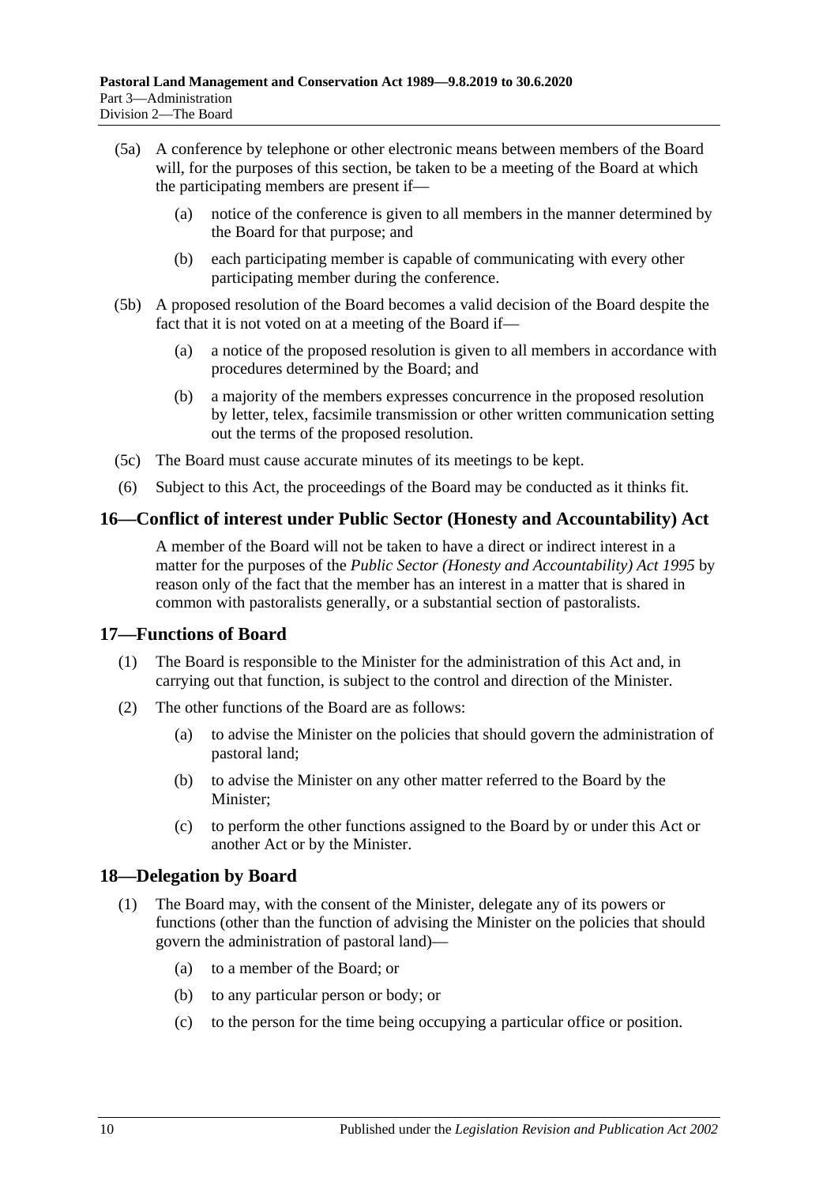(5a) A conference by telephone or other electronic means between members of the Board will, for the purposes of this section, be taken to be a meeting of the Board at which the participating members are present if—

(a) notice of the conference is given to all members in the manner determined by the Board for that purpose; and

(b) each participating member is capable of communicating with every other participating member during the conference.

(5b) A proposed resolution of the Board becomes a valid decision of the Board despite the fact that it is not voted on at a meeting of the Board if—

(a) a notice of the proposed resolution is given to all members in accordance with procedures determined by the Board; and

(b) a majority of the members expresses concurrence in the proposed resolution by letter, telex, facsimile transmission or other written communication setting out the terms of the proposed resolution.

(5c) The Board must cause accurate minutes of its meetings to be kept.

(6) Subject to this Act, the proceedings of the Board may be conducted as it thinks fit.

## 16—Conflict of interest under Public Sector (Honesty and Accountability) Act

A member of the Board will not be taken to have a direct or indirect interest in a matter for the purposes of the *Public Sector (Honesty and Accountability) Act 1995* by reason only of the fact that the member has an interest in a matter that is shared in common with pastoralists generally, or a substantial section of pastoralists.

## 17—Functions of Board

(1) The Board is responsible to the Minister for the administration of this Act and, in carrying out that function, is subject to the control and direction of the Minister.

(2) The other functions of the Board are as follows:

(a) to advise the Minister on the policies that should govern the administration of pastoral land;

(b) to advise the Minister on any other matter referred to the Board by the Minister;

(c) to perform the other functions assigned to the Board by or under this Act or another Act or by the Minister.

## 18—Delegation by Board

(1) The Board may, with the consent of the Minister, delegate any of its powers or functions (other than the function of advising the Minister on the policies that should govern the administration of pastoral land)—

(a) to a member of the Board; or

(b) to any particular person or body; or

(c) to the person for the time being occupying a particular office or position.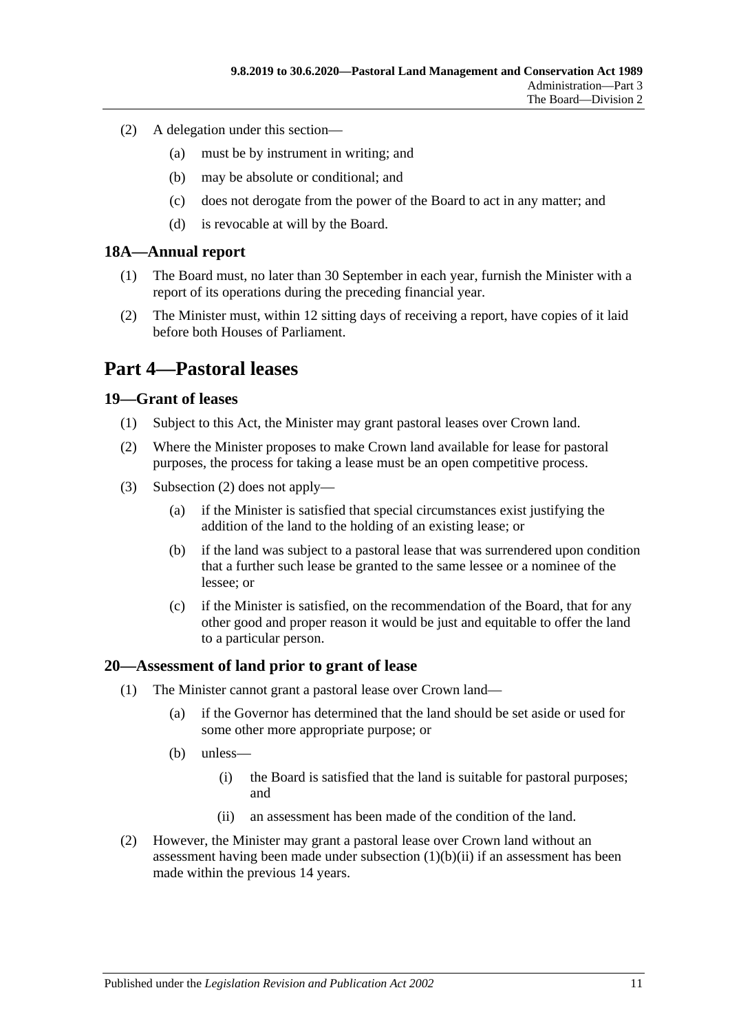(2) A delegation under this section—

(a) must be by instrument in writing; and

(b) may be absolute or conditional; and

(c) does not derogate from the power of the Board to act in any matter; and

(d) is revocable at will by the Board.

### 18A—Annual report

(1) The Board must, no later than 30 September in each year, furnish the Minister with a report of its operations during the preceding financial year.

(2) The Minister must, within 12 sitting days of receiving a report, have copies of it laid before both Houses of Parliament.

## Part 4—Pastoral leases

### 19—Grant of leases

(1) Subject to this Act, the Minister may grant pastoral leases over Crown land.

(2) Where the Minister proposes to make Crown land available for lease for pastoral purposes, the process for taking a lease must be an open competitive process.

(3) Subsection (2) does not apply—

(a) if the Minister is satisfied that special circumstances exist justifying the addition of the land to the holding of an existing lease; or

(b) if the land was subject to a pastoral lease that was surrendered upon condition that a further such lease be granted to the same lessee or a nominee of the lessee; or

(c) if the Minister is satisfied, on the recommendation of the Board, that for any other good and proper reason it would be just and equitable to offer the land to a particular person.

### 20—Assessment of land prior to grant of lease

(1) The Minister cannot grant a pastoral lease over Crown land—

(a) if the Governor has determined that the land should be set aside or used for some other more appropriate purpose; or

(b) unless—

(i) the Board is satisfied that the land is suitable for pastoral purposes; and

(ii) an assessment has been made of the condition of the land.

(2) However, the Minister may grant a pastoral lease over Crown land without an assessment having been made under subsection (1)(b)(ii) if an assessment has been made within the previous 14 years.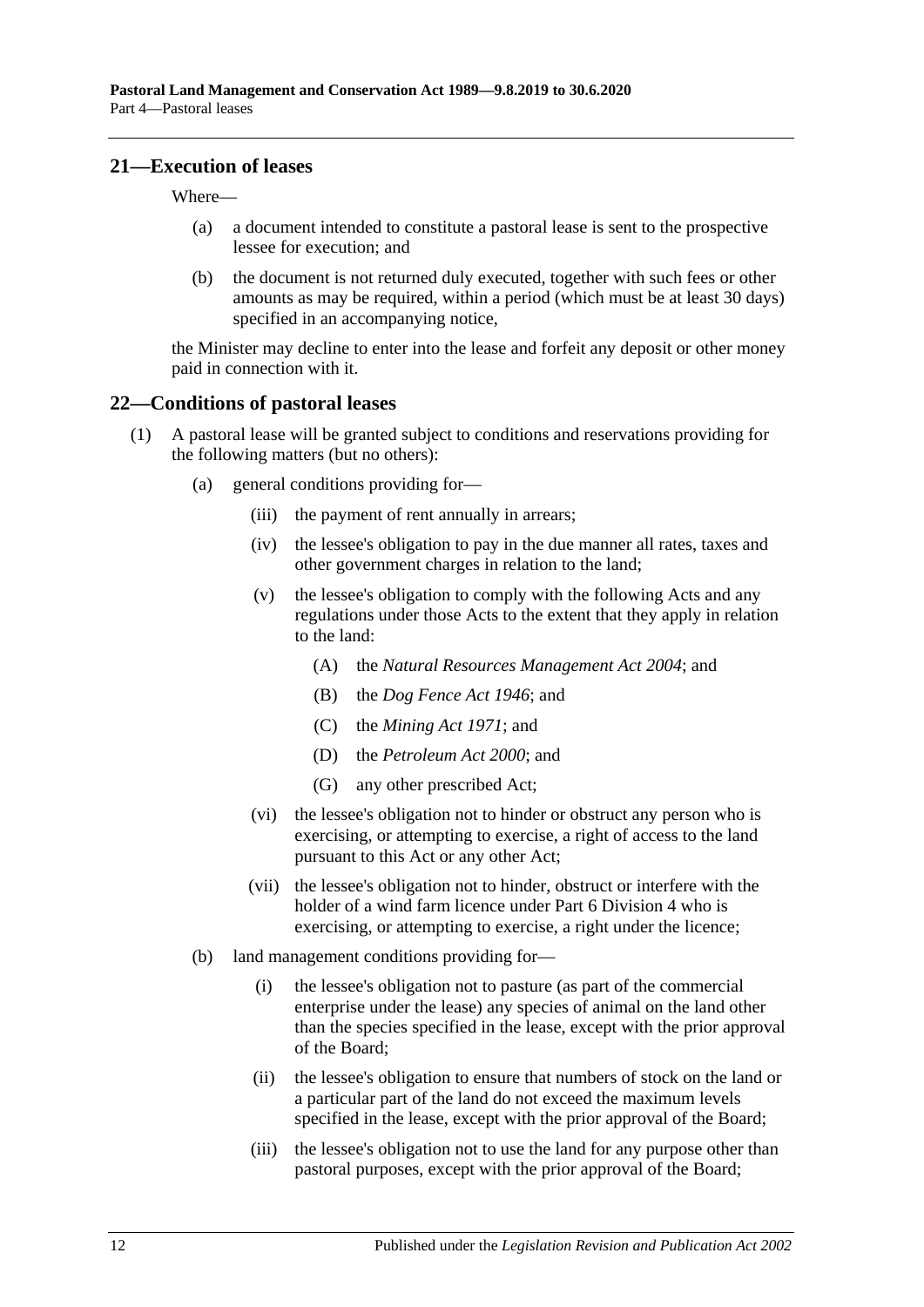## 21—Execution of leases

Where—

(a) a document intended to constitute a pastoral lease is sent to the prospective lessee for execution; and

(b) the document is not returned duly executed, together with such fees or other amounts as may be required, within a period (which must be at least 30 days) specified in an accompanying notice,

the Minister may decline to enter into the lease and forfeit any deposit or other money paid in connection with it.

## 22—Conditions of pastoral leases

(1) A pastoral lease will be granted subject to conditions and reservations providing for the following matters (but no others):

(a) general conditions providing for—

(iii) the payment of rent annually in arrears;

(iv) the lessee's obligation to pay in the due manner all rates, taxes and other government charges in relation to the land;

(v) the lessee's obligation to comply with the following Acts and any regulations under those Acts to the extent that they apply in relation to the land:

(A) the *Natural Resources Management Act 2004*; and

(B) the *Dog Fence Act 1946*; and

(C) the *Mining Act 1971*; and

(D) the *Petroleum Act 2000*; and

(G) any other prescribed Act;

(vi) the lessee's obligation not to hinder or obstruct any person who is exercising, or attempting to exercise, a right of access to the land pursuant to this Act or any other Act;

(vii) the lessee's obligation not to hinder, obstruct or interfere with the holder of a wind farm licence under Part 6 Division 4 who is exercising, or attempting to exercise, a right under the licence;

(b) land management conditions providing for—

(i) the lessee's obligation not to pasture (as part of the commercial enterprise under the lease) any species of animal on the land other than the species specified in the lease, except with the prior approval of the Board;

(ii) the lessee's obligation to ensure that numbers of stock on the land or a particular part of the land do not exceed the maximum levels specified in the lease, except with the prior approval of the Board;

(iii) the lessee's obligation not to use the land for any purpose other than pastoral purposes, except with the prior approval of the Board;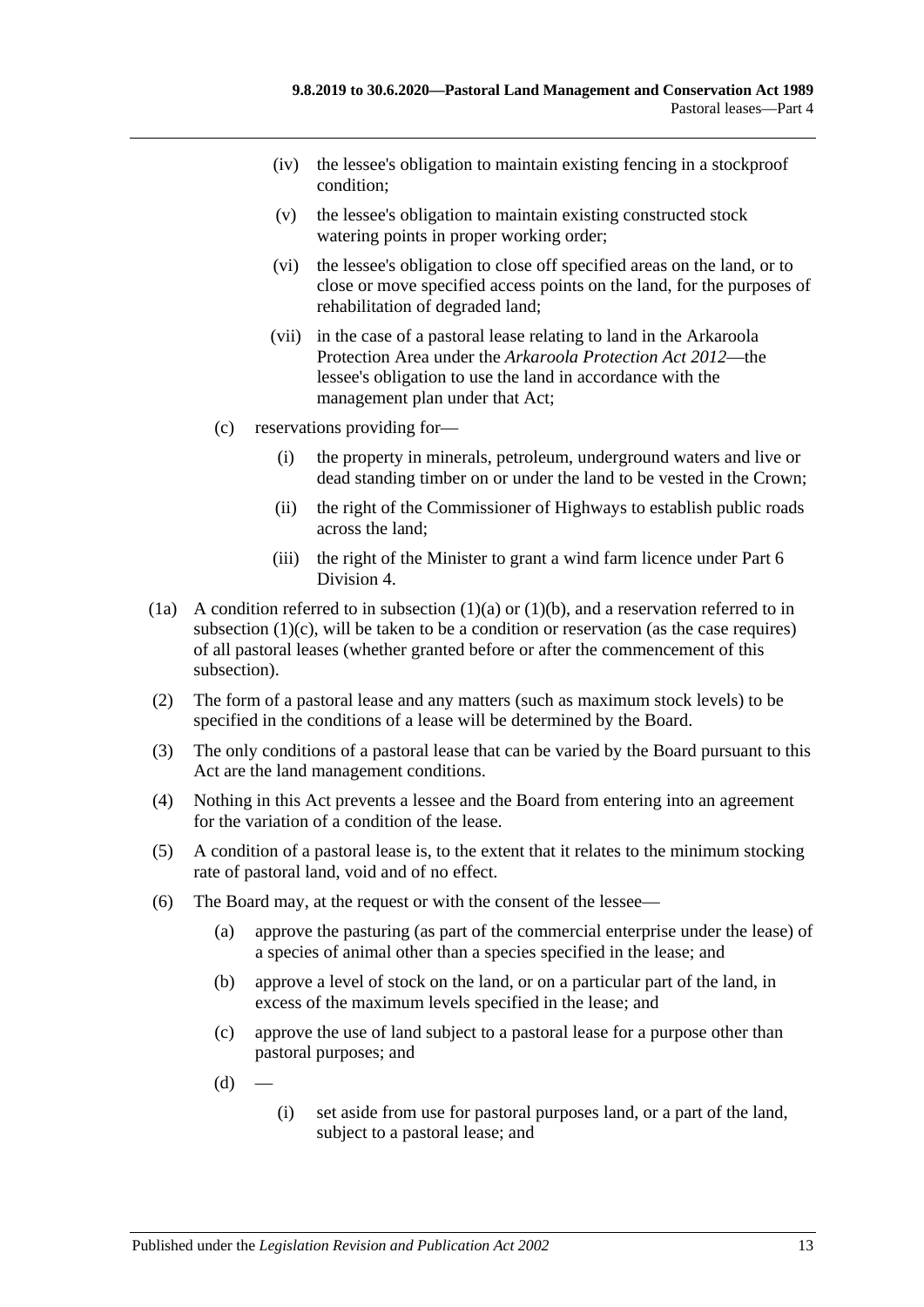(iv) the lessee's obligation to maintain existing fencing in a stockproof condition;

(v) the lessee's obligation to maintain existing constructed stock watering points in proper working order;

(vi) the lessee's obligation to close off specified areas on the land, or to close or move specified access points on the land, for the purposes of rehabilitation of degraded land;

(vii) in the case of a pastoral lease relating to land in the Arkaroola Protection Area under the *Arkaroola Protection Act 2012*—the lessee's obligation to use the land in accordance with the management plan under that Act;

(c) reservations providing for—

(i) the property in minerals, petroleum, underground waters and live or dead standing timber on or under the land to be vested in the Crown;

(ii) the right of the Commissioner of Highways to establish public roads across the land;

(iii) the right of the Minister to grant a wind farm licence under Part 6 Division 4.

(1a) A condition referred to in subsection (1)(a) or (1)(b), and a reservation referred to in subsection (1)(c), will be taken to be a condition or reservation (as the case requires) of all pastoral leases (whether granted before or after the commencement of this subsection).

(2) The form of a pastoral lease and any matters (such as maximum stock levels) to be specified in the conditions of a lease will be determined by the Board.

(3) The only conditions of a pastoral lease that can be varied by the Board pursuant to this Act are the land management conditions.

(4) Nothing in this Act prevents a lessee and the Board from entering into an agreement for the variation of a condition of the lease.

(5) A condition of a pastoral lease is, to the extent that it relates to the minimum stocking rate of pastoral land, void and of no effect.

(6) The Board may, at the request or with the consent of the lessee—

(a) approve the pasturing (as part of the commercial enterprise under the lease) of a species of animal other than a species specified in the lease; and

(b) approve a level of stock on the land, or on a particular part of the land, in excess of the maximum levels specified in the lease; and

(c) approve the use of land subject to a pastoral lease for a purpose other than pastoral purposes; and

(d) —

(i) set aside from use for pastoral purposes land, or a part of the land, subject to a pastoral lease; and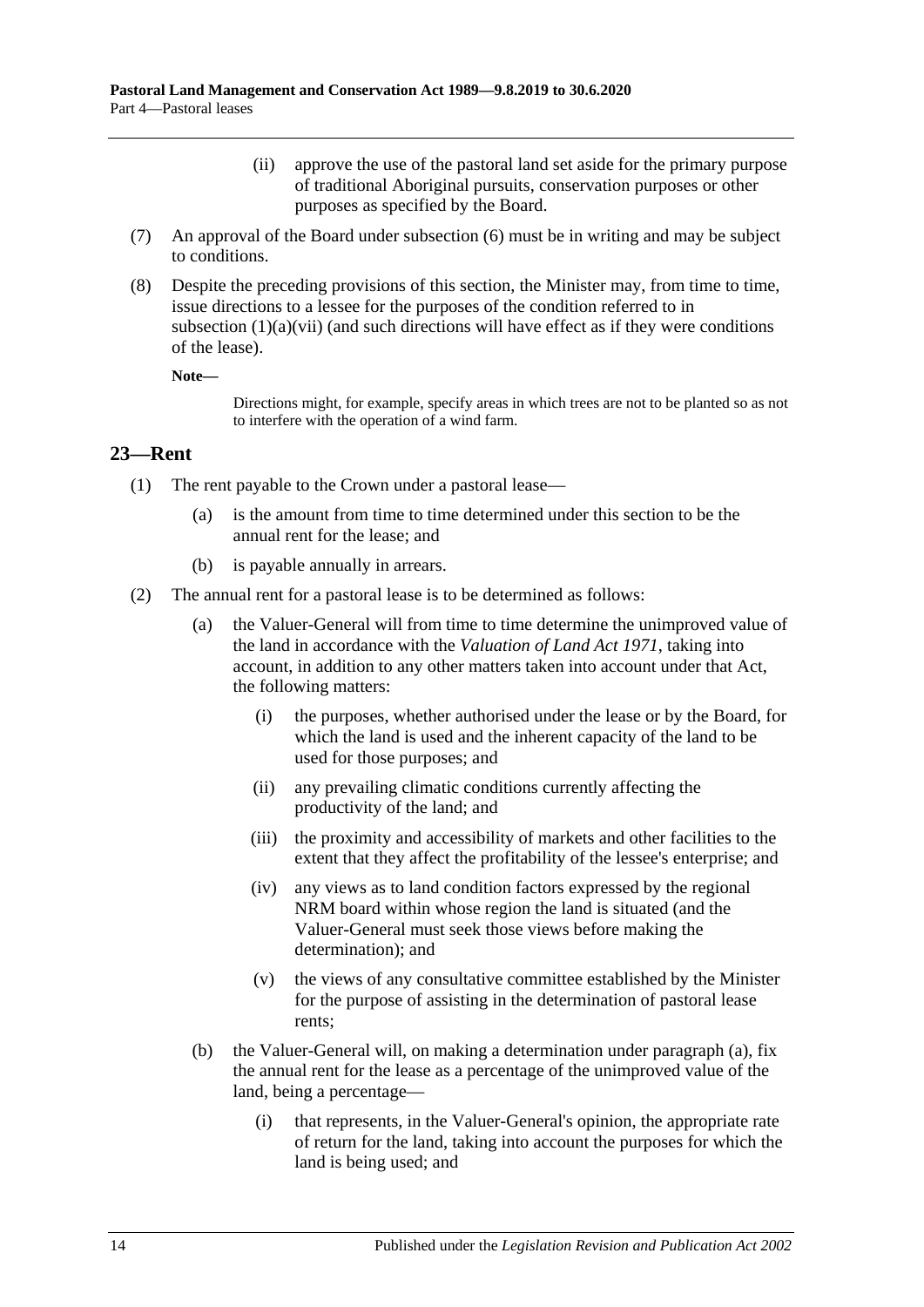(ii) approve the use of the pastoral land set aside for the primary purpose of traditional Aboriginal pursuits, conservation purposes or other purposes as specified by the Board.

(7) An approval of the Board under subsection (6) must be in writing and may be subject to conditions.

(8) Despite the preceding provisions of this section, the Minister may, from time to time, issue directions to a lessee for the purposes of the condition referred to in subsection (1)(a)(vii) (and such directions will have effect as if they were conditions of the lease).

**Note—**

Directions might, for example, specify areas in which trees are not to be planted so as not to interfere with the operation of a wind farm.

## 23—Rent

(1) The rent payable to the Crown under a pastoral lease—

(a) is the amount from time to time determined under this section to be the annual rent for the lease; and

(b) is payable annually in arrears.

(2) The annual rent for a pastoral lease is to be determined as follows:

(a) the Valuer-General will from time to time determine the unimproved value of the land in accordance with the *Valuation of Land Act 1971*, taking into account, in addition to any other matters taken into account under that Act, the following matters:

(i) the purposes, whether authorised under the lease or by the Board, for which the land is used and the inherent capacity of the land to be used for those purposes; and

(ii) any prevailing climatic conditions currently affecting the productivity of the land; and

(iii) the proximity and accessibility of markets and other facilities to the extent that they affect the profitability of the lessee's enterprise; and

(iv) any views as to land condition factors expressed by the regional NRM board within whose region the land is situated (and the Valuer-General must seek those views before making the determination); and

(v) the views of any consultative committee established by the Minister for the purpose of assisting in the determination of pastoral lease rents;

(b) the Valuer-General will, on making a determination under paragraph (a), fix the annual rent for the lease as a percentage of the unimproved value of the land, being a percentage—

(i) that represents, in the Valuer-General's opinion, the appropriate rate of return for the land, taking into account the purposes for which the land is being used; and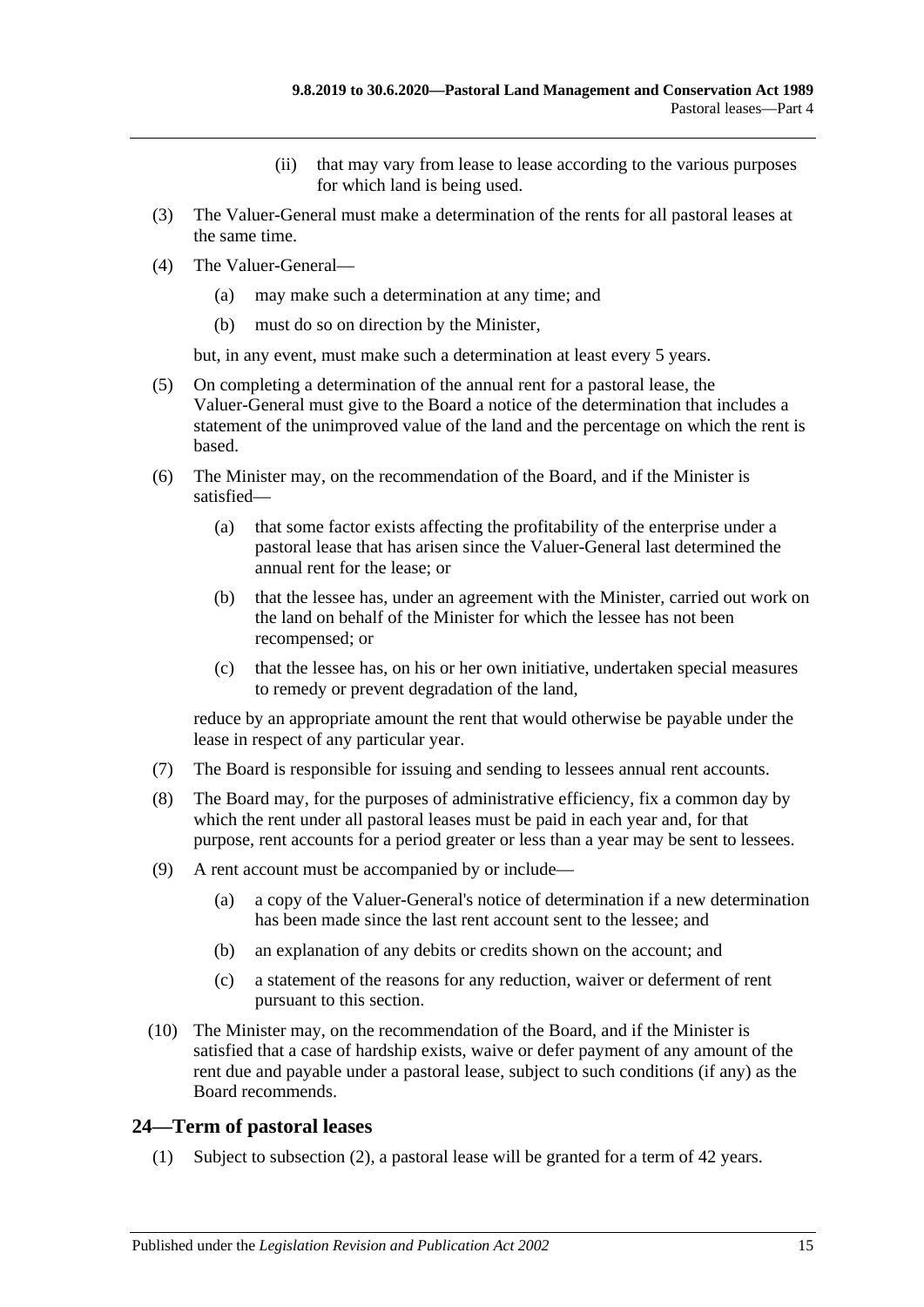(ii) that may vary from lease to lease according to the various purposes for which land is being used.

(3) The Valuer-General must make a determination of the rents for all pastoral leases at the same time.

(4) The Valuer-General—

(a) may make such a determination at any time; and

(b) must do so on direction by the Minister,

but, in any event, must make such a determination at least every 5 years.

(5) On completing a determination of the annual rent for a pastoral lease, the Valuer-General must give to the Board a notice of the determination that includes a statement of the unimproved value of the land and the percentage on which the rent is based.

(6) The Minister may, on the recommendation of the Board, and if the Minister is satisfied—

(a) that some factor exists affecting the profitability of the enterprise under a pastoral lease that has arisen since the Valuer-General last determined the annual rent for the lease; or

(b) that the lessee has, under an agreement with the Minister, carried out work on the land on behalf of the Minister for which the lessee has not been recompensed; or

(c) that the lessee has, on his or her own initiative, undertaken special measures to remedy or prevent degradation of the land,

reduce by an appropriate amount the rent that would otherwise be payable under the lease in respect of any particular year.

(7) The Board is responsible for issuing and sending to lessees annual rent accounts.

(8) The Board may, for the purposes of administrative efficiency, fix a common day by which the rent under all pastoral leases must be paid in each year and, for that purpose, rent accounts for a period greater or less than a year may be sent to lessees.

(9) A rent account must be accompanied by or include—

(a) a copy of the Valuer-General's notice of determination if a new determination has been made since the last rent account sent to the lessee; and

(b) an explanation of any debits or credits shown on the account; and

(c) a statement of the reasons for any reduction, waiver or deferment of rent pursuant to this section.

(10) The Minister may, on the recommendation of the Board, and if the Minister is satisfied that a case of hardship exists, waive or defer payment of any amount of the rent due and payable under a pastoral lease, subject to such conditions (if any) as the Board recommends.

## 24—Term of pastoral leases

(1) Subject to subsection (2), a pastoral lease will be granted for a term of 42 years.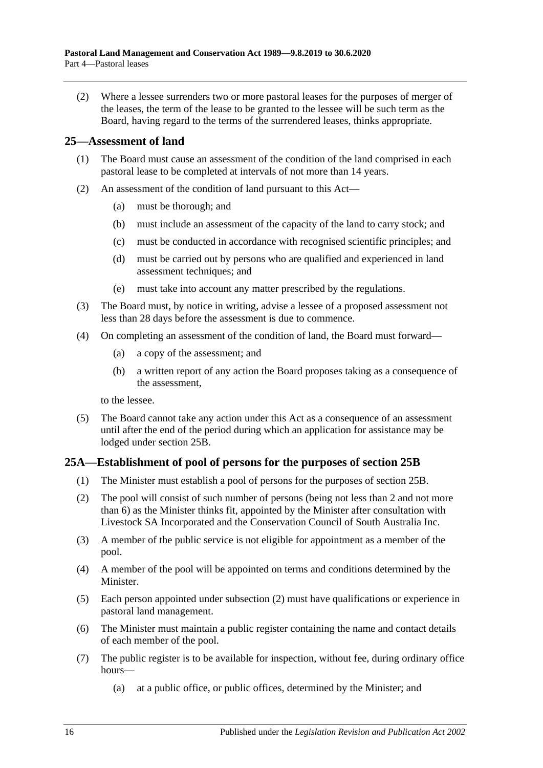(2) Where a lessee surrenders two or more pastoral leases for the purposes of merger of the leases, the term of the lease to be granted to the lessee will be such term as the Board, having regard to the terms of the surrendered leases, thinks appropriate.

## 25—Assessment of land

(1) The Board must cause an assessment of the condition of the land comprised in each pastoral lease to be completed at intervals of not more than 14 years.

(2) An assessment of the condition of land pursuant to this Act—

- (a) must be thorough; and
- (b) must include an assessment of the capacity of the land to carry stock; and
- (c) must be conducted in accordance with recognised scientific principles; and
- (d) must be carried out by persons who are qualified and experienced in land assessment techniques; and
- (e) must take into account any matter prescribed by the regulations.

(3) The Board must, by notice in writing, advise a lessee of a proposed assessment not less than 28 days before the assessment is due to commence.

(4) On completing an assessment of the condition of land, the Board must forward—

- (a) a copy of the assessment; and
- (b) a written report of any action the Board proposes taking as a consequence of the assessment,

to the lessee.

(5) The Board cannot take any action under this Act as a consequence of an assessment until after the end of the period during which an application for assistance may be lodged under section 25B.

## 25A—Establishment of pool of persons for the purposes of section 25B

(1) The Minister must establish a pool of persons for the purposes of section 25B.

(2) The pool will consist of such number of persons (being not less than 2 and not more than 6) as the Minister thinks fit, appointed by the Minister after consultation with Livestock SA Incorporated and the Conservation Council of South Australia Inc.

(3) A member of the public service is not eligible for appointment as a member of the pool.

(4) A member of the pool will be appointed on terms and conditions determined by the Minister.

(5) Each person appointed under subsection (2) must have qualifications or experience in pastoral land management.

(6) The Minister must maintain a public register containing the name and contact details of each member of the pool.

(7) The public register is to be available for inspection, without fee, during ordinary office hours—

- (a) at a public office, or public offices, determined by the Minister; and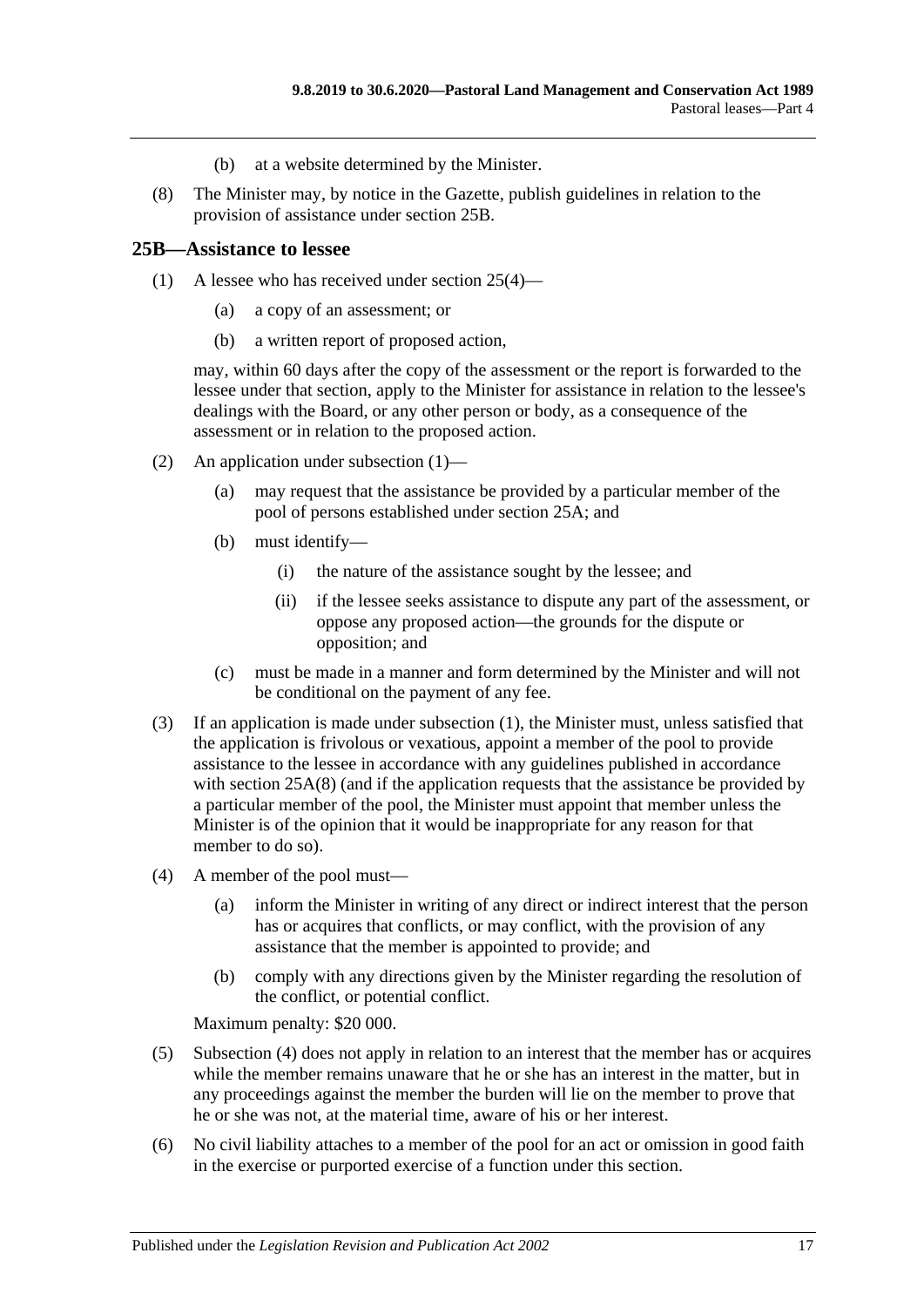(b) at a website determined by the Minister.

(8) The Minister may, by notice in the Gazette, publish guidelines in relation to the provision of assistance under section 25B.

## 25B—Assistance to lessee

(1) A lessee who has received under section 25(4)—

(a) a copy of an assessment; or

(b) a written report of proposed action,

may, within 60 days after the copy of the assessment or the report is forwarded to the lessee under that section, apply to the Minister for assistance in relation to the lessee's dealings with the Board, or any other person or body, as a consequence of the assessment or in relation to the proposed action.

(2) An application under subsection (1)—

(a) may request that the assistance be provided by a particular member of the pool of persons established under section 25A; and

(b) must identify—

(i) the nature of the assistance sought by the lessee; and

(ii) if the lessee seeks assistance to dispute any part of the assessment, or oppose any proposed action—the grounds for the dispute or opposition; and

(c) must be made in a manner and form determined by the Minister and will not be conditional on the payment of any fee.

(3) If an application is made under subsection (1), the Minister must, unless satisfied that the application is frivolous or vexatious, appoint a member of the pool to provide assistance to the lessee in accordance with any guidelines published in accordance with section 25A(8) (and if the application requests that the assistance be provided by a particular member of the pool, the Minister must appoint that member unless the Minister is of the opinion that it would be inappropriate for any reason for that member to do so).

(4) A member of the pool must—

(a) inform the Minister in writing of any direct or indirect interest that the person has or acquires that conflicts, or may conflict, with the provision of any assistance that the member is appointed to provide; and

(b) comply with any directions given by the Minister regarding the resolution of the conflict, or potential conflict.

Maximum penalty: $20 000.

(5) Subsection (4) does not apply in relation to an interest that the member has or acquires while the member remains unaware that he or she has an interest in the matter, but in any proceedings against the member the burden will lie on the member to prove that he or she was not, at the material time, aware of his or her interest.

(6) No civil liability attaches to a member of the pool for an act or omission in good faith in the exercise or purported exercise of a function under this section.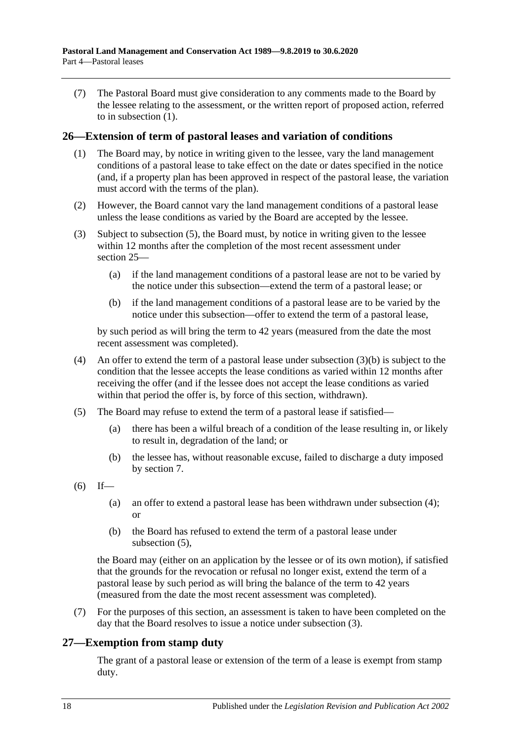(7) The Pastoral Board must give consideration to any comments made to the Board by the lessee relating to the assessment, or the written report of proposed action, referred to in subsection (1).

## 26—Extension of term of pastoral leases and variation of conditions

(1) The Board may, by notice in writing given to the lessee, vary the land management conditions of a pastoral lease to take effect on the date or dates specified in the notice (and, if a property plan has been approved in respect of the pastoral lease, the variation must accord with the terms of the plan).

(2) However, the Board cannot vary the land management conditions of a pastoral lease unless the lease conditions as varied by the Board are accepted by the lessee.

(3) Subject to subsection (5), the Board must, by notice in writing given to the lessee within 12 months after the completion of the most recent assessment under section 25—

(a) if the land management conditions of a pastoral lease are not to be varied by the notice under this subsection—extend the term of a pastoral lease; or

(b) if the land management conditions of a pastoral lease are to be varied by the notice under this subsection—offer to extend the term of a pastoral lease,

by such period as will bring the term to 42 years (measured from the date the most recent assessment was completed).

(4) An offer to extend the term of a pastoral lease under subsection (3)(b) is subject to the condition that the lessee accepts the lease conditions as varied within 12 months after receiving the offer (and if the lessee does not accept the lease conditions as varied within that period the offer is, by force of this section, withdrawn).

(5) The Board may refuse to extend the term of a pastoral lease if satisfied—

(a) there has been a wilful breach of a condition of the lease resulting in, or likely to result in, degradation of the land; or

(b) the lessee has, without reasonable excuse, failed to discharge a duty imposed by section 7.

(6) If—

(a) an offer to extend a pastoral lease has been withdrawn under subsection (4); or

(b) the Board has refused to extend the term of a pastoral lease under subsection (5),

the Board may (either on an application by the lessee or of its own motion), if satisfied that the grounds for the revocation or refusal no longer exist, extend the term of a pastoral lease by such period as will bring the balance of the term to 42 years (measured from the date the most recent assessment was completed).

(7) For the purposes of this section, an assessment is taken to have been completed on the day that the Board resolves to issue a notice under subsection (3).

## 27—Exemption from stamp duty

The grant of a pastoral lease or extension of the term of a lease is exempt from stamp duty.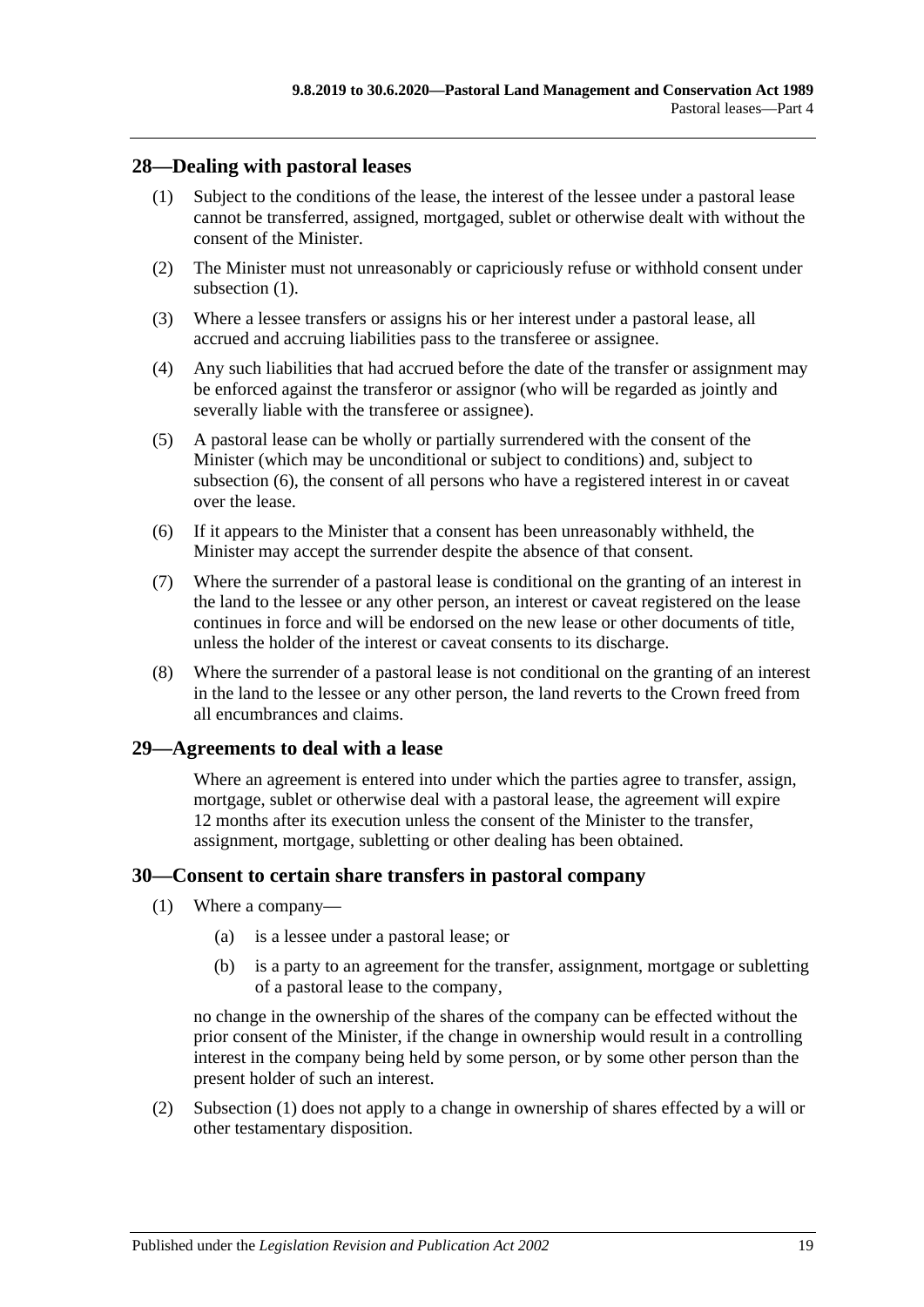## 28—Dealing with pastoral leases

(1) Subject to the conditions of the lease, the interest of the lessee under a pastoral lease cannot be transferred, assigned, mortgaged, sublet or otherwise dealt with without the consent of the Minister.

(2) The Minister must not unreasonably or capriciously refuse or withhold consent under subsection (1).

(3) Where a lessee transfers or assigns his or her interest under a pastoral lease, all accrued and accruing liabilities pass to the transferee or assignee.

(4) Any such liabilities that had accrued before the date of the transfer or assignment may be enforced against the transferor or assignor (who will be regarded as jointly and severally liable with the transferee or assignee).

(5) A pastoral lease can be wholly or partially surrendered with the consent of the Minister (which may be unconditional or subject to conditions) and, subject to subsection (6), the consent of all persons who have a registered interest in or caveat over the lease.

(6) If it appears to the Minister that a consent has been unreasonably withheld, the Minister may accept the surrender despite the absence of that consent.

(7) Where the surrender of a pastoral lease is conditional on the granting of an interest in the land to the lessee or any other person, an interest or caveat registered on the lease continues in force and will be endorsed on the new lease or other documents of title, unless the holder of the interest or caveat consents to its discharge.

(8) Where the surrender of a pastoral lease is not conditional on the granting of an interest in the land to the lessee or any other person, the land reverts to the Crown freed from all encumbrances and claims.

## 29—Agreements to deal with a lease

Where an agreement is entered into under which the parties agree to transfer, assign, mortgage, sublet or otherwise deal with a pastoral lease, the agreement will expire 12 months after its execution unless the consent of the Minister to the transfer, assignment, mortgage, subletting or other dealing has been obtained.

## 30—Consent to certain share transfers in pastoral company

(1) Where a company—

(a) is a lessee under a pastoral lease; or

(b) is a party to an agreement for the transfer, assignment, mortgage or subletting of a pastoral lease to the company,

no change in the ownership of the shares of the company can be effected without the prior consent of the Minister, if the change in ownership would result in a controlling interest in the company being held by some person, or by some other person than the present holder of such an interest.

(2) Subsection (1) does not apply to a change in ownership of shares effected by a will or other testamentary disposition.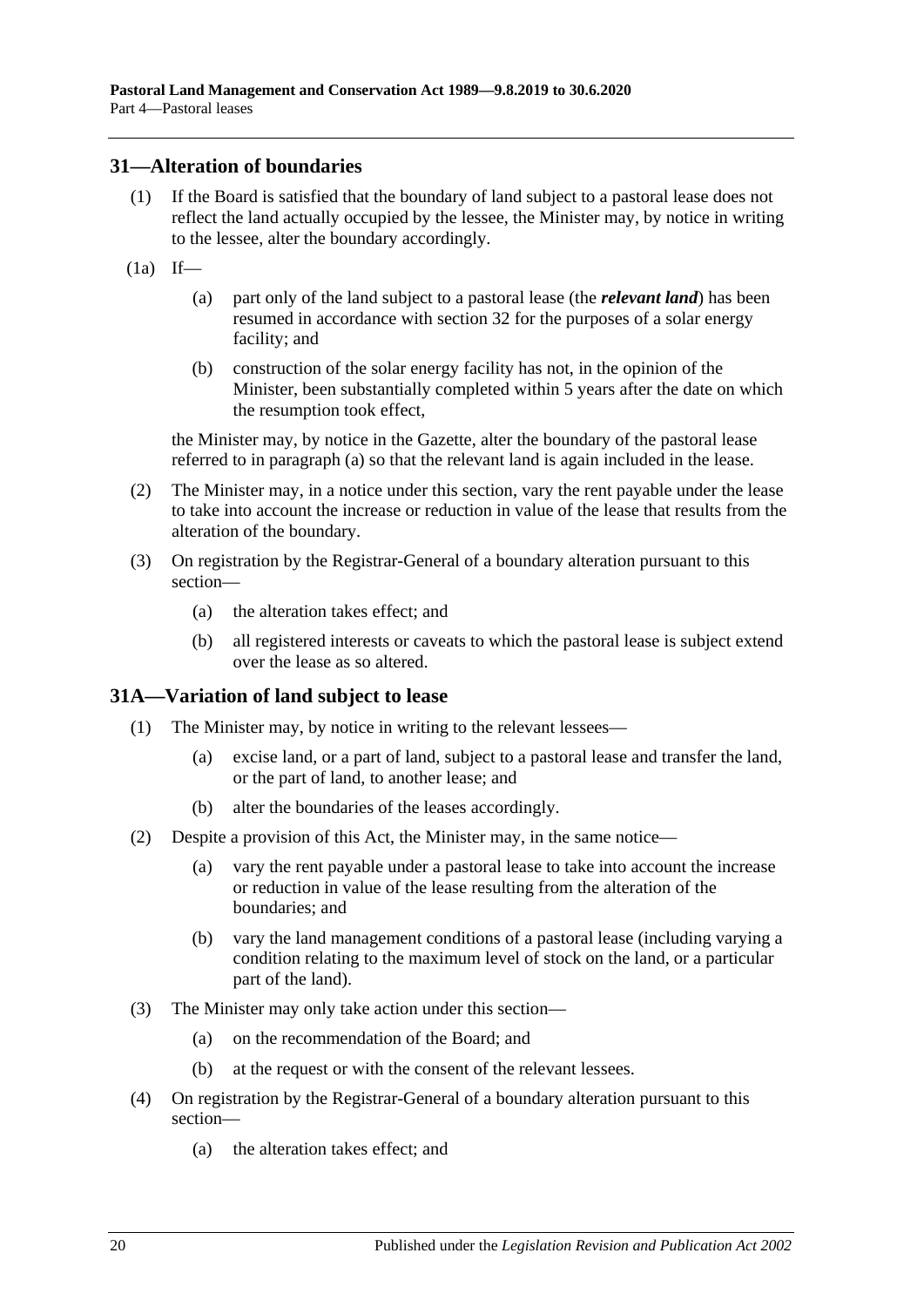## 31—Alteration of boundaries

(1) If the Board is satisfied that the boundary of land subject to a pastoral lease does not reflect the land actually occupied by the lessee, the Minister may, by notice in writing to the lessee, alter the boundary accordingly.

(1a) If—

(a) part only of the land subject to a pastoral lease (the ***relevant land***) has been resumed in accordance with section 32 for the purposes of a solar energy facility; and

(b) construction of the solar energy facility has not, in the opinion of the Minister, been substantially completed within 5 years after the date on which the resumption took effect,

the Minister may, by notice in the Gazette, alter the boundary of the pastoral lease referred to in paragraph (a) so that the relevant land is again included in the lease.

(2) The Minister may, in a notice under this section, vary the rent payable under the lease to take into account the increase or reduction in value of the lease that results from the alteration of the boundary.

(3) On registration by the Registrar-General of a boundary alteration pursuant to this section—

(a) the alteration takes effect; and

(b) all registered interests or caveats to which the pastoral lease is subject extend over the lease as so altered.

## 31A—Variation of land subject to lease

(1) The Minister may, by notice in writing to the relevant lessees—

(a) excise land, or a part of land, subject to a pastoral lease and transfer the land, or the part of land, to another lease; and

(b) alter the boundaries of the leases accordingly.

(2) Despite a provision of this Act, the Minister may, in the same notice—

(a) vary the rent payable under a pastoral lease to take into account the increase or reduction in value of the lease resulting from the alteration of the boundaries; and

(b) vary the land management conditions of a pastoral lease (including varying a condition relating to the maximum level of stock on the land, or a particular part of the land).

(3) The Minister may only take action under this section—

(a) on the recommendation of the Board; and

(b) at the request or with the consent of the relevant lessees.

(4) On registration by the Registrar-General of a boundary alteration pursuant to this section—

(a) the alteration takes effect; and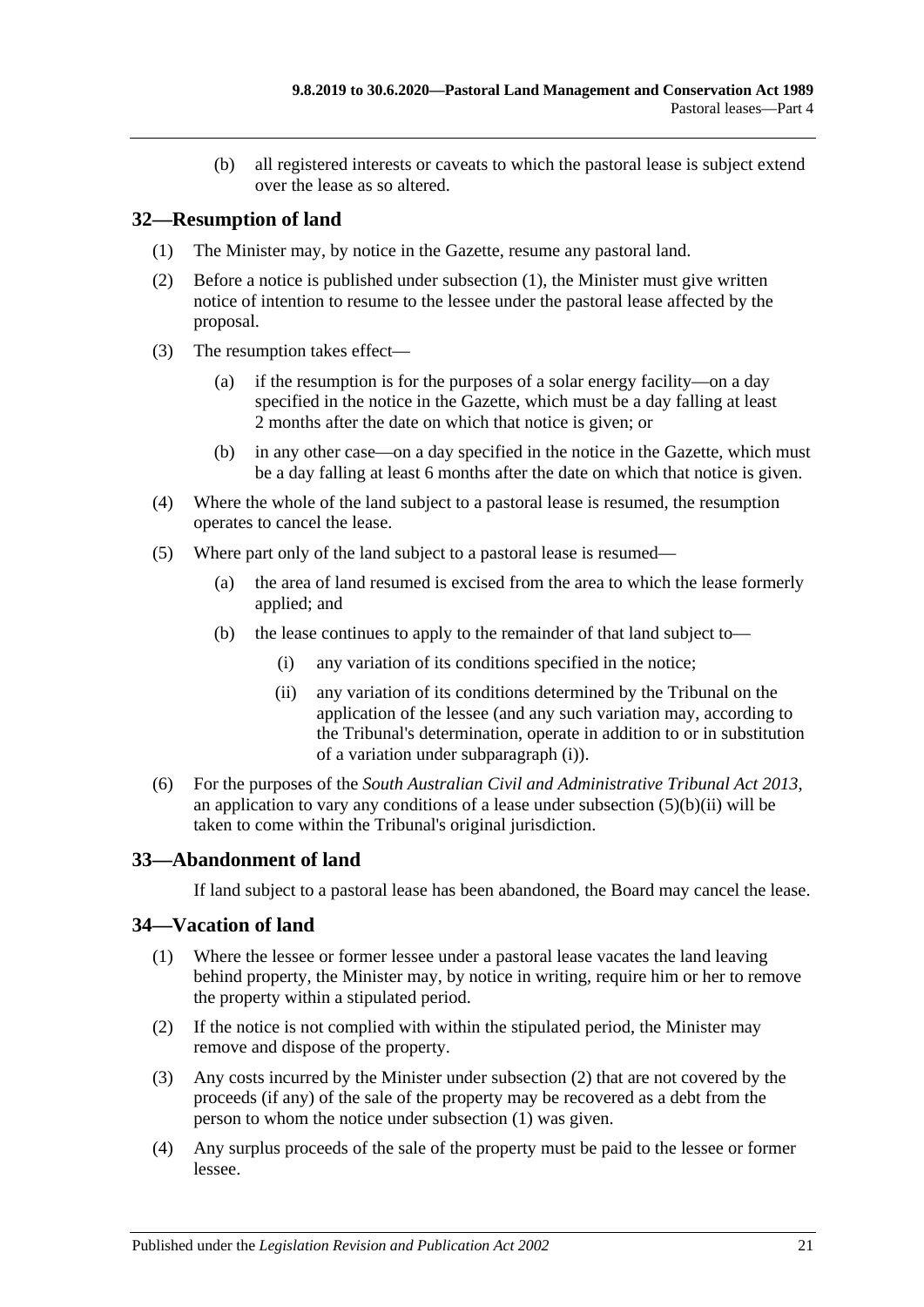(b) all registered interests or caveats to which the pastoral lease is subject extend over the lease as so altered.

## 32—Resumption of land

(1) The Minister may, by notice in the Gazette, resume any pastoral land.

(2) Before a notice is published under subsection (1), the Minister must give written notice of intention to resume to the lessee under the pastoral lease affected by the proposal.

(3) The resumption takes effect—

(a) if the resumption is for the purposes of a solar energy facility—on a day specified in the notice in the Gazette, which must be a day falling at least 2 months after the date on which that notice is given; or

(b) in any other case—on a day specified in the notice in the Gazette, which must be a day falling at least 6 months after the date on which that notice is given.

(4) Where the whole of the land subject to a pastoral lease is resumed, the resumption operates to cancel the lease.

(5) Where part only of the land subject to a pastoral lease is resumed—

(a) the area of land resumed is excised from the area to which the lease formerly applied; and

(b) the lease continues to apply to the remainder of that land subject to—

(i) any variation of its conditions specified in the notice;

(ii) any variation of its conditions determined by the Tribunal on the application of the lessee (and any such variation may, according to the Tribunal's determination, operate in addition to or in substitution of a variation under subparagraph (i)).

(6) For the purposes of the *South Australian Civil and Administrative Tribunal Act 2013*, an application to vary any conditions of a lease under subsection (5)(b)(ii) will be taken to come within the Tribunal's original jurisdiction.

## 33—Abandonment of land

If land subject to a pastoral lease has been abandoned, the Board may cancel the lease.

## 34—Vacation of land

(1) Where the lessee or former lessee under a pastoral lease vacates the land leaving behind property, the Minister may, by notice in writing, require him or her to remove the property within a stipulated period.

(2) If the notice is not complied with within the stipulated period, the Minister may remove and dispose of the property.

(3) Any costs incurred by the Minister under subsection (2) that are not covered by the proceeds (if any) of the sale of the property may be recovered as a debt from the person to whom the notice under subsection (1) was given.

(4) Any surplus proceeds of the sale of the property must be paid to the lessee or former lessee.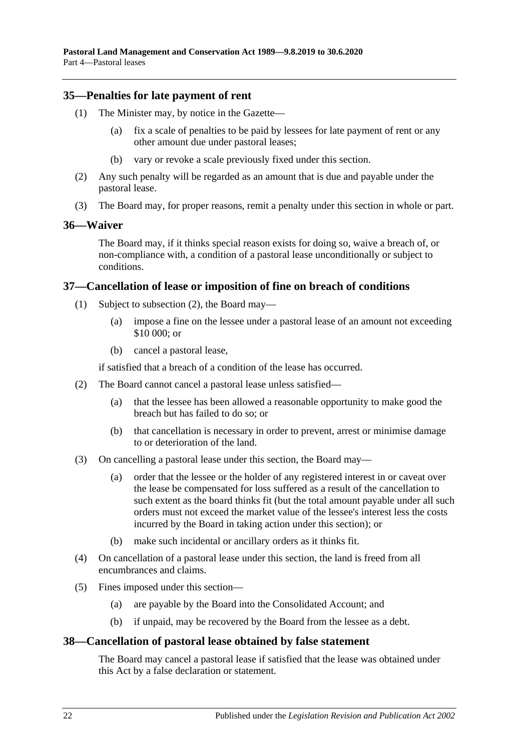## 35—Penalties for late payment of rent

(1) The Minister may, by notice in the Gazette—

(a) fix a scale of penalties to be paid by lessees for late payment of rent or any other amount due under pastoral leases;

(b) vary or revoke a scale previously fixed under this section.

(2) Any such penalty will be regarded as an amount that is due and payable under the pastoral lease.

(3) The Board may, for proper reasons, remit a penalty under this section in whole or part.

## 36—Waiver

The Board may, if it thinks special reason exists for doing so, waive a breach of, or non-compliance with, a condition of a pastoral lease unconditionally or subject to conditions.

## 37—Cancellation of lease or imposition of fine on breach of conditions

(1) Subject to subsection (2), the Board may—

(a) impose a fine on the lessee under a pastoral lease of an amount not exceeding $10 000; or

(b) cancel a pastoral lease,

if satisfied that a breach of a condition of the lease has occurred.

(2) The Board cannot cancel a pastoral lease unless satisfied—

(a) that the lessee has been allowed a reasonable opportunity to make good the breach but has failed to do so; or

(b) that cancellation is necessary in order to prevent, arrest or minimise damage to or deterioration of the land.

(3) On cancelling a pastoral lease under this section, the Board may—

(a) order that the lessee or the holder of any registered interest in or caveat over the lease be compensated for loss suffered as a result of the cancellation to such extent as the board thinks fit (but the total amount payable under all such orders must not exceed the market value of the lessee's interest less the costs incurred by the Board in taking action under this section); or

(b) make such incidental or ancillary orders as it thinks fit.

(4) On cancellation of a pastoral lease under this section, the land is freed from all encumbrances and claims.

(5) Fines imposed under this section—

(a) are payable by the Board into the Consolidated Account; and

(b) if unpaid, may be recovered by the Board from the lessee as a debt.

## 38—Cancellation of pastoral lease obtained by false statement

The Board may cancel a pastoral lease if satisfied that the lease was obtained under this Act by a false declaration or statement.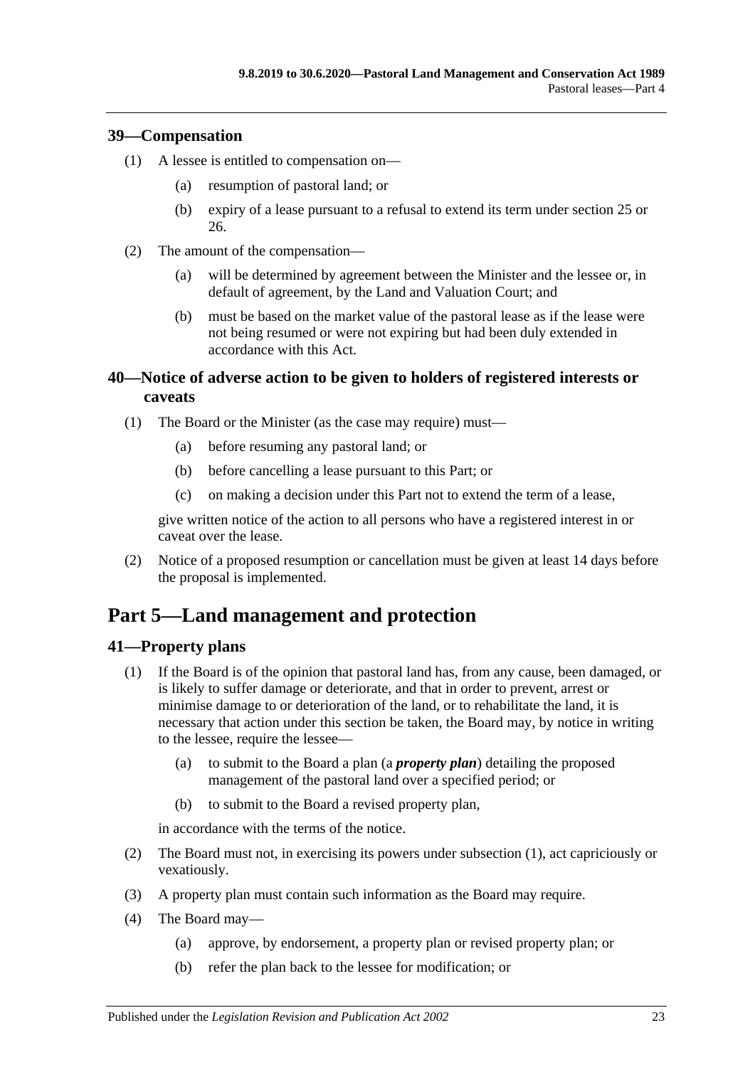## 39—Compensation

(1) A lessee is entitled to compensation on—

(a) resumption of pastoral land; or

(b) expiry of a lease pursuant to a refusal to extend its term under section 25 or 26.

(2) The amount of the compensation—

(a) will be determined by agreement between the Minister and the lessee or, in default of agreement, by the Land and Valuation Court; and

(b) must be based on the market value of the pastoral lease as if the lease were not being resumed or were not expiring but had been duly extended in accordance with this Act.

## 40—Notice of adverse action to be given to holders of registered interests or caveats

(1) The Board or the Minister (as the case may require) must—

(a) before resuming any pastoral land; or

(b) before cancelling a lease pursuant to this Part; or

(c) on making a decision under this Part not to extend the term of a lease,

give written notice of the action to all persons who have a registered interest in or caveat over the lease.

(2) Notice of a proposed resumption or cancellation must be given at least 14 days before the proposal is implemented.

# Part 5—Land management and protection

## 41—Property plans

(1) If the Board is of the opinion that pastoral land has, from any cause, been damaged, or is likely to suffer damage or deteriorate, and that in order to prevent, arrest or minimise damage to or deterioration of the land, or to rehabilitate the land, it is necessary that action under this section be taken, the Board may, by notice in writing to the lessee, require the lessee—

(a) to submit to the Board a plan (a ***property plan***) detailing the proposed management of the pastoral land over a specified period; or

(b) to submit to the Board a revised property plan,

in accordance with the terms of the notice.

(2) The Board must not, in exercising its powers under subsection (1), act capriciously or vexatiously.

(3) A property plan must contain such information as the Board may require.

(4) The Board may—

(a) approve, by endorsement, a property plan or revised property plan; or

(b) refer the plan back to the lessee for modification; or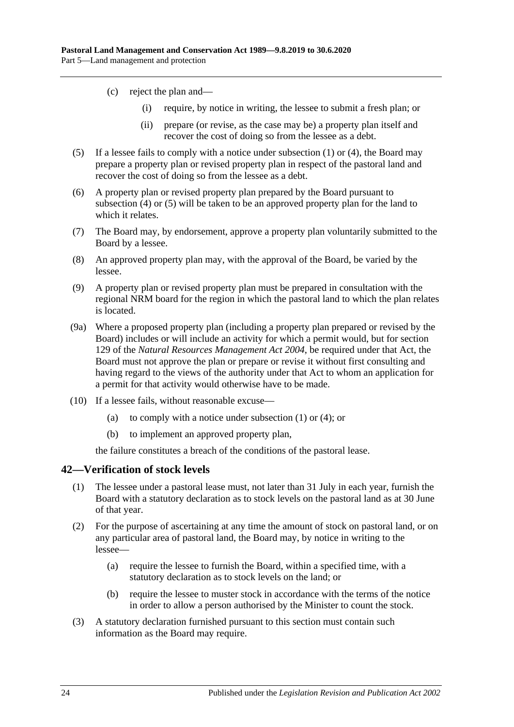(c) reject the plan and—

(i) require, by notice in writing, the lessee to submit a fresh plan; or

(ii) prepare (or revise, as the case may be) a property plan itself and recover the cost of doing so from the lessee as a debt.

(5) If a lessee fails to comply with a notice under subsection (1) or (4), the Board may prepare a property plan or revised property plan in respect of the pastoral land and recover the cost of doing so from the lessee as a debt.

(6) A property plan or revised property plan prepared by the Board pursuant to subsection (4) or (5) will be taken to be an approved property plan for the land to which it relates.

(7) The Board may, by endorsement, approve a property plan voluntarily submitted to the Board by a lessee.

(8) An approved property plan may, with the approval of the Board, be varied by the lessee.

(9) A property plan or revised property plan must be prepared in consultation with the regional NRM board for the region in which the pastoral land to which the plan relates is located.

(9a) Where a proposed property plan (including a property plan prepared or revised by the Board) includes or will include an activity for which a permit would, but for section 129 of the *Natural Resources Management Act 2004*, be required under that Act, the Board must not approve the plan or prepare or revise it without first consulting and having regard to the views of the authority under that Act to whom an application for a permit for that activity would otherwise have to be made.

(10) If a lessee fails, without reasonable excuse—

(a) to comply with a notice under subsection (1) or (4); or

(b) to implement an approved property plan,

the failure constitutes a breach of the conditions of the pastoral lease.

## 42—Verification of stock levels

(1) The lessee under a pastoral lease must, not later than 31 July in each year, furnish the Board with a statutory declaration as to stock levels on the pastoral land as at 30 June of that year.

(2) For the purpose of ascertaining at any time the amount of stock on pastoral land, or on any particular area of pastoral land, the Board may, by notice in writing to the lessee—

(a) require the lessee to furnish the Board, within a specified time, with a statutory declaration as to stock levels on the land; or

(b) require the lessee to muster stock in accordance with the terms of the notice in order to allow a person authorised by the Minister to count the stock.

(3) A statutory declaration furnished pursuant to this section must contain such information as the Board may require.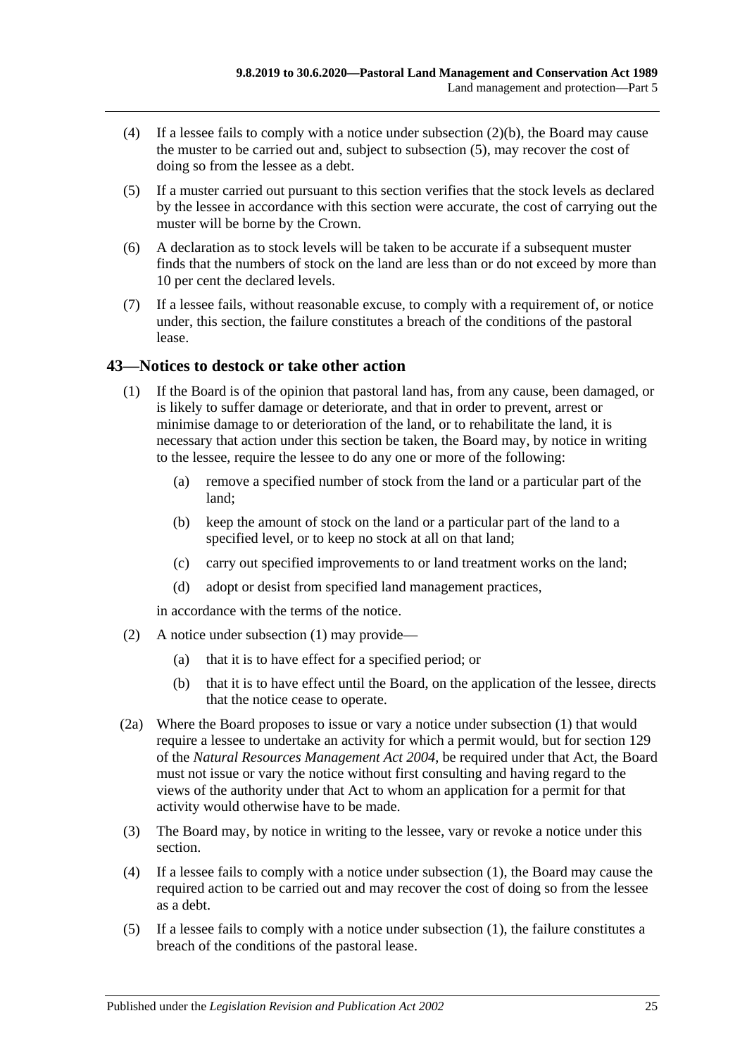(4) If a lessee fails to comply with a notice under subsection (2)(b), the Board may cause the muster to be carried out and, subject to subsection (5), may recover the cost of doing so from the lessee as a debt.

(5) If a muster carried out pursuant to this section verifies that the stock levels as declared by the lessee in accordance with this section were accurate, the cost of carrying out the muster will be borne by the Crown.

(6) A declaration as to stock levels will be taken to be accurate if a subsequent muster finds that the numbers of stock on the land are less than or do not exceed by more than 10 per cent the declared levels.

(7) If a lessee fails, without reasonable excuse, to comply with a requirement of, or notice under, this section, the failure constitutes a breach of the conditions of the pastoral lease.

## 43—Notices to destock or take other action

(1) If the Board is of the opinion that pastoral land has, from any cause, been damaged, or is likely to suffer damage or deteriorate, and that in order to prevent, arrest or minimise damage to or deterioration of the land, or to rehabilitate the land, it is necessary that action under this section be taken, the Board may, by notice in writing to the lessee, require the lessee to do any one or more of the following:

- (a) remove a specified number of stock from the land or a particular part of the land;
- (b) keep the amount of stock on the land or a particular part of the land to a specified level, or to keep no stock at all on that land;
- (c) carry out specified improvements to or land treatment works on the land;
- (d) adopt or desist from specified land management practices,

in accordance with the terms of the notice.

(2) A notice under subsection (1) may provide—

- (a) that it is to have effect for a specified period; or
- (b) that it is to have effect until the Board, on the application of the lessee, directs that the notice cease to operate.

(2a) Where the Board proposes to issue or vary a notice under subsection (1) that would require a lessee to undertake an activity for which a permit would, but for section 129 of the *Natural Resources Management Act 2004*, be required under that Act, the Board must not issue or vary the notice without first consulting and having regard to the views of the authority under that Act to whom an application for a permit for that activity would otherwise have to be made.

(3) The Board may, by notice in writing to the lessee, vary or revoke a notice under this section.

(4) If a lessee fails to comply with a notice under subsection (1), the Board may cause the required action to be carried out and may recover the cost of doing so from the lessee as a debt.

(5) If a lessee fails to comply with a notice under subsection (1), the failure constitutes a breach of the conditions of the pastoral lease.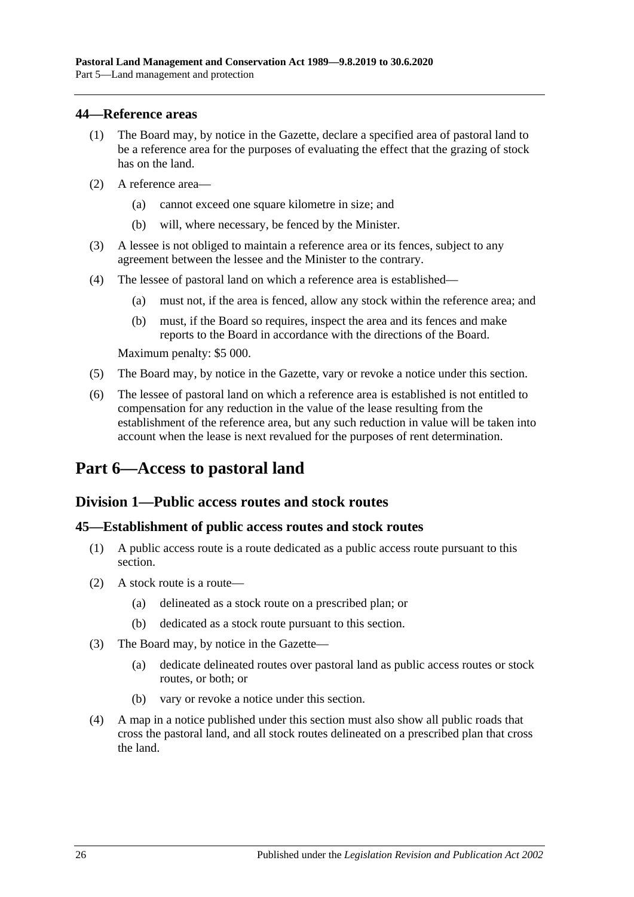## 44—Reference areas

(1) The Board may, by notice in the Gazette, declare a specified area of pastoral land to be a reference area for the purposes of evaluating the effect that the grazing of stock has on the land.

(2) A reference area—

(a) cannot exceed one square kilometre in size; and

(b) will, where necessary, be fenced by the Minister.

(3) A lessee is not obliged to maintain a reference area or its fences, subject to any agreement between the lessee and the Minister to the contrary.

(4) The lessee of pastoral land on which a reference area is established—

(a) must not, if the area is fenced, allow any stock within the reference area; and

(b) must, if the Board so requires, inspect the area and its fences and make reports to the Board in accordance with the directions of the Board.

Maximum penalty: $5 000.

(5) The Board may, by notice in the Gazette, vary or revoke a notice under this section.

(6) The lessee of pastoral land on which a reference area is established is not entitled to compensation for any reduction in the value of the lease resulting from the establishment of the reference area, but any such reduction in value will be taken into account when the lease is next revalued for the purposes of rent determination.

# Part 6—Access to pastoral land

## Division 1—Public access routes and stock routes

## 45—Establishment of public access routes and stock routes

(1) A public access route is a route dedicated as a public access route pursuant to this section.

(2) A stock route is a route—

(a) delineated as a stock route on a prescribed plan; or

(b) dedicated as a stock route pursuant to this section.

(3) The Board may, by notice in the Gazette—

(a) dedicate delineated routes over pastoral land as public access routes or stock routes, or both; or

(b) vary or revoke a notice under this section.

(4) A map in a notice published under this section must also show all public roads that cross the pastoral land, and all stock routes delineated on a prescribed plan that cross the land.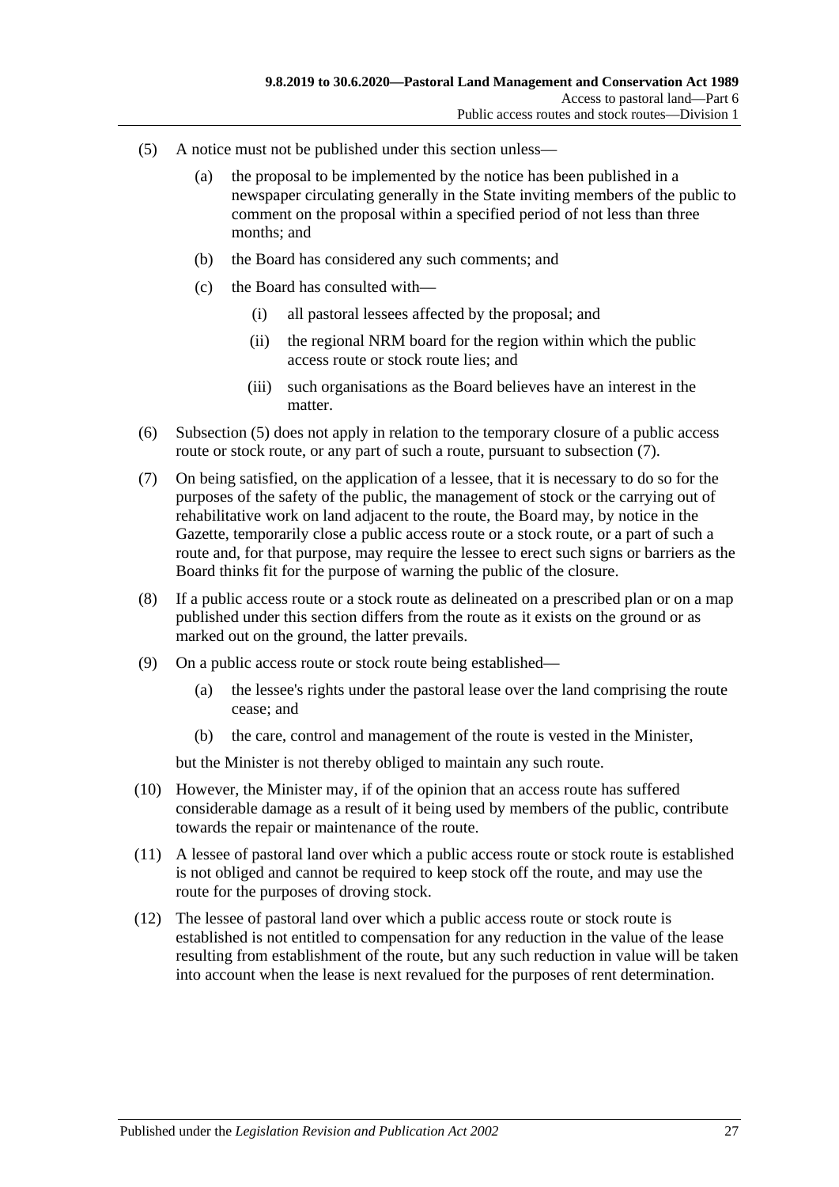(5) A notice must not be published under this section unless—

  (a) the proposal to be implemented by the notice has been published in a newspaper circulating generally in the State inviting members of the public to comment on the proposal within a specified period of not less than three months; and

  (b) the Board has considered any such comments; and

  (c) the Board has consulted with—

    (i) all pastoral lessees affected by the proposal; and

    (ii) the regional NRM board for the region within which the public access route or stock route lies; and

    (iii) such organisations as the Board believes have an interest in the matter.

(6) Subsection (5) does not apply in relation to the temporary closure of a public access route or stock route, or any part of such a route, pursuant to subsection (7).

(7) On being satisfied, on the application of a lessee, that it is necessary to do so for the purposes of the safety of the public, the management of stock or the carrying out of rehabilitative work on land adjacent to the route, the Board may, by notice in the Gazette, temporarily close a public access route or a stock route, or a part of such a route and, for that purpose, may require the lessee to erect such signs or barriers as the Board thinks fit for the purpose of warning the public of the closure.

(8) If a public access route or a stock route as delineated on a prescribed plan or on a map published under this section differs from the route as it exists on the ground or as marked out on the ground, the latter prevails.

(9) On a public access route or stock route being established—

  (a) the lessee's rights under the pastoral lease over the land comprising the route cease; and

  (b) the care, control and management of the route is vested in the Minister,

but the Minister is not thereby obliged to maintain any such route.

(10) However, the Minister may, if of the opinion that an access route has suffered considerable damage as a result of it being used by members of the public, contribute towards the repair or maintenance of the route.

(11) A lessee of pastoral land over which a public access route or stock route is established is not obliged and cannot be required to keep stock off the route, and may use the route for the purposes of droving stock.

(12) The lessee of pastoral land over which a public access route or stock route is established is not entitled to compensation for any reduction in the value of the lease resulting from establishment of the route, but any such reduction in value will be taken into account when the lease is next revalued for the purposes of rent determination.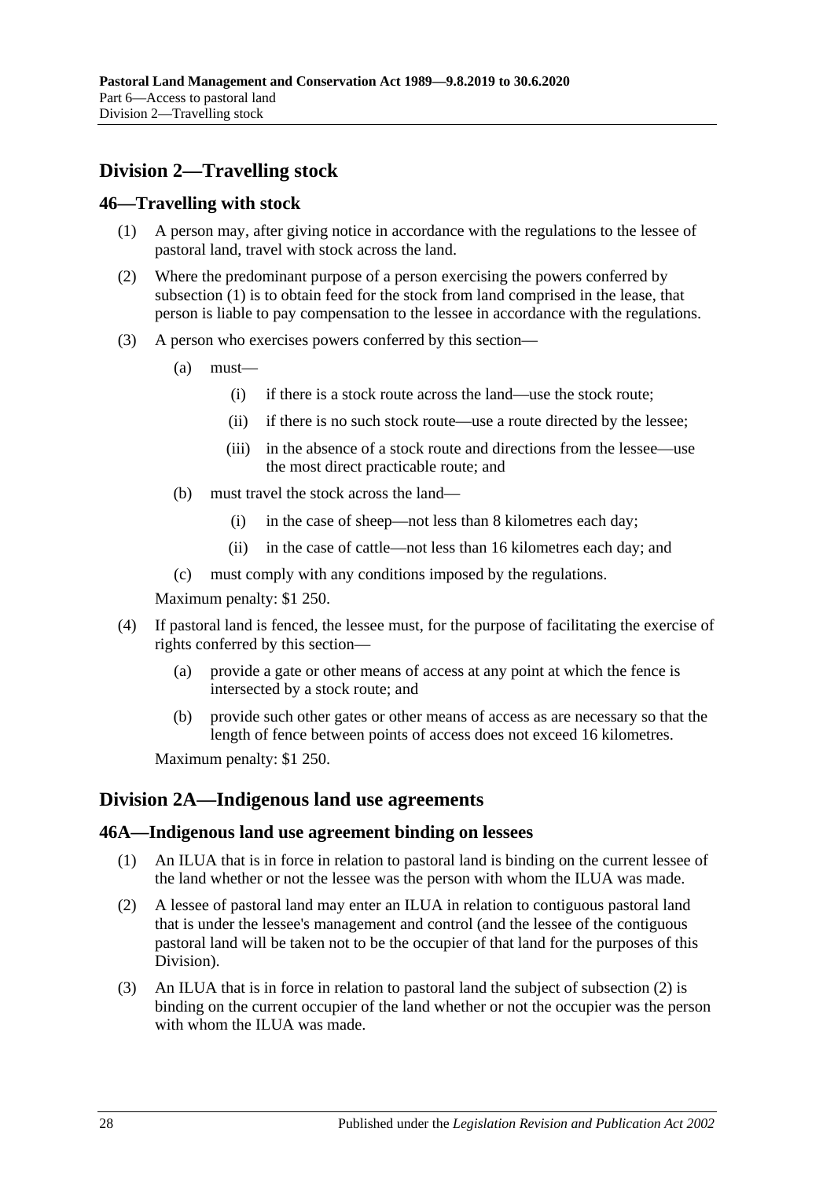## Division 2—Travelling stock

### 46—Travelling with stock

(1) A person may, after giving notice in accordance with the regulations to the lessee of pastoral land, travel with stock across the land.

(2) Where the predominant purpose of a person exercising the powers conferred by subsection (1) is to obtain feed for the stock from land comprised in the lease, that person is liable to pay compensation to the lessee in accordance with the regulations.

(3) A person who exercises powers conferred by this section—

- (a) must—
  - (i) if there is a stock route across the land—use the stock route;
  - (ii) if there is no such stock route—use a route directed by the lessee;
  - (iii) in the absence of a stock route and directions from the lessee—use the most direct practicable route; and
- (b) must travel the stock across the land—
  - (i) in the case of sheep—not less than 8 kilometres each day;
  - (ii) in the case of cattle—not less than 16 kilometres each day; and
- (c) must comply with any conditions imposed by the regulations.

Maximum penalty: $1 250.

(4) If pastoral land is fenced, the lessee must, for the purpose of facilitating the exercise of rights conferred by this section—

- (a) provide a gate or other means of access at any point at which the fence is intersected by a stock route; and
- (b) provide such other gates or other means of access as are necessary so that the length of fence between points of access does not exceed 16 kilometres.

Maximum penalty: $1 250.

## Division 2A—Indigenous land use agreements

### 46A—Indigenous land use agreement binding on lessees

(1) An ILUA that is in force in relation to pastoral land is binding on the current lessee of the land whether or not the lessee was the person with whom the ILUA was made.

(2) A lessee of pastoral land may enter an ILUA in relation to contiguous pastoral land that is under the lessee's management and control (and the lessee of the contiguous pastoral land will be taken not to be the occupier of that land for the purposes of this Division).

(3) An ILUA that is in force in relation to pastoral land the subject of subsection (2) is binding on the current occupier of the land whether or not the occupier was the person with whom the ILUA was made.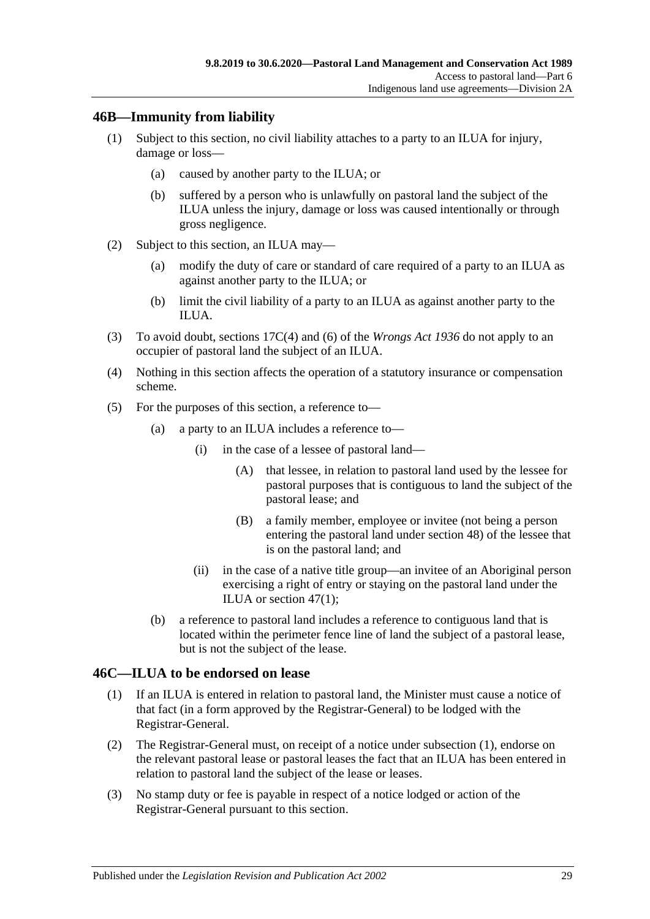## 46B—Immunity from liability

(1) Subject to this section, no civil liability attaches to a party to an ILUA for injury, damage or loss—

  (a) caused by another party to the ILUA; or

  (b) suffered by a person who is unlawfully on pastoral land the subject of the ILUA unless the injury, damage or loss was caused intentionally or through gross negligence.

(2) Subject to this section, an ILUA may—

  (a) modify the duty of care or standard of care required of a party to an ILUA as against another party to the ILUA; or

  (b) limit the civil liability of a party to an ILUA as against another party to the ILUA.

(3) To avoid doubt, sections 17C(4) and (6) of the *Wrongs Act 1936* do not apply to an occupier of pastoral land the subject of an ILUA.

(4) Nothing in this section affects the operation of a statutory insurance or compensation scheme.

(5) For the purposes of this section, a reference to—

  (a) a party to an ILUA includes a reference to—

    (i) in the case of a lessee of pastoral land—

      (A) that lessee, in relation to pastoral land used by the lessee for pastoral purposes that is contiguous to land the subject of the pastoral lease; and

      (B) a family member, employee or invitee (not being a person entering the pastoral land under section 48) of the lessee that is on the pastoral land; and

    (ii) in the case of a native title group—an invitee of an Aboriginal person exercising a right of entry or staying on the pastoral land under the ILUA or section 47(1);

  (b) a reference to pastoral land includes a reference to contiguous land that is located within the perimeter fence line of land the subject of a pastoral lease, but is not the subject of the lease.

## 46C—ILUA to be endorsed on lease

(1) If an ILUA is entered in relation to pastoral land, the Minister must cause a notice of that fact (in a form approved by the Registrar-General) to be lodged with the Registrar-General.

(2) The Registrar-General must, on receipt of a notice under subsection (1), endorse on the relevant pastoral lease or pastoral leases the fact that an ILUA has been entered in relation to pastoral land the subject of the lease or leases.

(3) No stamp duty or fee is payable in respect of a notice lodged or action of the Registrar-General pursuant to this section.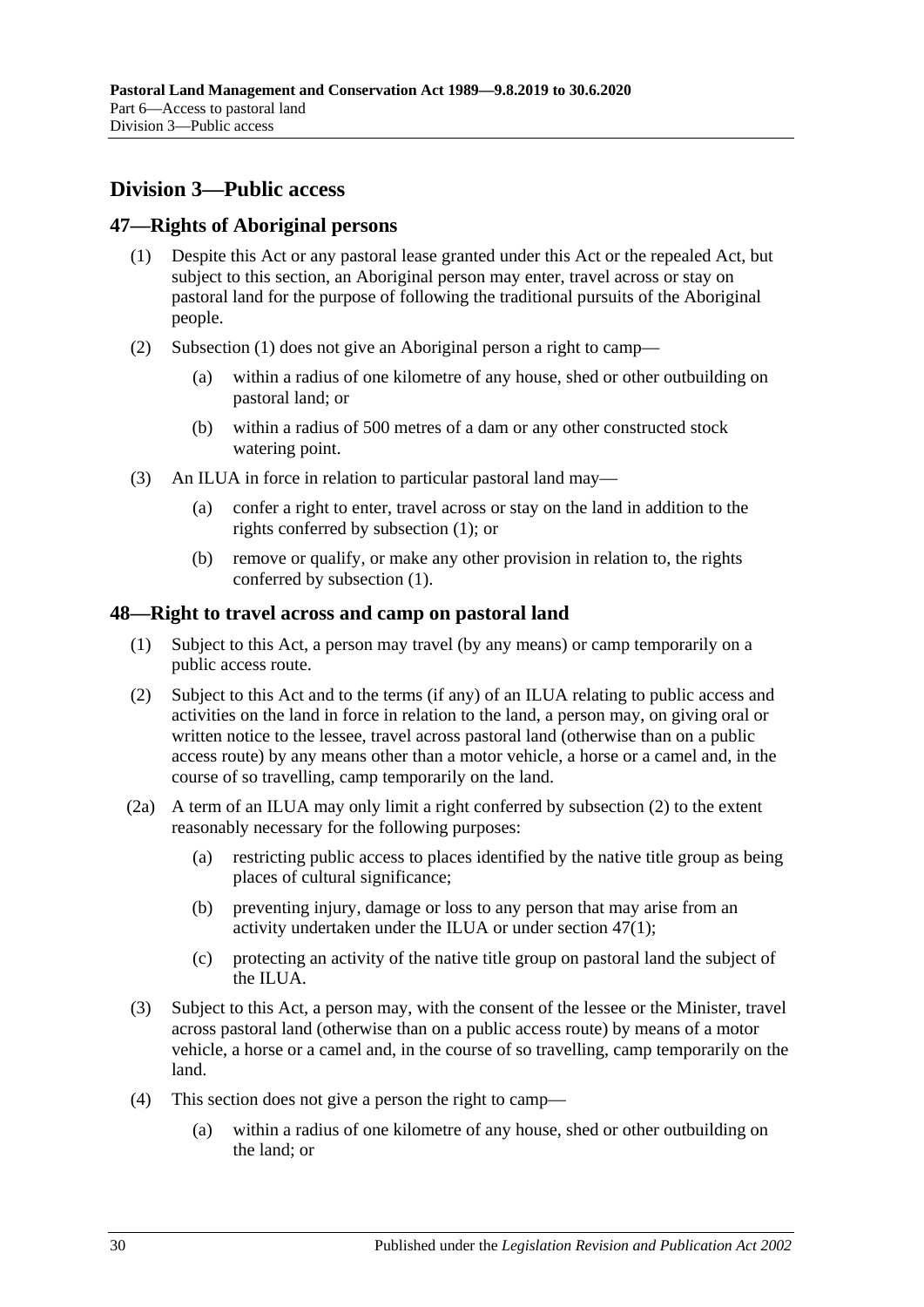## Division 3—Public access

### 47—Rights of Aboriginal persons

(1) Despite this Act or any pastoral lease granted under this Act or the repealed Act, but subject to this section, an Aboriginal person may enter, travel across or stay on pastoral land for the purpose of following the traditional pursuits of the Aboriginal people.

(2) Subsection (1) does not give an Aboriginal person a right to camp—

- (a) within a radius of one kilometre of any house, shed or other outbuilding on pastoral land; or
- (b) within a radius of 500 metres of a dam or any other constructed stock watering point.

(3) An ILUA in force in relation to particular pastoral land may—

- (a) confer a right to enter, travel across or stay on the land in addition to the rights conferred by subsection (1); or
- (b) remove or qualify, or make any other provision in relation to, the rights conferred by subsection (1).

### 48—Right to travel across and camp on pastoral land

(1) Subject to this Act, a person may travel (by any means) or camp temporarily on a public access route.

(2) Subject to this Act and to the terms (if any) of an ILUA relating to public access and activities on the land in force in relation to the land, a person may, on giving oral or written notice to the lessee, travel across pastoral land (otherwise than on a public access route) by any means other than a motor vehicle, a horse or a camel and, in the course of so travelling, camp temporarily on the land.

(2a) A term of an ILUA may only limit a right conferred by subsection (2) to the extent reasonably necessary for the following purposes:

- (a) restricting public access to places identified by the native title group as being places of cultural significance;
- (b) preventing injury, damage or loss to any person that may arise from an activity undertaken under the ILUA or under section 47(1);
- (c) protecting an activity of the native title group on pastoral land the subject of the ILUA.

(3) Subject to this Act, a person may, with the consent of the lessee or the Minister, travel across pastoral land (otherwise than on a public access route) by means of a motor vehicle, a horse or a camel and, in the course of so travelling, camp temporarily on the land.

(4) This section does not give a person the right to camp—

- (a) within a radius of one kilometre of any house, shed or other outbuilding on the land; or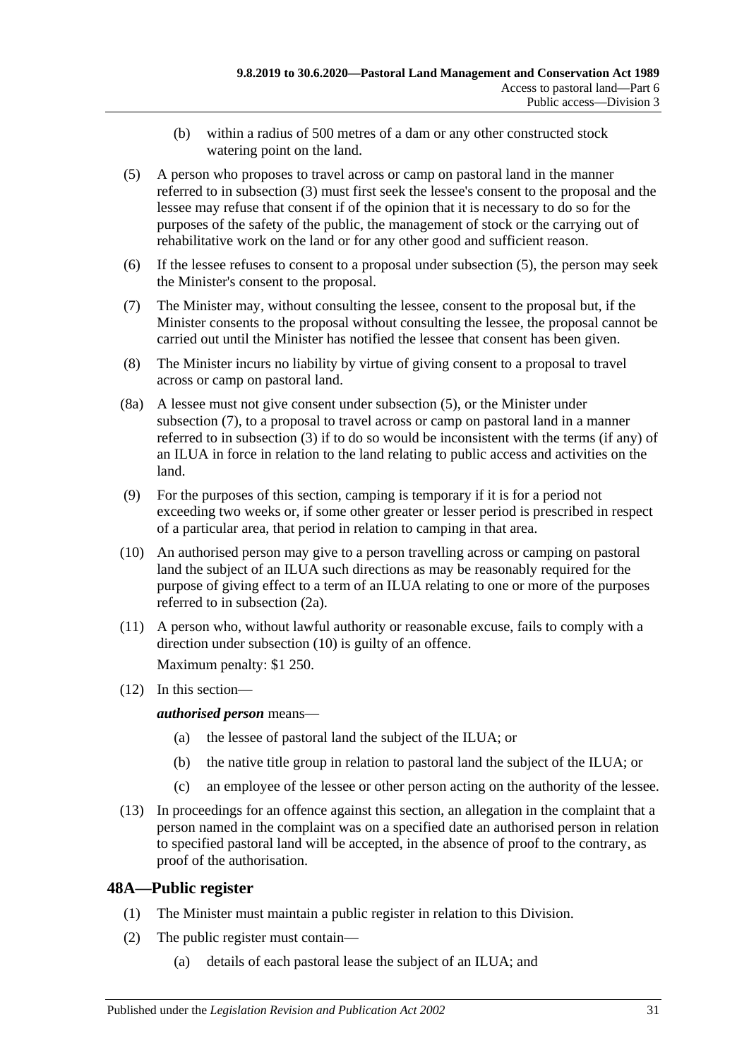(b) within a radius of 500 metres of a dam or any other constructed stock watering point on the land.

(5) A person who proposes to travel across or camp on pastoral land in the manner referred to in subsection (3) must first seek the lessee's consent to the proposal and the lessee may refuse that consent if of the opinion that it is necessary to do so for the purposes of the safety of the public, the management of stock or the carrying out of rehabilitative work on the land or for any other good and sufficient reason.

(6) If the lessee refuses to consent to a proposal under subsection (5), the person may seek the Minister's consent to the proposal.

(7) The Minister may, without consulting the lessee, consent to the proposal but, if the Minister consents to the proposal without consulting the lessee, the proposal cannot be carried out until the Minister has notified the lessee that consent has been given.

(8) The Minister incurs no liability by virtue of giving consent to a proposal to travel across or camp on pastoral land.

(8a) A lessee must not give consent under subsection (5), or the Minister under subsection (7), to a proposal to travel across or camp on pastoral land in a manner referred to in subsection (3) if to do so would be inconsistent with the terms (if any) of an ILUA in force in relation to the land relating to public access and activities on the land.

(9) For the purposes of this section, camping is temporary if it is for a period not exceeding two weeks or, if some other greater or lesser period is prescribed in respect of a particular area, that period in relation to camping in that area.

(10) An authorised person may give to a person travelling across or camping on pastoral land the subject of an ILUA such directions as may be reasonably required for the purpose of giving effect to a term of an ILUA relating to one or more of the purposes referred to in subsection (2a).

(11) A person who, without lawful authority or reasonable excuse, fails to comply with a direction under subsection (10) is guilty of an offence.

Maximum penalty: $1 250.

(12) In this section—

***authorised person*** means—

(a) the lessee of pastoral land the subject of the ILUA; or

(b) the native title group in relation to pastoral land the subject of the ILUA; or

(c) an employee of the lessee or other person acting on the authority of the lessee.

(13) In proceedings for an offence against this section, an allegation in the complaint that a person named in the complaint was on a specified date an authorised person in relation to specified pastoral land will be accepted, in the absence of proof to the contrary, as proof of the authorisation.

## 48A—Public register

(1) The Minister must maintain a public register in relation to this Division.

(2) The public register must contain—

(a) details of each pastoral lease the subject of an ILUA; and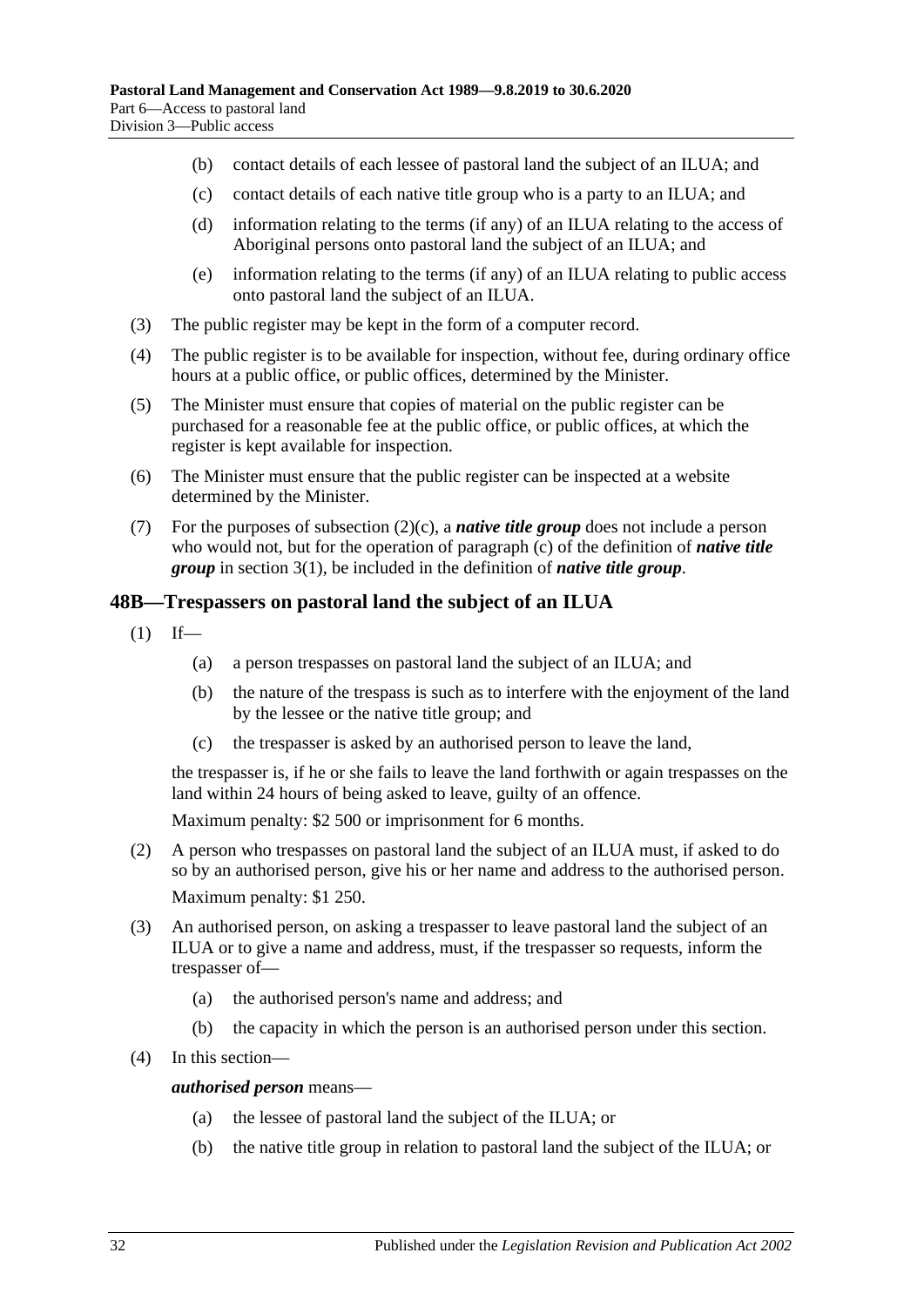(b) contact details of each lessee of pastoral land the subject of an ILUA; and

(c) contact details of each native title group who is a party to an ILUA; and

(d) information relating to the terms (if any) of an ILUA relating to the access of Aboriginal persons onto pastoral land the subject of an ILUA; and

(e) information relating to the terms (if any) of an ILUA relating to public access onto pastoral land the subject of an ILUA.

(3) The public register may be kept in the form of a computer record.

(4) The public register is to be available for inspection, without fee, during ordinary office hours at a public office, or public offices, determined by the Minister.

(5) The Minister must ensure that copies of material on the public register can be purchased for a reasonable fee at the public office, or public offices, at which the register is kept available for inspection.

(6) The Minister must ensure that the public register can be inspected at a website determined by the Minister.

(7) For the purposes of subsection (2)(c), a ***native title group*** does not include a person who would not, but for the operation of paragraph (c) of the definition of ***native title group*** in section 3(1), be included in the definition of ***native title group***.

## 48B—Trespassers on pastoral land the subject of an ILUA

(1) If—

(a) a person trespasses on pastoral land the subject of an ILUA; and

(b) the nature of the trespass is such as to interfere with the enjoyment of the land by the lessee or the native title group; and

(c) the trespasser is asked by an authorised person to leave the land,

the trespasser is, if he or she fails to leave the land forthwith or again trespasses on the land within 24 hours of being asked to leave, guilty of an offence.

Maximum penalty: $2 500 or imprisonment for 6 months.

(2) A person who trespasses on pastoral land the subject of an ILUA must, if asked to do so by an authorised person, give his or her name and address to the authorised person.

Maximum penalty: $1 250.

(3) An authorised person, on asking a trespasser to leave pastoral land the subject of an ILUA or to give a name and address, must, if the trespasser so requests, inform the trespasser of—

(a) the authorised person's name and address; and

(b) the capacity in which the person is an authorised person under this section.

(4) In this section—

***authorised person*** means—

(a) the lessee of pastoral land the subject of the ILUA; or

(b) the native title group in relation to pastoral land the subject of the ILUA; or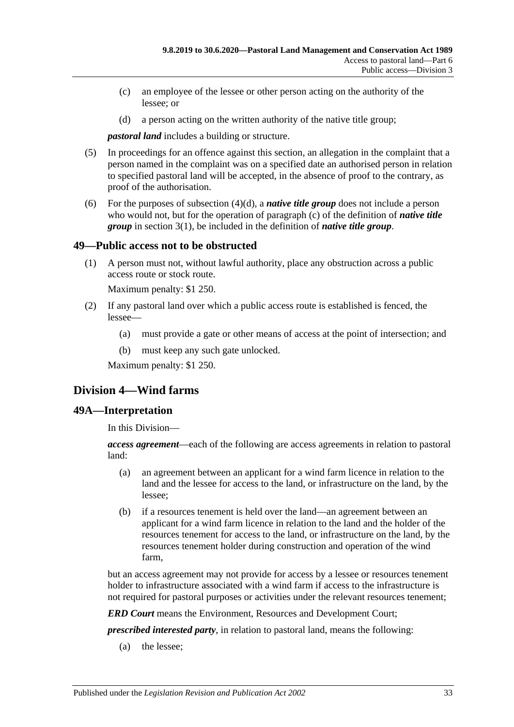(c) an employee of the lessee or other person acting on the authority of the lessee; or

(d) a person acting on the written authority of the native title group;

***pastoral land*** includes a building or structure.

(5) In proceedings for an offence against this section, an allegation in the complaint that a person named in the complaint was on a specified date an authorised person in relation to specified pastoral land will be accepted, in the absence of proof to the contrary, as proof of the authorisation.

(6) For the purposes of subsection (4)(d), a ***native title group*** does not include a person who would not, but for the operation of paragraph (c) of the definition of ***native title group*** in section 3(1), be included in the definition of ***native title group***.

### 49—Public access not to be obstructed

(1) A person must not, without lawful authority, place any obstruction across a public access route or stock route.

Maximum penalty: $1 250.

(2) If any pastoral land over which a public access route is established is fenced, the lessee—

(a) must provide a gate or other means of access at the point of intersection; and

(b) must keep any such gate unlocked.

Maximum penalty: $1 250.

## Division 4—Wind farms

### 49A—Interpretation

In this Division—

***access agreement***—each of the following are access agreements in relation to pastoral land:

(a) an agreement between an applicant for a wind farm licence in relation to the land and the lessee for access to the land, or infrastructure on the land, by the lessee;

(b) if a resources tenement is held over the land—an agreement between an applicant for a wind farm licence in relation to the land and the holder of the resources tenement for access to the land, or infrastructure on the land, by the resources tenement holder during construction and operation of the wind farm,

but an access agreement may not provide for access by a lessee or resources tenement holder to infrastructure associated with a wind farm if access to the infrastructure is not required for pastoral purposes or activities under the relevant resources tenement;

***ERD Court*** means the Environment, Resources and Development Court;

***prescribed interested party***, in relation to pastoral land, means the following:

(a) the lessee;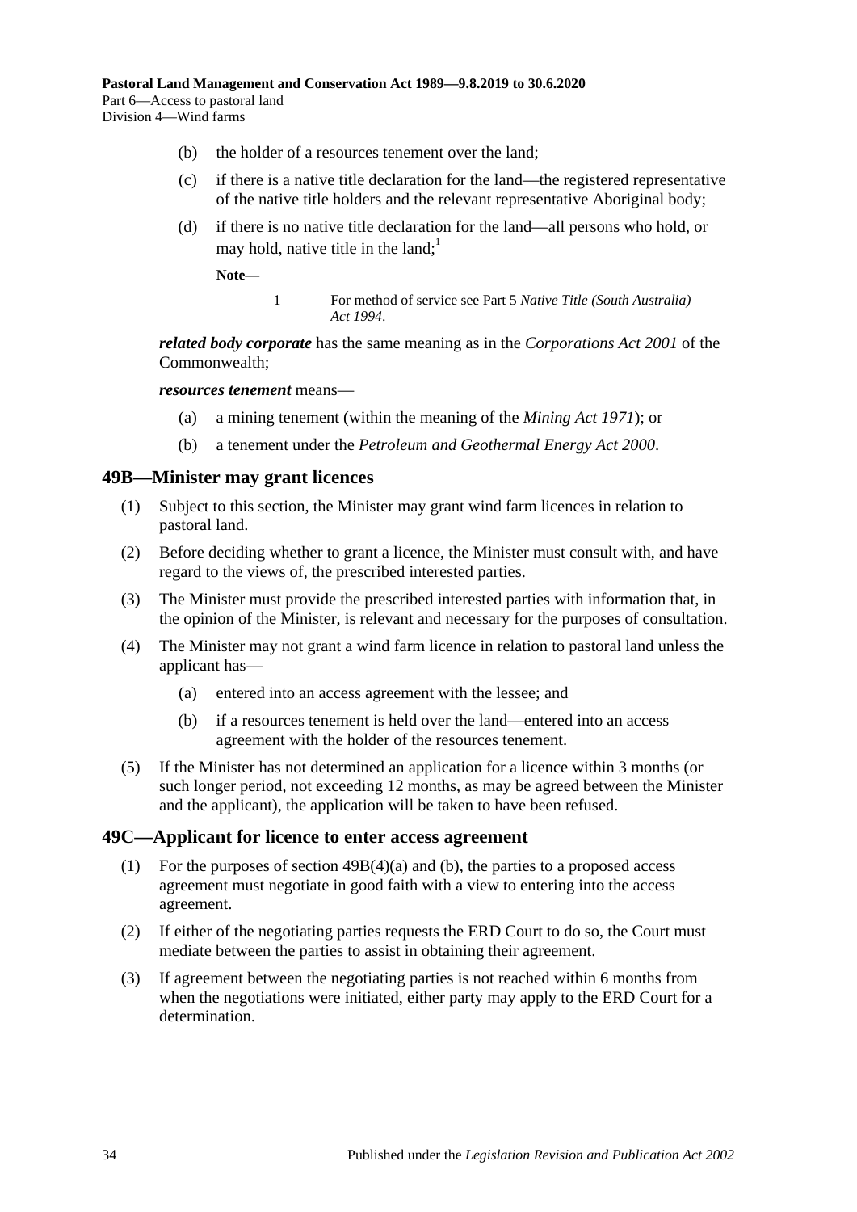(b) the holder of a resources tenement over the land;

(c) if there is a native title declaration for the land—the registered representative of the native title holders and the relevant representative Aboriginal body;

(d) if there is no native title declaration for the land—all persons who hold, or may hold, native title in the land;[1]

**Note—**

1 For method of service see Part 5 *Native Title (South Australia) Act 1994*.

***related body corporate*** has the same meaning as in the *Corporations Act 2001* of the Commonwealth;

***resources tenement*** means—

(a) a mining tenement (within the meaning of the *Mining Act 1971*); or

(b) a tenement under the *Petroleum and Geothermal Energy Act 2000*.

## 49B—Minister may grant licences

(1) Subject to this section, the Minister may grant wind farm licences in relation to pastoral land.

(2) Before deciding whether to grant a licence, the Minister must consult with, and have regard to the views of, the prescribed interested parties.

(3) The Minister must provide the prescribed interested parties with information that, in the opinion of the Minister, is relevant and necessary for the purposes of consultation.

(4) The Minister may not grant a wind farm licence in relation to pastoral land unless the applicant has—

(a) entered into an access agreement with the lessee; and

(b) if a resources tenement is held over the land—entered into an access agreement with the holder of the resources tenement.

(5) If the Minister has not determined an application for a licence within 3 months (or such longer period, not exceeding 12 months, as may be agreed between the Minister and the applicant), the application will be taken to have been refused.

## 49C—Applicant for licence to enter access agreement

(1) For the purposes of section 49B(4)(a) and (b), the parties to a proposed access agreement must negotiate in good faith with a view to entering into the access agreement.

(2) If either of the negotiating parties requests the ERD Court to do so, the Court must mediate between the parties to assist in obtaining their agreement.

(3) If agreement between the negotiating parties is not reached within 6 months from when the negotiations were initiated, either party may apply to the ERD Court for a determination.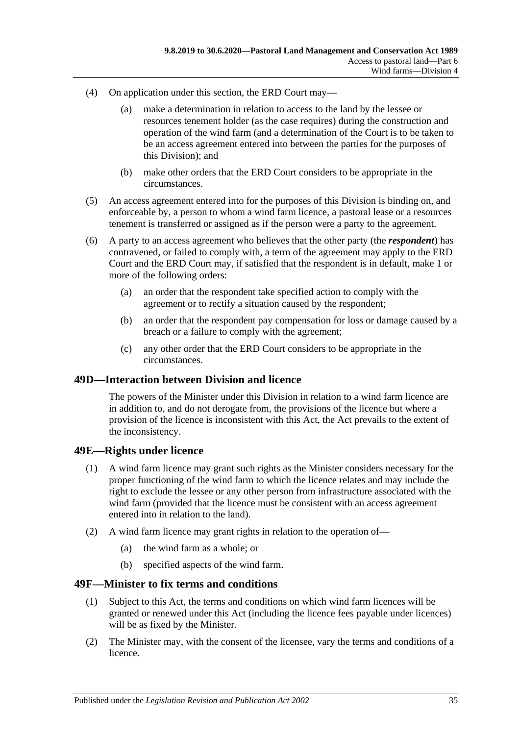(4) On application under this section, the ERD Court may—

(a) make a determination in relation to access to the land by the lessee or resources tenement holder (as the case requires) during the construction and operation of the wind farm (and a determination of the Court is to be taken to be an access agreement entered into between the parties for the purposes of this Division); and

(b) make other orders that the ERD Court considers to be appropriate in the circumstances.

(5) An access agreement entered into for the purposes of this Division is binding on, and enforceable by, a person to whom a wind farm licence, a pastoral lease or a resources tenement is transferred or assigned as if the person were a party to the agreement.

(6) A party to an access agreement who believes that the other party (the ***respondent***) has contravened, or failed to comply with, a term of the agreement may apply to the ERD Court and the ERD Court may, if satisfied that the respondent is in default, make 1 or more of the following orders:

(a) an order that the respondent take specified action to comply with the agreement or to rectify a situation caused by the respondent;

(b) an order that the respondent pay compensation for loss or damage caused by a breach or a failure to comply with the agreement;

(c) any other order that the ERD Court considers to be appropriate in the circumstances.

## 49D—Interaction between Division and licence

The powers of the Minister under this Division in relation to a wind farm licence are in addition to, and do not derogate from, the provisions of the licence but where a provision of the licence is inconsistent with this Act, the Act prevails to the extent of the inconsistency.

## 49E—Rights under licence

(1) A wind farm licence may grant such rights as the Minister considers necessary for the proper functioning of the wind farm to which the licence relates and may include the right to exclude the lessee or any other person from infrastructure associated with the wind farm (provided that the licence must be consistent with an access agreement entered into in relation to the land).

(2) A wind farm licence may grant rights in relation to the operation of—

(a) the wind farm as a whole; or

(b) specified aspects of the wind farm.

## 49F—Minister to fix terms and conditions

(1) Subject to this Act, the terms and conditions on which wind farm licences will be granted or renewed under this Act (including the licence fees payable under licences) will be as fixed by the Minister.

(2) The Minister may, with the consent of the licensee, vary the terms and conditions of a licence.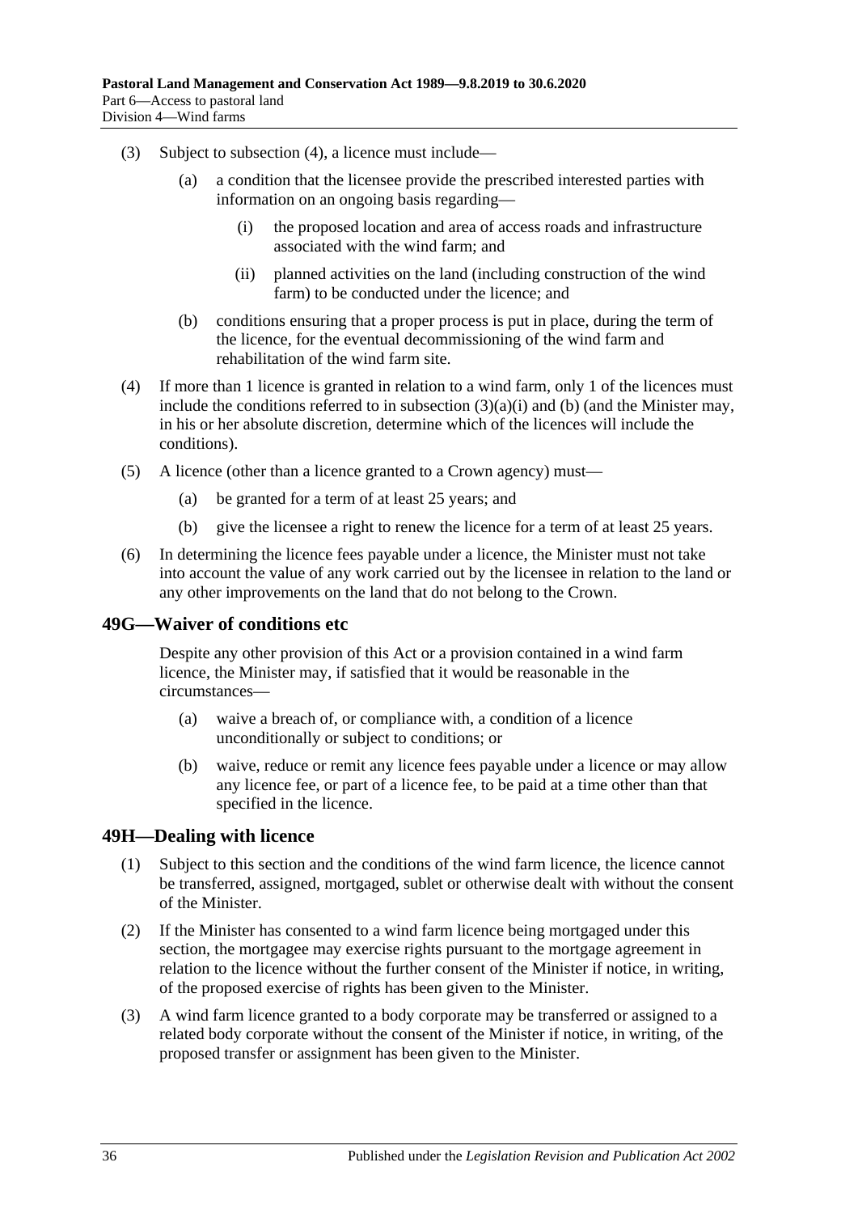(3) Subject to subsection (4), a licence must include—

(a) a condition that the licensee provide the prescribed interested parties with information on an ongoing basis regarding—

(i) the proposed location and area of access roads and infrastructure associated with the wind farm; and

(ii) planned activities on the land (including construction of the wind farm) to be conducted under the licence; and

(b) conditions ensuring that a proper process is put in place, during the term of the licence, for the eventual decommissioning of the wind farm and rehabilitation of the wind farm site.

(4) If more than 1 licence is granted in relation to a wind farm, only 1 of the licences must include the conditions referred to in subsection (3)(a)(i) and (b) (and the Minister may, in his or her absolute discretion, determine which of the licences will include the conditions).

(5) A licence (other than a licence granted to a Crown agency) must—

(a) be granted for a term of at least 25 years; and

(b) give the licensee a right to renew the licence for a term of at least 25 years.

(6) In determining the licence fees payable under a licence, the Minister must not take into account the value of any work carried out by the licensee in relation to the land or any other improvements on the land that do not belong to the Crown.

## 49G—Waiver of conditions etc

Despite any other provision of this Act or a provision contained in a wind farm licence, the Minister may, if satisfied that it would be reasonable in the circumstances—

(a) waive a breach of, or compliance with, a condition of a licence unconditionally or subject to conditions; or

(b) waive, reduce or remit any licence fees payable under a licence or may allow any licence fee, or part of a licence fee, to be paid at a time other than that specified in the licence.

## 49H—Dealing with licence

(1) Subject to this section and the conditions of the wind farm licence, the licence cannot be transferred, assigned, mortgaged, sublet or otherwise dealt with without the consent of the Minister.

(2) If the Minister has consented to a wind farm licence being mortgaged under this section, the mortgagee may exercise rights pursuant to the mortgage agreement in relation to the licence without the further consent of the Minister if notice, in writing, of the proposed exercise of rights has been given to the Minister.

(3) A wind farm licence granted to a body corporate may be transferred or assigned to a related body corporate without the consent of the Minister if notice, in writing, of the proposed transfer or assignment has been given to the Minister.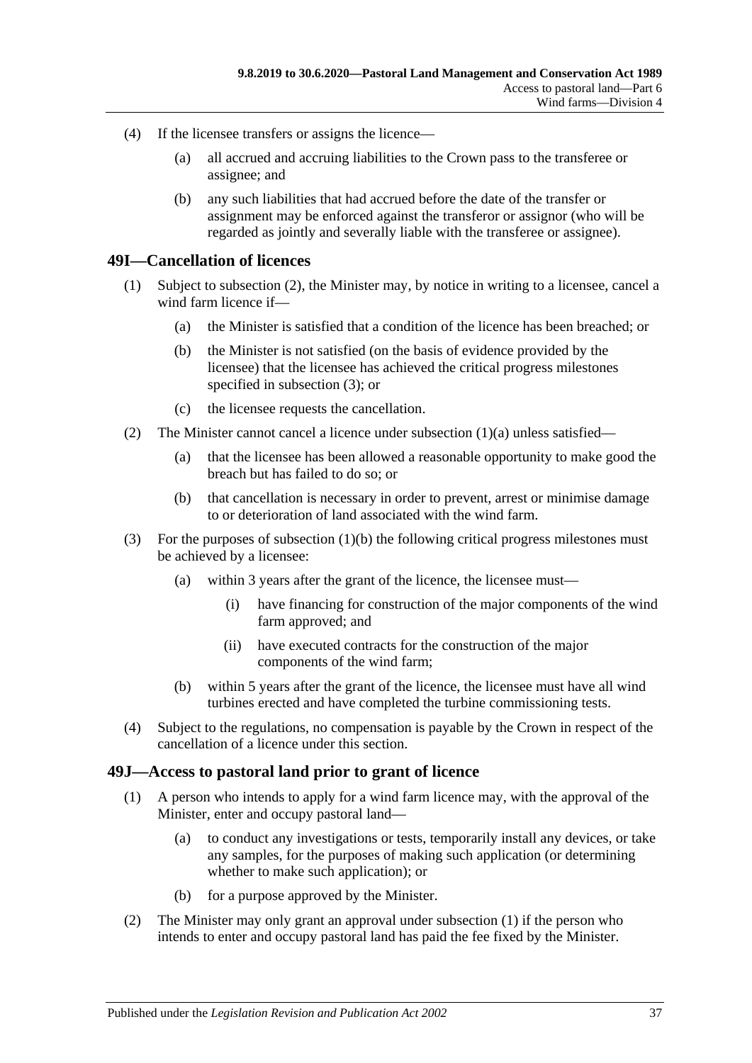(4) If the licensee transfers or assigns the licence—

(a) all accrued and accruing liabilities to the Crown pass to the transferee or assignee; and

(b) any such liabilities that had accrued before the date of the transfer or assignment may be enforced against the transferor or assignor (who will be regarded as jointly and severally liable with the transferee or assignee).

## 49I—Cancellation of licences

(1) Subject to subsection (2), the Minister may, by notice in writing to a licensee, cancel a wind farm licence if—

(a) the Minister is satisfied that a condition of the licence has been breached; or

(b) the Minister is not satisfied (on the basis of evidence provided by the licensee) that the licensee has achieved the critical progress milestones specified in subsection (3); or

(c) the licensee requests the cancellation.

(2) The Minister cannot cancel a licence under subsection (1)(a) unless satisfied—

(a) that the licensee has been allowed a reasonable opportunity to make good the breach but has failed to do so; or

(b) that cancellation is necessary in order to prevent, arrest or minimise damage to or deterioration of land associated with the wind farm.

(3) For the purposes of subsection (1)(b) the following critical progress milestones must be achieved by a licensee:

(a) within 3 years after the grant of the licence, the licensee must—

(i) have financing for construction of the major components of the wind farm approved; and

(ii) have executed contracts for the construction of the major components of the wind farm;

(b) within 5 years after the grant of the licence, the licensee must have all wind turbines erected and have completed the turbine commissioning tests.

(4) Subject to the regulations, no compensation is payable by the Crown in respect of the cancellation of a licence under this section.

## 49J—Access to pastoral land prior to grant of licence

(1) A person who intends to apply for a wind farm licence may, with the approval of the Minister, enter and occupy pastoral land—

(a) to conduct any investigations or tests, temporarily install any devices, or take any samples, for the purposes of making such application (or determining whether to make such application); or

(b) for a purpose approved by the Minister.

(2) The Minister may only grant an approval under subsection (1) if the person who intends to enter and occupy pastoral land has paid the fee fixed by the Minister.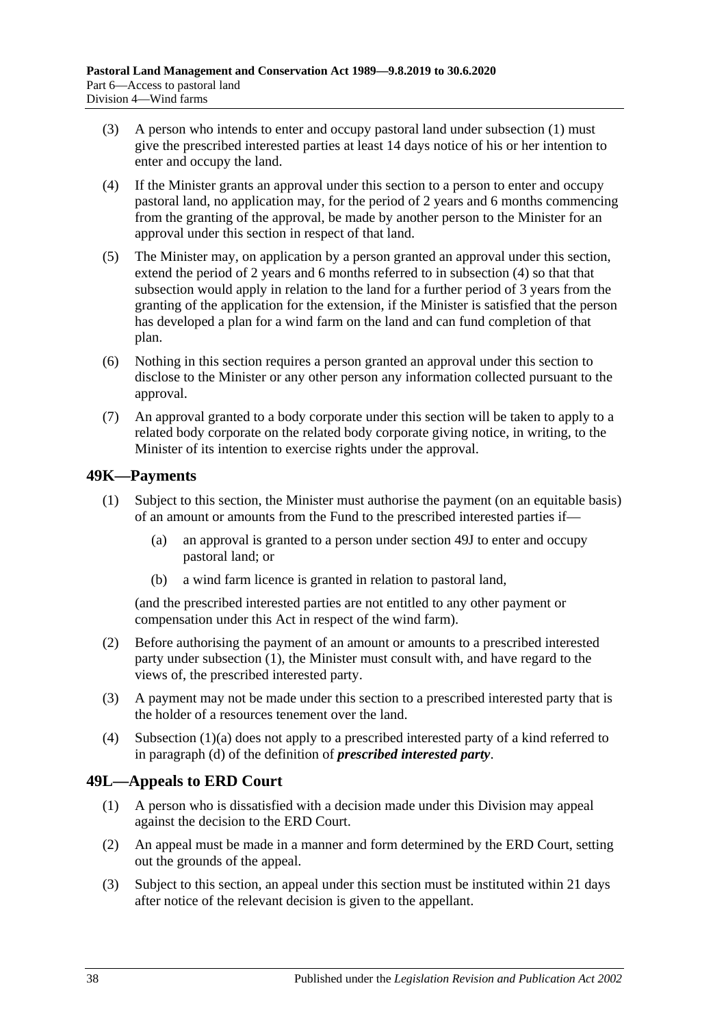(3) A person who intends to enter and occupy pastoral land under subsection (1) must give the prescribed interested parties at least 14 days notice of his or her intention to enter and occupy the land.

(4) If the Minister grants an approval under this section to a person to enter and occupy pastoral land, no application may, for the period of 2 years and 6 months commencing from the granting of the approval, be made by another person to the Minister for an approval under this section in respect of that land.

(5) The Minister may, on application by a person granted an approval under this section, extend the period of 2 years and 6 months referred to in subsection (4) so that that subsection would apply in relation to the land for a further period of 3 years from the granting of the application for the extension, if the Minister is satisfied that the person has developed a plan for a wind farm on the land and can fund completion of that plan.

(6) Nothing in this section requires a person granted an approval under this section to disclose to the Minister or any other person any information collected pursuant to the approval.

(7) An approval granted to a body corporate under this section will be taken to apply to a related body corporate on the related body corporate giving notice, in writing, to the Minister of its intention to exercise rights under the approval.

## 49K—Payments

(1) Subject to this section, the Minister must authorise the payment (on an equitable basis) of an amount or amounts from the Fund to the prescribed interested parties if—

(a) an approval is granted to a person under section 49J to enter and occupy pastoral land; or

(b) a wind farm licence is granted in relation to pastoral land,

(and the prescribed interested parties are not entitled to any other payment or compensation under this Act in respect of the wind farm).

(2) Before authorising the payment of an amount or amounts to a prescribed interested party under subsection (1), the Minister must consult with, and have regard to the views of, the prescribed interested party.

(3) A payment may not be made under this section to a prescribed interested party that is the holder of a resources tenement over the land.

(4) Subsection (1)(a) does not apply to a prescribed interested party of a kind referred to in paragraph (d) of the definition of ***prescribed interested party***.

## 49L—Appeals to ERD Court

(1) A person who is dissatisfied with a decision made under this Division may appeal against the decision to the ERD Court.

(2) An appeal must be made in a manner and form determined by the ERD Court, setting out the grounds of the appeal.

(3) Subject to this section, an appeal under this section must be instituted within 21 days after notice of the relevant decision is given to the appellant.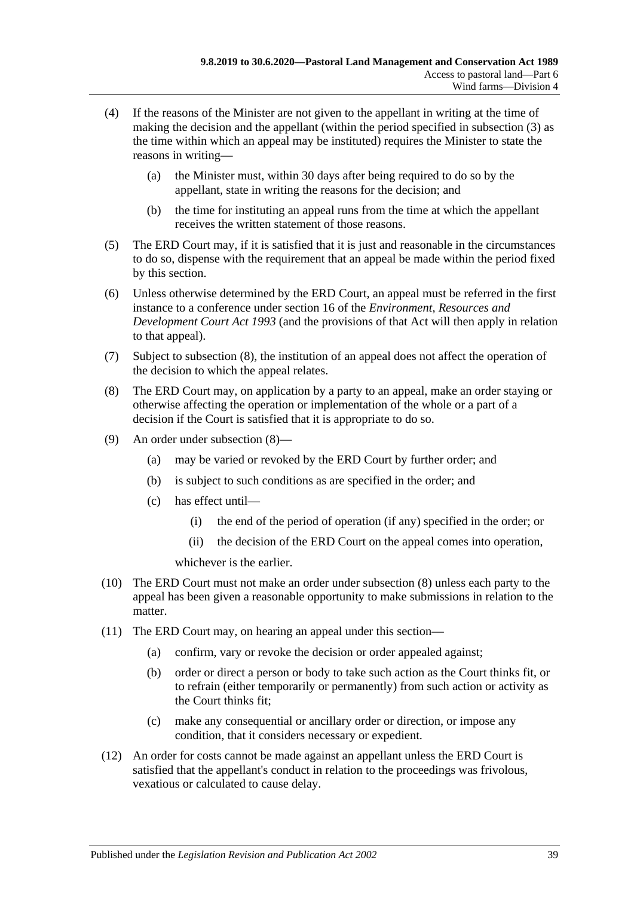(4) If the reasons of the Minister are not given to the appellant in writing at the time of making the decision and the appellant (within the period specified in subsection (3) as the time within which an appeal may be instituted) requires the Minister to state the reasons in writing—

  (a) the Minister must, within 30 days after being required to do so by the appellant, state in writing the reasons for the decision; and

  (b) the time for instituting an appeal runs from the time at which the appellant receives the written statement of those reasons.

(5) The ERD Court may, if it is satisfied that it is just and reasonable in the circumstances to do so, dispense with the requirement that an appeal be made within the period fixed by this section.

(6) Unless otherwise determined by the ERD Court, an appeal must be referred in the first instance to a conference under section 16 of the *Environment, Resources and Development Court Act 1993* (and the provisions of that Act will then apply in relation to that appeal).

(7) Subject to subsection (8), the institution of an appeal does not affect the operation of the decision to which the appeal relates.

(8) The ERD Court may, on application by a party to an appeal, make an order staying or otherwise affecting the operation or implementation of the whole or a part of a decision if the Court is satisfied that it is appropriate to do so.

(9) An order under subsection (8)—

  (a) may be varied or revoked by the ERD Court by further order; and

  (b) is subject to such conditions as are specified in the order; and

  (c) has effect until—

    (i) the end of the period of operation (if any) specified in the order; or

    (ii) the decision of the ERD Court on the appeal comes into operation,

  whichever is the earlier.

(10) The ERD Court must not make an order under subsection (8) unless each party to the appeal has been given a reasonable opportunity to make submissions in relation to the matter.

(11) The ERD Court may, on hearing an appeal under this section—

  (a) confirm, vary or revoke the decision or order appealed against;

  (b) order or direct a person or body to take such action as the Court thinks fit, or to refrain (either temporarily or permanently) from such action or activity as the Court thinks fit;

  (c) make any consequential or ancillary order or direction, or impose any condition, that it considers necessary or expedient.

(12) An order for costs cannot be made against an appellant unless the ERD Court is satisfied that the appellant's conduct in relation to the proceedings was frivolous, vexatious or calculated to cause delay.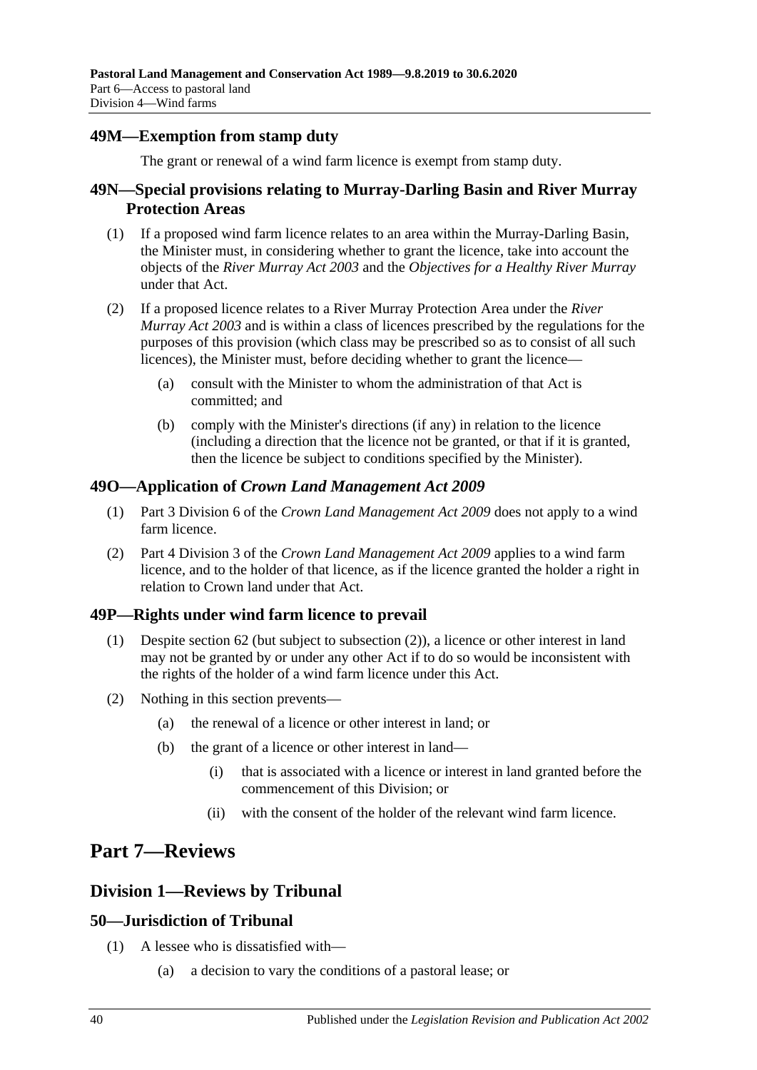### 49M—Exemption from stamp duty

The grant or renewal of a wind farm licence is exempt from stamp duty.

### 49N—Special provisions relating to Murray-Darling Basin and River Murray Protection Areas

(1) If a proposed wind farm licence relates to an area within the Murray-Darling Basin, the Minister must, in considering whether to grant the licence, take into account the objects of the *River Murray Act 2003* and the *Objectives for a Healthy River Murray* under that Act.

(2) If a proposed licence relates to a River Murray Protection Area under the *River Murray Act 2003* and is within a class of licences prescribed by the regulations for the purposes of this provision (which class may be prescribed so as to consist of all such licences), the Minister must, before deciding whether to grant the licence—

- (a) consult with the Minister to whom the administration of that Act is committed; and
- (b) comply with the Minister's directions (if any) in relation to the licence (including a direction that the licence not be granted, or that if it is granted, then the licence be subject to conditions specified by the Minister).

### 49O—Application of *Crown Land Management Act 2009*

(1) Part 3 Division 6 of the *Crown Land Management Act 2009* does not apply to a wind farm licence.

(2) Part 4 Division 3 of the *Crown Land Management Act 2009* applies to a wind farm licence, and to the holder of that licence, as if the licence granted the holder a right in relation to Crown land under that Act.

### 49P—Rights under wind farm licence to prevail

(1) Despite section 62 (but subject to subsection (2)), a licence or other interest in land may not be granted by or under any other Act if to do so would be inconsistent with the rights of the holder of a wind farm licence under this Act.

(2) Nothing in this section prevents—

- (a) the renewal of a licence or other interest in land; or
- (b) the grant of a licence or other interest in land—
  - (i) that is associated with a licence or interest in land granted before the commencement of this Division; or
  - (ii) with the consent of the holder of the relevant wind farm licence.

# Part 7—Reviews

## Division 1—Reviews by Tribunal

### 50—Jurisdiction of Tribunal

(1) A lessee who is dissatisfied with—

- (a) a decision to vary the conditions of a pastoral lease; or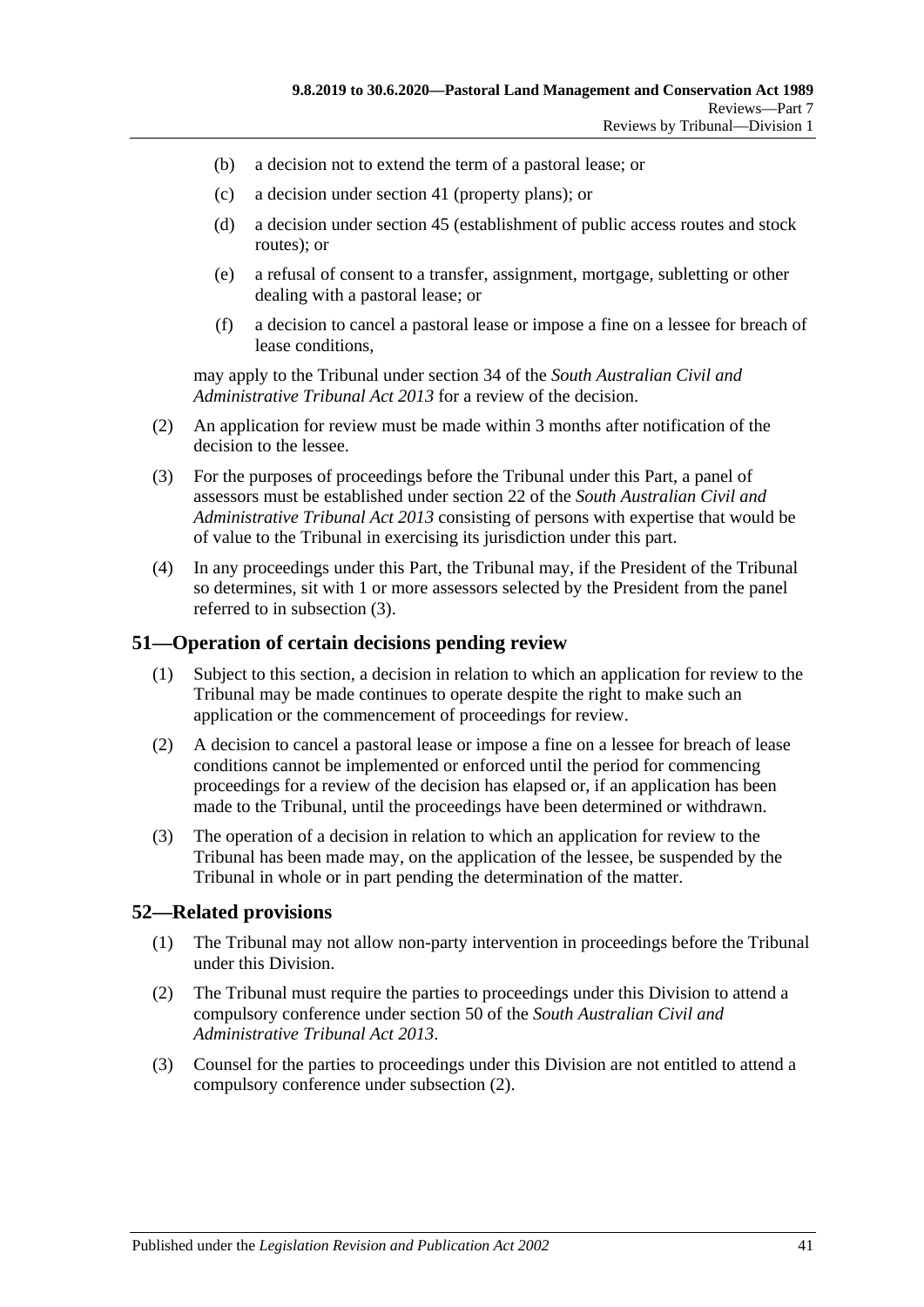(b) a decision not to extend the term of a pastoral lease; or

(c) a decision under section 41 (property plans); or

(d) a decision under section 45 (establishment of public access routes and stock routes); or

(e) a refusal of consent to a transfer, assignment, mortgage, subletting or other dealing with a pastoral lease; or

(f) a decision to cancel a pastoral lease or impose a fine on a lessee for breach of lease conditions,

may apply to the Tribunal under section 34 of the *South Australian Civil and Administrative Tribunal Act 2013* for a review of the decision.

(2) An application for review must be made within 3 months after notification of the decision to the lessee.

(3) For the purposes of proceedings before the Tribunal under this Part, a panel of assessors must be established under section 22 of the *South Australian Civil and Administrative Tribunal Act 2013* consisting of persons with expertise that would be of value to the Tribunal in exercising its jurisdiction under this part.

(4) In any proceedings under this Part, the Tribunal may, if the President of the Tribunal so determines, sit with 1 or more assessors selected by the President from the panel referred to in subsection (3).

## 51—Operation of certain decisions pending review

(1) Subject to this section, a decision in relation to which an application for review to the Tribunal may be made continues to operate despite the right to make such an application or the commencement of proceedings for review.

(2) A decision to cancel a pastoral lease or impose a fine on a lessee for breach of lease conditions cannot be implemented or enforced until the period for commencing proceedings for a review of the decision has elapsed or, if an application has been made to the Tribunal, until the proceedings have been determined or withdrawn.

(3) The operation of a decision in relation to which an application for review to the Tribunal has been made may, on the application of the lessee, be suspended by the Tribunal in whole or in part pending the determination of the matter.

## 52—Related provisions

(1) The Tribunal may not allow non-party intervention in proceedings before the Tribunal under this Division.

(2) The Tribunal must require the parties to proceedings under this Division to attend a compulsory conference under section 50 of the *South Australian Civil and Administrative Tribunal Act 2013*.

(3) Counsel for the parties to proceedings under this Division are not entitled to attend a compulsory conference under subsection (2).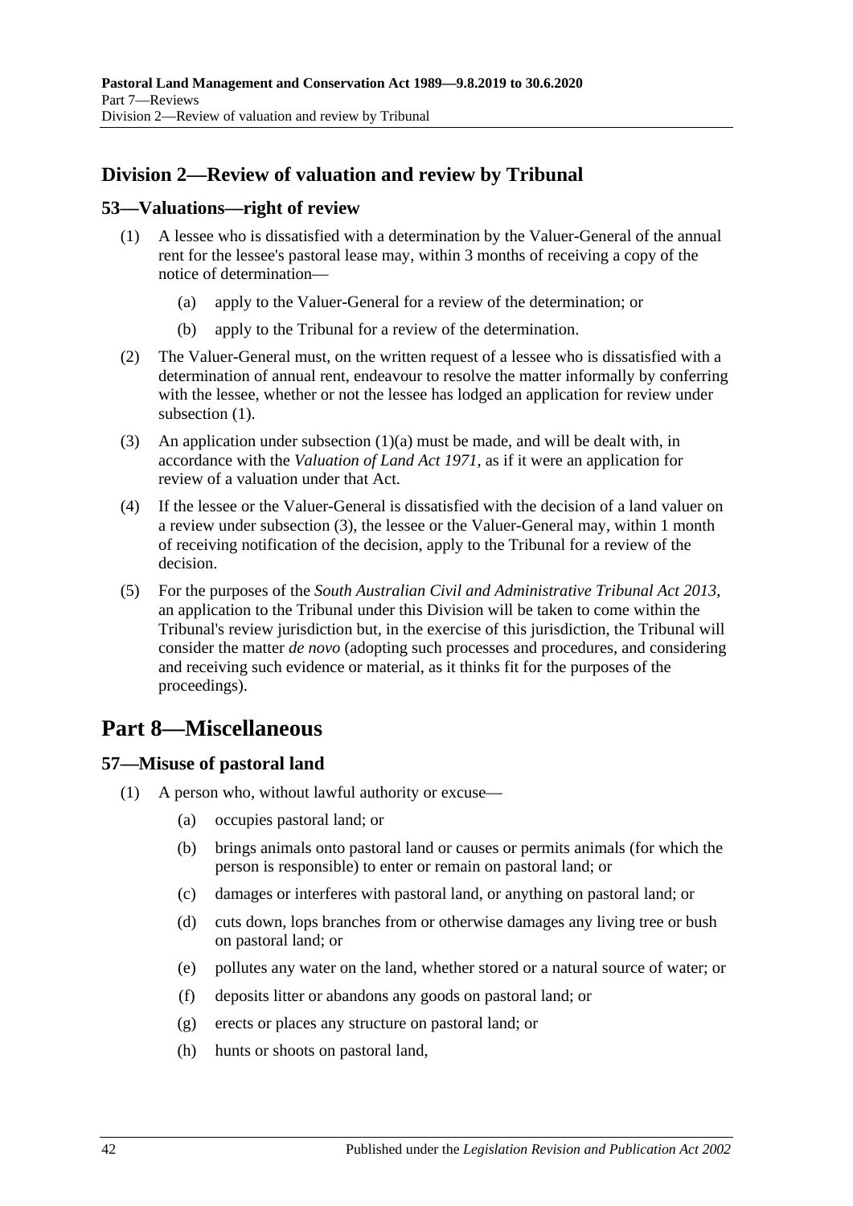## Division 2—Review of valuation and review by Tribunal

### 53—Valuations—right of review

(1) A lessee who is dissatisfied with a determination by the Valuer-General of the annual rent for the lessee's pastoral lease may, within 3 months of receiving a copy of the notice of determination—

(a) apply to the Valuer-General for a review of the determination; or

(b) apply to the Tribunal for a review of the determination.

(2) The Valuer-General must, on the written request of a lessee who is dissatisfied with a determination of annual rent, endeavour to resolve the matter informally by conferring with the lessee, whether or not the lessee has lodged an application for review under subsection (1).

(3) An application under subsection (1)(a) must be made, and will be dealt with, in accordance with the *Valuation of Land Act 1971*, as if it were an application for review of a valuation under that Act.

(4) If the lessee or the Valuer-General is dissatisfied with the decision of a land valuer on a review under subsection (3), the lessee or the Valuer-General may, within 1 month of receiving notification of the decision, apply to the Tribunal for a review of the decision.

(5) For the purposes of the *South Australian Civil and Administrative Tribunal Act 2013*, an application to the Tribunal under this Division will be taken to come within the Tribunal's review jurisdiction but, in the exercise of this jurisdiction, the Tribunal will consider the matter *de novo* (adopting such processes and procedures, and considering and receiving such evidence or material, as it thinks fit for the purposes of the proceedings).

# Part 8—Miscellaneous

### 57—Misuse of pastoral land

(1) A person who, without lawful authority or excuse—

(a) occupies pastoral land; or

(b) brings animals onto pastoral land or causes or permits animals (for which the person is responsible) to enter or remain on pastoral land; or

(c) damages or interferes with pastoral land, or anything on pastoral land; or

(d) cuts down, lops branches from or otherwise damages any living tree or bush on pastoral land; or

(e) pollutes any water on the land, whether stored or a natural source of water; or

(f) deposits litter or abandons any goods on pastoral land; or

(g) erects or places any structure on pastoral land; or

(h) hunts or shoots on pastoral land,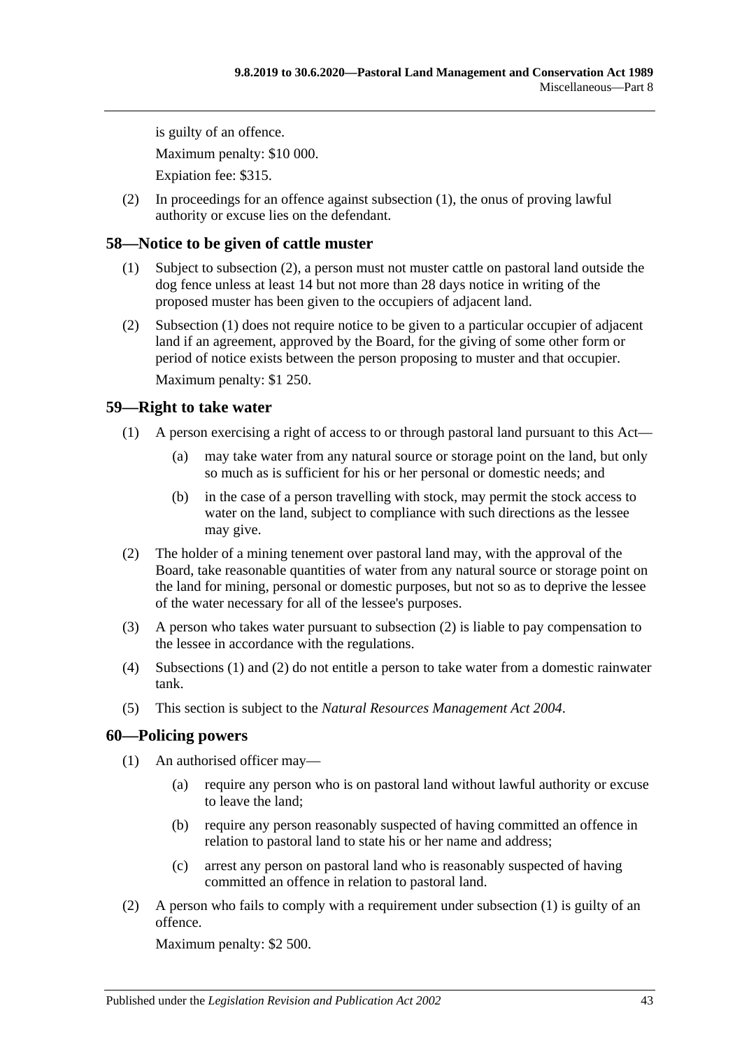is guilty of an offence.

Maximum penalty: $10 000.

Expiation fee: $315.

(2) In proceedings for an offence against subsection (1), the onus of proving lawful authority or excuse lies on the defendant.

## 58—Notice to be given of cattle muster

(1) Subject to subsection (2), a person must not muster cattle on pastoral land outside the dog fence unless at least 14 but not more than 28 days notice in writing of the proposed muster has been given to the occupiers of adjacent land.

(2) Subsection (1) does not require notice to be given to a particular occupier of adjacent land if an agreement, approved by the Board, for the giving of some other form or period of notice exists between the person proposing to muster and that occupier.

Maximum penalty: $1 250.

## 59—Right to take water

(1) A person exercising a right of access to or through pastoral land pursuant to this Act—

(a) may take water from any natural source or storage point on the land, but only so much as is sufficient for his or her personal or domestic needs; and

(b) in the case of a person travelling with stock, may permit the stock access to water on the land, subject to compliance with such directions as the lessee may give.

(2) The holder of a mining tenement over pastoral land may, with the approval of the Board, take reasonable quantities of water from any natural source or storage point on the land for mining, personal or domestic purposes, but not so as to deprive the lessee of the water necessary for all of the lessee's purposes.

(3) A person who takes water pursuant to subsection (2) is liable to pay compensation to the lessee in accordance with the regulations.

(4) Subsections (1) and (2) do not entitle a person to take water from a domestic rainwater tank.

(5) This section is subject to the *Natural Resources Management Act 2004*.

## 60—Policing powers

(1) An authorised officer may—

(a) require any person who is on pastoral land without lawful authority or excuse to leave the land;

(b) require any person reasonably suspected of having committed an offence in relation to pastoral land to state his or her name and address;

(c) arrest any person on pastoral land who is reasonably suspected of having committed an offence in relation to pastoral land.

(2) A person who fails to comply with a requirement under subsection (1) is guilty of an offence.

Maximum penalty: $2 500.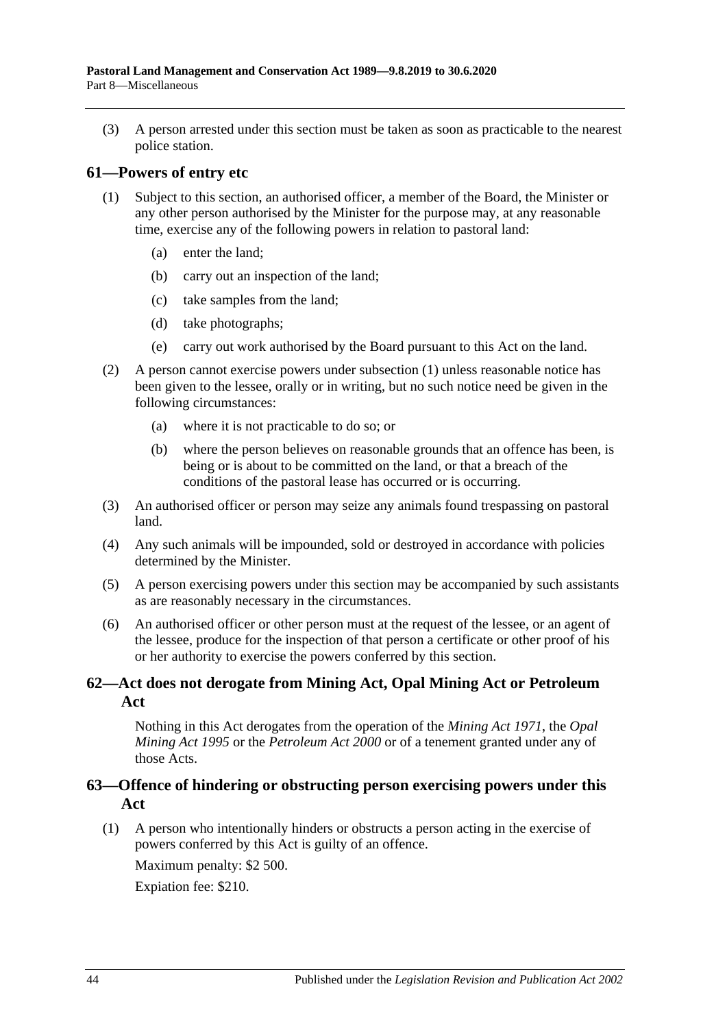(3) A person arrested under this section must be taken as soon as practicable to the nearest police station.

## 61—Powers of entry etc

(1) Subject to this section, an authorised officer, a member of the Board, the Minister or any other person authorised by the Minister for the purpose may, at any reasonable time, exercise any of the following powers in relation to pastoral land:

(a) enter the land;

(b) carry out an inspection of the land;

(c) take samples from the land;

(d) take photographs;

(e) carry out work authorised by the Board pursuant to this Act on the land.

(2) A person cannot exercise powers under subsection (1) unless reasonable notice has been given to the lessee, orally or in writing, but no such notice need be given in the following circumstances:

(a) where it is not practicable to do so; or

(b) where the person believes on reasonable grounds that an offence has been, is being or is about to be committed on the land, or that a breach of the conditions of the pastoral lease has occurred or is occurring.

(3) An authorised officer or person may seize any animals found trespassing on pastoral land.

(4) Any such animals will be impounded, sold or destroyed in accordance with policies determined by the Minister.

(5) A person exercising powers under this section may be accompanied by such assistants as are reasonably necessary in the circumstances.

(6) An authorised officer or other person must at the request of the lessee, or an agent of the lessee, produce for the inspection of that person a certificate or other proof of his or her authority to exercise the powers conferred by this section.

## 62—Act does not derogate from Mining Act, Opal Mining Act or Petroleum Act

Nothing in this Act derogates from the operation of the *Mining Act 1971*, the *Opal Mining Act 1995* or the *Petroleum Act 2000* or of a tenement granted under any of those Acts.

## 63—Offence of hindering or obstructing person exercising powers under this Act

(1) A person who intentionally hinders or obstructs a person acting in the exercise of powers conferred by this Act is guilty of an offence.

Maximum penalty: $2 500.

Expiation fee: $210.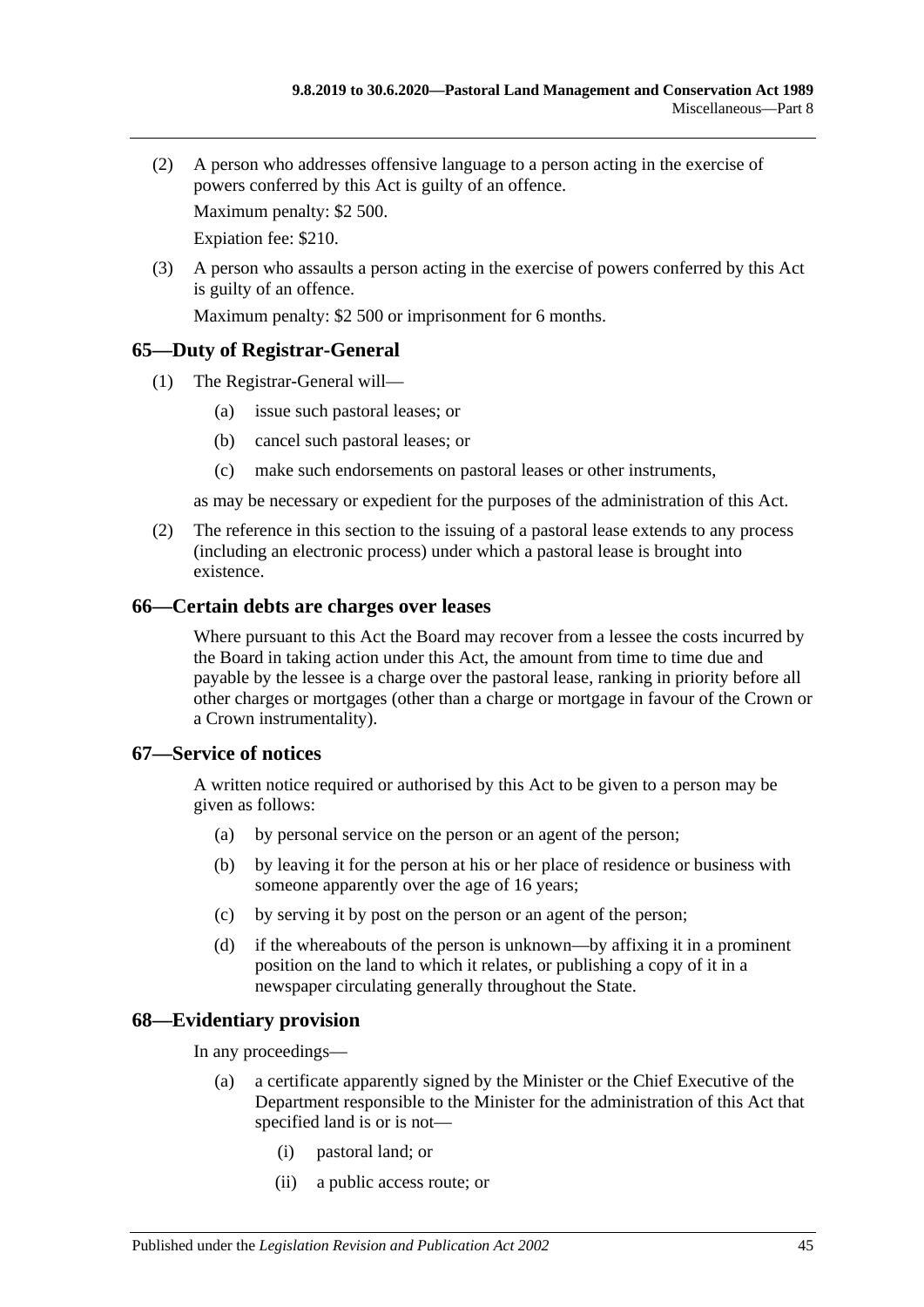(2) A person who addresses offensive language to a person acting in the exercise of powers conferred by this Act is guilty of an offence.

Maximum penalty: $2 500.

Expiation fee: $210.

(3) A person who assaults a person acting in the exercise of powers conferred by this Act is guilty of an offence.

Maximum penalty: $2 500 or imprisonment for 6 months.

## 65—Duty of Registrar-General

(1) The Registrar-General will—

(a) issue such pastoral leases; or

(b) cancel such pastoral leases; or

(c) make such endorsements on pastoral leases or other instruments,

as may be necessary or expedient for the purposes of the administration of this Act.

(2) The reference in this section to the issuing of a pastoral lease extends to any process (including an electronic process) under which a pastoral lease is brought into existence.

## 66—Certain debts are charges over leases

Where pursuant to this Act the Board may recover from a lessee the costs incurred by the Board in taking action under this Act, the amount from time to time due and payable by the lessee is a charge over the pastoral lease, ranking in priority before all other charges or mortgages (other than a charge or mortgage in favour of the Crown or a Crown instrumentality).

## 67—Service of notices

A written notice required or authorised by this Act to be given to a person may be given as follows:

(a) by personal service on the person or an agent of the person;

(b) by leaving it for the person at his or her place of residence or business with someone apparently over the age of 16 years;

(c) by serving it by post on the person or an agent of the person;

(d) if the whereabouts of the person is unknown—by affixing it in a prominent position on the land to which it relates, or publishing a copy of it in a newspaper circulating generally throughout the State.

## 68—Evidentiary provision

In any proceedings—

(a) a certificate apparently signed by the Minister or the Chief Executive of the Department responsible to the Minister for the administration of this Act that specified land is or is not—

(i) pastoral land; or

(ii) a public access route; or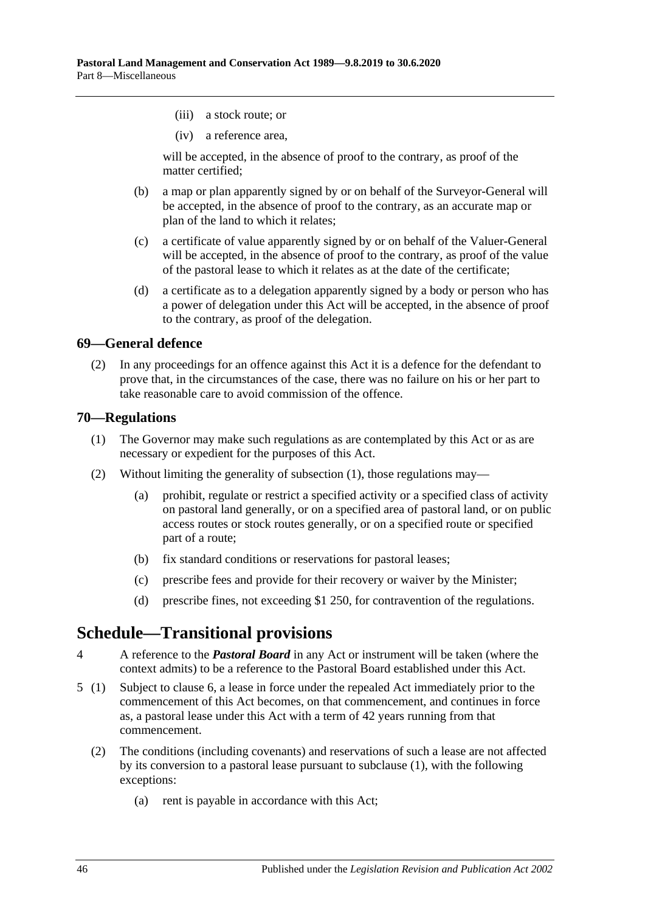(iii) a stock route; or

(iv) a reference area,

will be accepted, in the absence of proof to the contrary, as proof of the matter certified;

(b) a map or plan apparently signed by or on behalf of the Surveyor-General will be accepted, in the absence of proof to the contrary, as an accurate map or plan of the land to which it relates;

(c) a certificate of value apparently signed by or on behalf of the Valuer-General will be accepted, in the absence of proof to the contrary, as proof of the value of the pastoral lease to which it relates as at the date of the certificate;

(d) a certificate as to a delegation apparently signed by a body or person who has a power of delegation under this Act will be accepted, in the absence of proof to the contrary, as proof of the delegation.

## 69—General defence

(2) In any proceedings for an offence against this Act it is a defence for the defendant to prove that, in the circumstances of the case, there was no failure on his or her part to take reasonable care to avoid commission of the offence.

## 70—Regulations

(1) The Governor may make such regulations as are contemplated by this Act or as are necessary or expedient for the purposes of this Act.

(2) Without limiting the generality of subsection (1), those regulations may—

(a) prohibit, regulate or restrict a specified activity or a specified class of activity on pastoral land generally, or on a specified area of pastoral land, or on public access routes or stock routes generally, or on a specified route or specified part of a route;

(b) fix standard conditions or reservations for pastoral leases;

(c) prescribe fees and provide for their recovery or waiver by the Minister;

(d) prescribe fines, not exceeding $1 250, for contravention of the regulations.

# Schedule—Transitional provisions

4 A reference to the ***Pastoral Board*** in any Act or instrument will be taken (where the context admits) to be a reference to the Pastoral Board established under this Act.

5 (1) Subject to clause 6, a lease in force under the repealed Act immediately prior to the commencement of this Act becomes, on that commencement, and continues in force as, a pastoral lease under this Act with a term of 42 years running from that commencement.

(2) The conditions (including covenants) and reservations of such a lease are not affected by its conversion to a pastoral lease pursuant to subclause (1), with the following exceptions:

(a) rent is payable in accordance with this Act;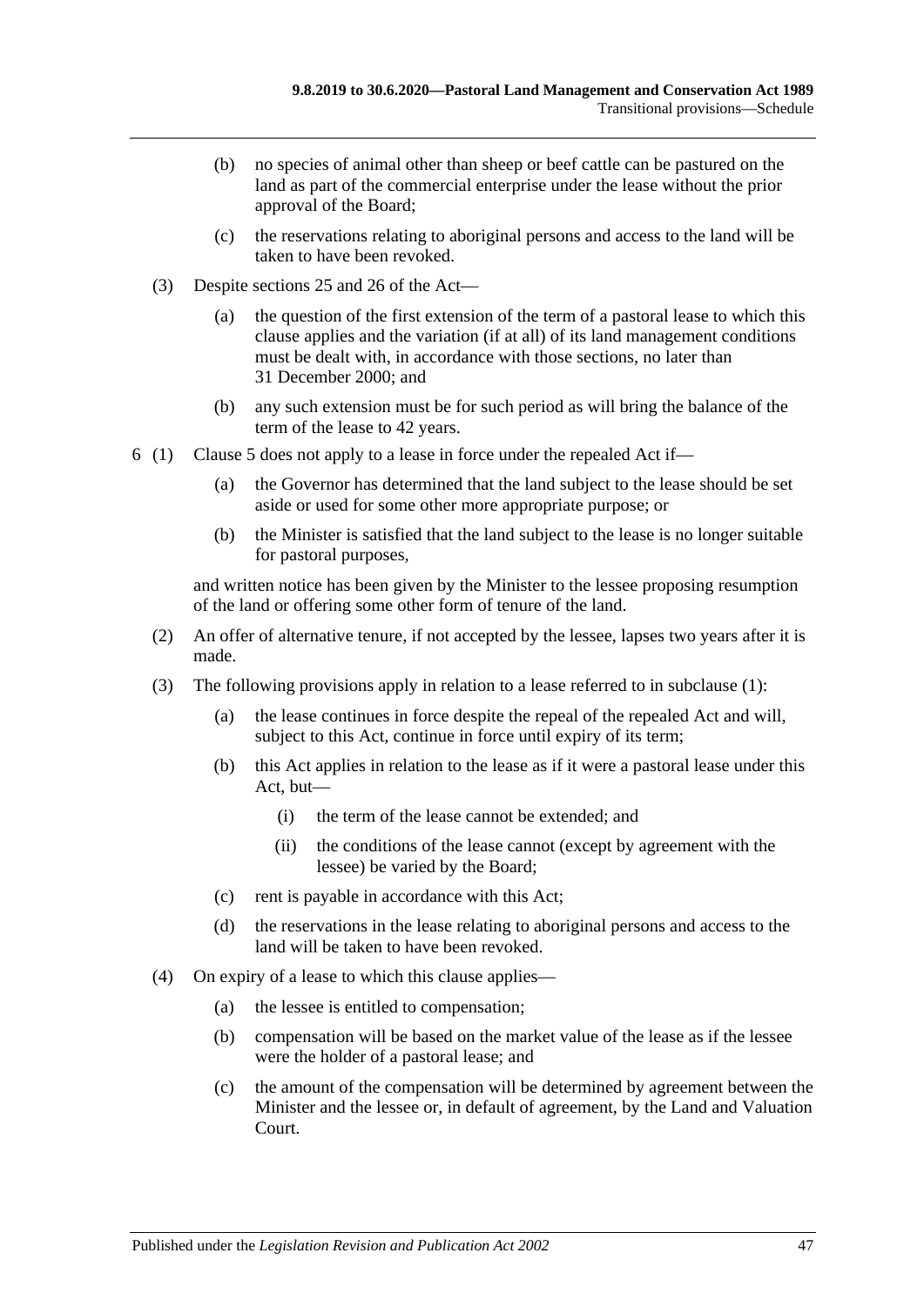(b) no species of animal other than sheep or beef cattle can be pastured on the land as part of the commercial enterprise under the lease without the prior approval of the Board;

(c) the reservations relating to aboriginal persons and access to the land will be taken to have been revoked.

(3) Despite sections 25 and 26 of the Act—

(a) the question of the first extension of the term of a pastoral lease to which this clause applies and the variation (if at all) of its land management conditions must be dealt with, in accordance with those sections, no later than 31 December 2000; and

(b) any such extension must be for such period as will bring the balance of the term of the lease to 42 years.

6 (1) Clause 5 does not apply to a lease in force under the repealed Act if—

(a) the Governor has determined that the land subject to the lease should be set aside or used for some other more appropriate purpose; or

(b) the Minister is satisfied that the land subject to the lease is no longer suitable for pastoral purposes,

and written notice has been given by the Minister to the lessee proposing resumption of the land or offering some other form of tenure of the land.

(2) An offer of alternative tenure, if not accepted by the lessee, lapses two years after it is made.

(3) The following provisions apply in relation to a lease referred to in subclause (1):

(a) the lease continues in force despite the repeal of the repealed Act and will, subject to this Act, continue in force until expiry of its term;

(b) this Act applies in relation to the lease as if it were a pastoral lease under this Act, but—

(i) the term of the lease cannot be extended; and

(ii) the conditions of the lease cannot (except by agreement with the lessee) be varied by the Board;

(c) rent is payable in accordance with this Act;

(d) the reservations in the lease relating to aboriginal persons and access to the land will be taken to have been revoked.

(4) On expiry of a lease to which this clause applies—

(a) the lessee is entitled to compensation;

(b) compensation will be based on the market value of the lease as if the lessee were the holder of a pastoral lease; and

(c) the amount of the compensation will be determined by agreement between the Minister and the lessee or, in default of agreement, by the Land and Valuation Court.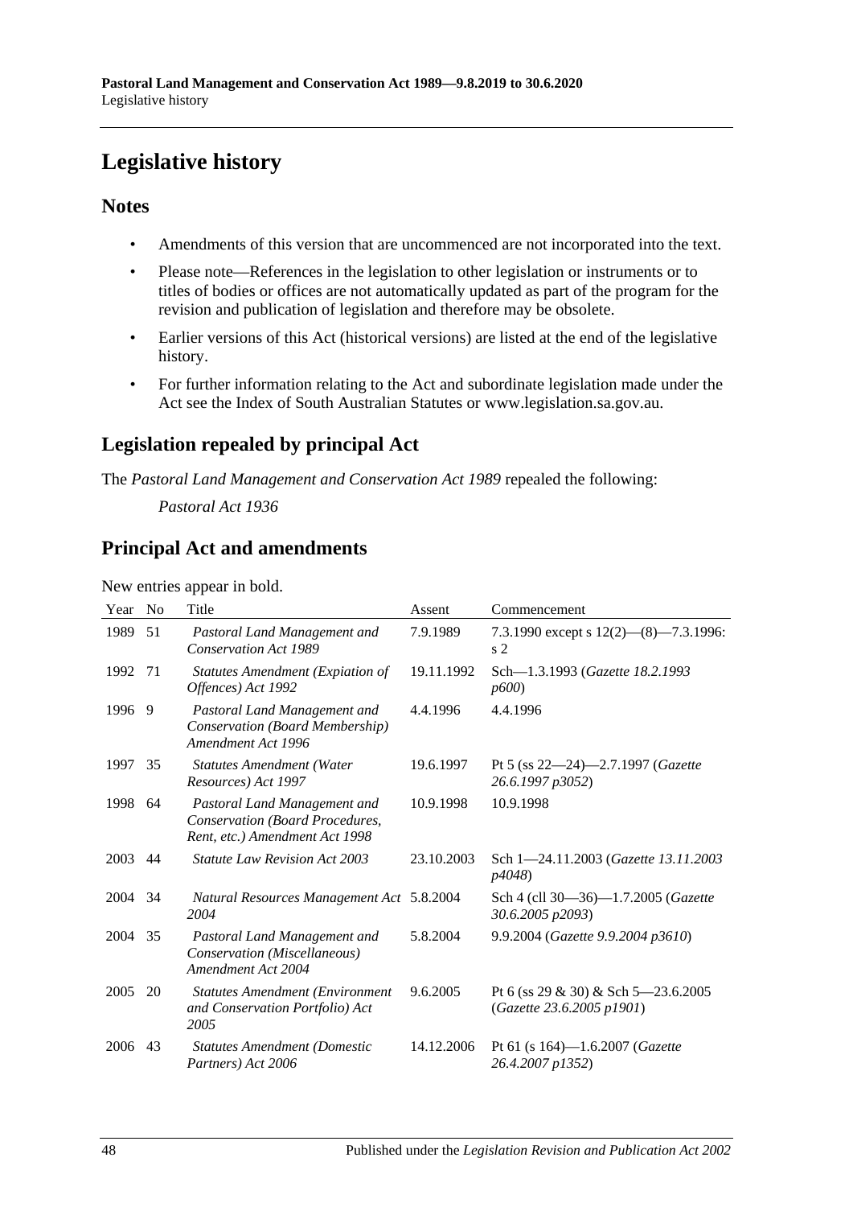# Legislative history

## Notes

- Amendments of this version that are uncommenced are not incorporated into the text.
- Please note—References in the legislation to other legislation or instruments or to titles of bodies or offices are not automatically updated as part of the program for the revision and publication of legislation and therefore may be obsolete.
- Earlier versions of this Act (historical versions) are listed at the end of the legislative history.
- For further information relating to the Act and subordinate legislation made under the Act see the Index of South Australian Statutes or www.legislation.sa.gov.au.

## Legislation repealed by principal Act

The *Pastoral Land Management and Conservation Act 1989* repealed the following:

*Pastoral Act 1936*

## Principal Act and amendments

New entries appear in bold.

| Year | No | Title | Assent | Commencement |
|---|---|---|---|---|
| 1989 | 51 | *Pastoral Land Management and Conservation Act 1989* | 7.9.1989 | 7.3.1990 except s 12(2)—(8)—7.3.1996: s 2 |
| 1992 | 71 | *Statutes Amendment (Expiation of Offences) Act 1992* | 19.11.1992 | Sch—1.3.1993 (*Gazette 18.2.1993 p600*) |
| 1996 | 9 | *Pastoral Land Management and Conservation (Board Membership) Amendment Act 1996* | 4.4.1996 | 4.4.1996 |
| 1997 | 35 | *Statutes Amendment (Water Resources) Act 1997* | 19.6.1997 | Pt 5 (ss 22—24)—2.7.1997 (*Gazette 26.6.1997 p3052*) |
| 1998 | 64 | *Pastoral Land Management and Conservation (Board Procedures, Rent, etc.) Amendment Act 1998* | 10.9.1998 | 10.9.1998 |
| 2003 | 44 | *Statute Law Revision Act 2003* | 23.10.2003 | Sch 1—24.11.2003 (*Gazette 13.11.2003 p4048*) |
| 2004 | 34 | *Natural Resources Management Act 2004* | 5.8.2004 | Sch 4 (cll 30—36)—1.7.2005 (*Gazette 30.6.2005 p2093*) |
| 2004 | 35 | *Pastoral Land Management and Conservation (Miscellaneous) Amendment Act 2004* | 5.8.2004 | 9.9.2004 (*Gazette 9.9.2004 p3610*) |
| 2005 | 20 | *Statutes Amendment (Environment and Conservation Portfolio) Act 2005* | 9.6.2005 | Pt 6 (ss 29 & 30) & Sch 5—23.6.2005 (*Gazette 23.6.2005 p1901*) |
| 2006 | 43 | *Statutes Amendment (Domestic Partners) Act 2006* | 14.12.2006 | Pt 61 (s 164)—1.6.2007 (*Gazette 26.4.2007 p1352*) |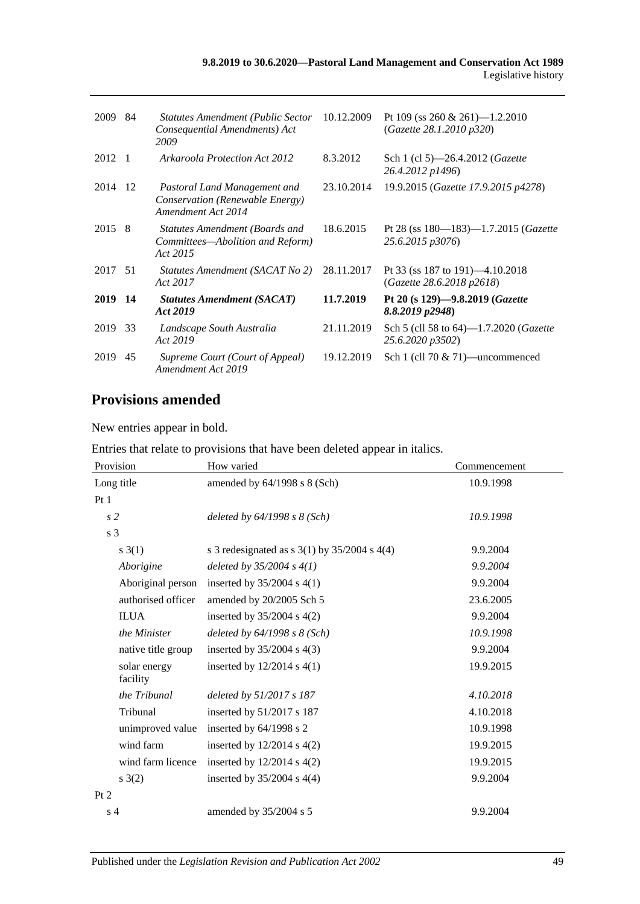| | | | | |
|---|---|---|---|---|
| 2009 | 84 | *Statutes Amendment (Public Sector Consequential Amendments) Act 2009* | 10.12.2009 | Pt 109 (ss 260 & 261)—1.2.2010 (*Gazette 28.1.2010 p320*) |
| 2012 | 1 | *Arkaroola Protection Act 2012* | 8.3.2012 | Sch 1 (cl 5)—26.4.2012 (*Gazette 26.4.2012 p1496*) |
| 2014 | 12 | *Pastoral Land Management and Conservation (Renewable Energy) Amendment Act 2014* | 23.10.2014 | 19.9.2015 (*Gazette 17.9.2015 p4278*) |
| 2015 | 8 | *Statutes Amendment (Boards and Committees—Abolition and Reform) Act 2015* | 18.6.2015 | Pt 28 (ss 180—183)—1.7.2015 (*Gazette 25.6.2015 p3076*) |
| 2017 | 51 | *Statutes Amendment (SACAT No 2) Act 2017* | 28.11.2017 | Pt 33 (ss 187 to 191)—4.10.2018 (*Gazette 28.6.2018 p2618*) |
| **2019** | **14** | ***Statutes Amendment (SACAT) Act 2019*** | **11.7.2019** | **Pt 20 (s 129)—9.8.2019 (*Gazette 8.8.2019 p2948*)** |
| 2019 | 33 | *Landscape South Australia Act 2019* | 21.11.2019 | Sch 5 (cll 58 to 64)—1.7.2020 (*Gazette 25.6.2020 p3502*) |
| 2019 | 45 | *Supreme Court (Court of Appeal) Amendment Act 2019* | 19.12.2019 | Sch 1 (cll 70 & 71)—uncommenced |

## Provisions amended

New entries appear in bold.

Entries that relate to provisions that have been deleted appear in italics.

| Provision | How varied | Commencement |
|---|---|---|
| Long title | amended by 64/1998 s 8 (Sch) | 10.9.1998 |
| Pt 1 | | |
| *s 2* | *deleted by 64/1998 s 8 (Sch)* | *10.9.1998* |
| s 3 | | |
| s 3(1) | s 3 redesignated as s 3(1) by 35/2004 s 4(4) | 9.9.2004 |
| *Aborigine* | *deleted by 35/2004 s 4(1)* | *9.9.2004* |
| Aboriginal person | inserted by 35/2004 s 4(1) | 9.9.2004 |
| authorised officer | amended by 20/2005 Sch 5 | 23.6.2005 |
| ILUA | inserted by 35/2004 s 4(2) | 9.9.2004 |
| *the Minister* | *deleted by 64/1998 s 8 (Sch)* | *10.9.1998* |
| native title group | inserted by 35/2004 s 4(3) | 9.9.2004 |
| solar energy facility | inserted by 12/2014 s 4(1) | 19.9.2015 |
| *the Tribunal* | *deleted by 51/2017 s 187* | *4.10.2018* |
| Tribunal | inserted by 51/2017 s 187 | 4.10.2018 |
| unimproved value | inserted by 64/1998 s 2 | 10.9.1998 |
| wind farm | inserted by 12/2014 s 4(2) | 19.9.2015 |
| wind farm licence | inserted by 12/2014 s 4(2) | 19.9.2015 |
| s 3(2) | inserted by 35/2004 s 4(4) | 9.9.2004 |
| Pt 2 | | |
| s 4 | amended by 35/2004 s 5 | 9.9.2004 |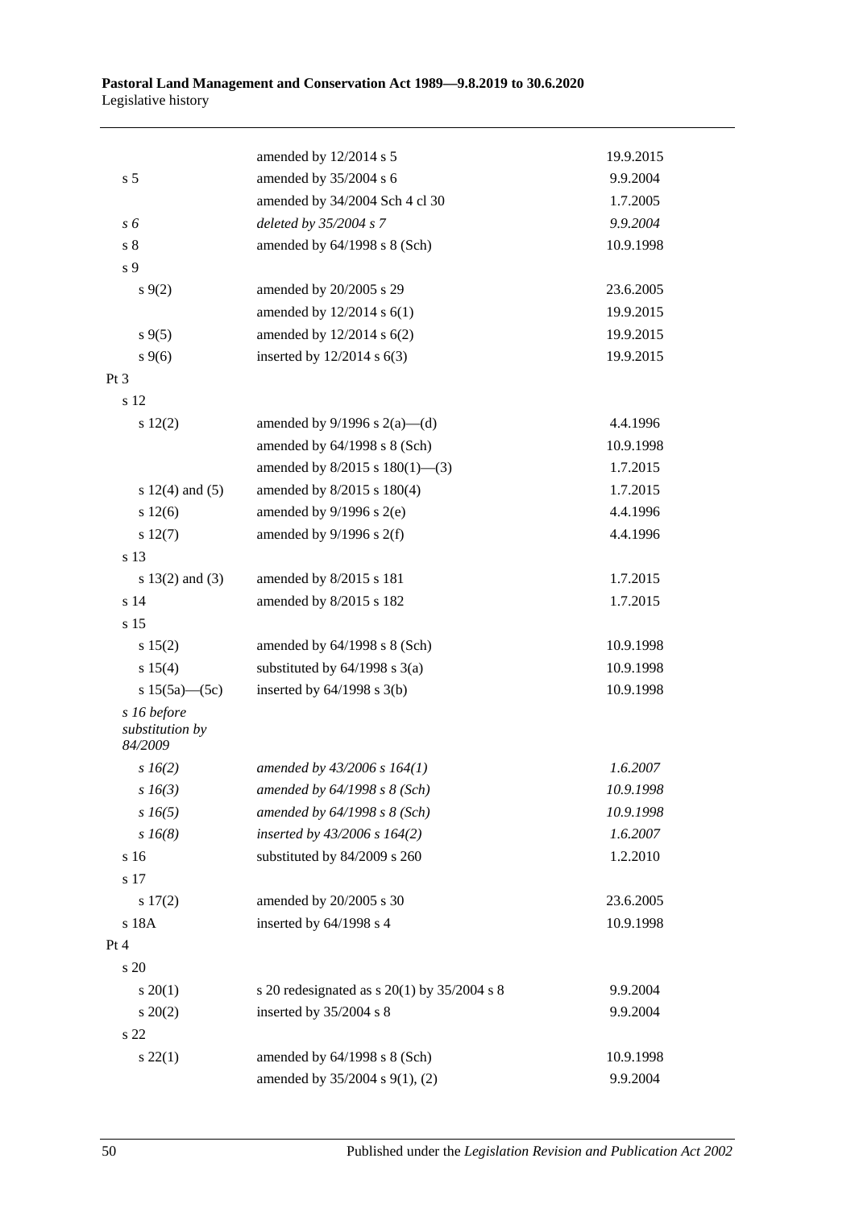| | | |
|---|---|---|
| | amended by 12/2014 s 5 | 19.9.2015 |
| s 5 | amended by 35/2004 s 6 | 9.9.2004 |
| | amended by 34/2004 Sch 4 cl 30 | 1.7.2005 |
| *s 6* | *deleted by 35/2004 s 7* | *9.9.2004* |
| s 8 | amended by 64/1998 s 8 (Sch) | 10.9.1998 |
| s 9 | | |
| s 9(2) | amended by 20/2005 s 29 | 23.6.2005 |
| | amended by 12/2014 s 6(1) | 19.9.2015 |
| s 9(5) | amended by 12/2014 s 6(2) | 19.9.2015 |
| s 9(6) | inserted by 12/2014 s 6(3) | 19.9.2015 |
| Pt 3 | | |
| s 12 | | |
| s 12(2) | amended by 9/1996 s 2(a)—(d) | 4.4.1996 |
| | amended by 64/1998 s 8 (Sch) | 10.9.1998 |
| | amended by 8/2015 s 180(1)—(3) | 1.7.2015 |
| s 12(4) and (5) | amended by 8/2015 s 180(4) | 1.7.2015 |
| s 12(6) | amended by 9/1996 s 2(e) | 4.4.1996 |
| s 12(7) | amended by 9/1996 s 2(f) | 4.4.1996 |
| s 13 | | |
| s 13(2) and (3) | amended by 8/2015 s 181 | 1.7.2015 |
| s 14 | amended by 8/2015 s 182 | 1.7.2015 |
| s 15 | | |
| s 15(2) | amended by 64/1998 s 8 (Sch) | 10.9.1998 |
| s 15(4) | substituted by 64/1998 s 3(a) | 10.9.1998 |
| s 15(5a)—(5c) | inserted by 64/1998 s 3(b) | 10.9.1998 |
| *s 16 before substitution by 84/2009* | | |
| *s 16(2)* | *amended by 43/2006 s 164(1)* | *1.6.2007* |
| *s 16(3)* | *amended by 64/1998 s 8 (Sch)* | *10.9.1998* |
| *s 16(5)* | *amended by 64/1998 s 8 (Sch)* | *10.9.1998* |
| *s 16(8)* | *inserted by 43/2006 s 164(2)* | *1.6.2007* |
| s 16 | substituted by 84/2009 s 260 | 1.2.2010 |
| s 17 | | |
| s 17(2) | amended by 20/2005 s 30 | 23.6.2005 |
| s 18A | inserted by 64/1998 s 4 | 10.9.1998 |
| Pt 4 | | |
| s 20 | | |
| s 20(1) | s 20 redesignated as s 20(1) by 35/2004 s 8 | 9.9.2004 |
| s 20(2) | inserted by 35/2004 s 8 | 9.9.2004 |
| s 22 | | |
| s 22(1) | amended by 64/1998 s 8 (Sch) | 10.9.1998 |
| | amended by 35/2004 s 9(1), (2) | 9.9.2004 |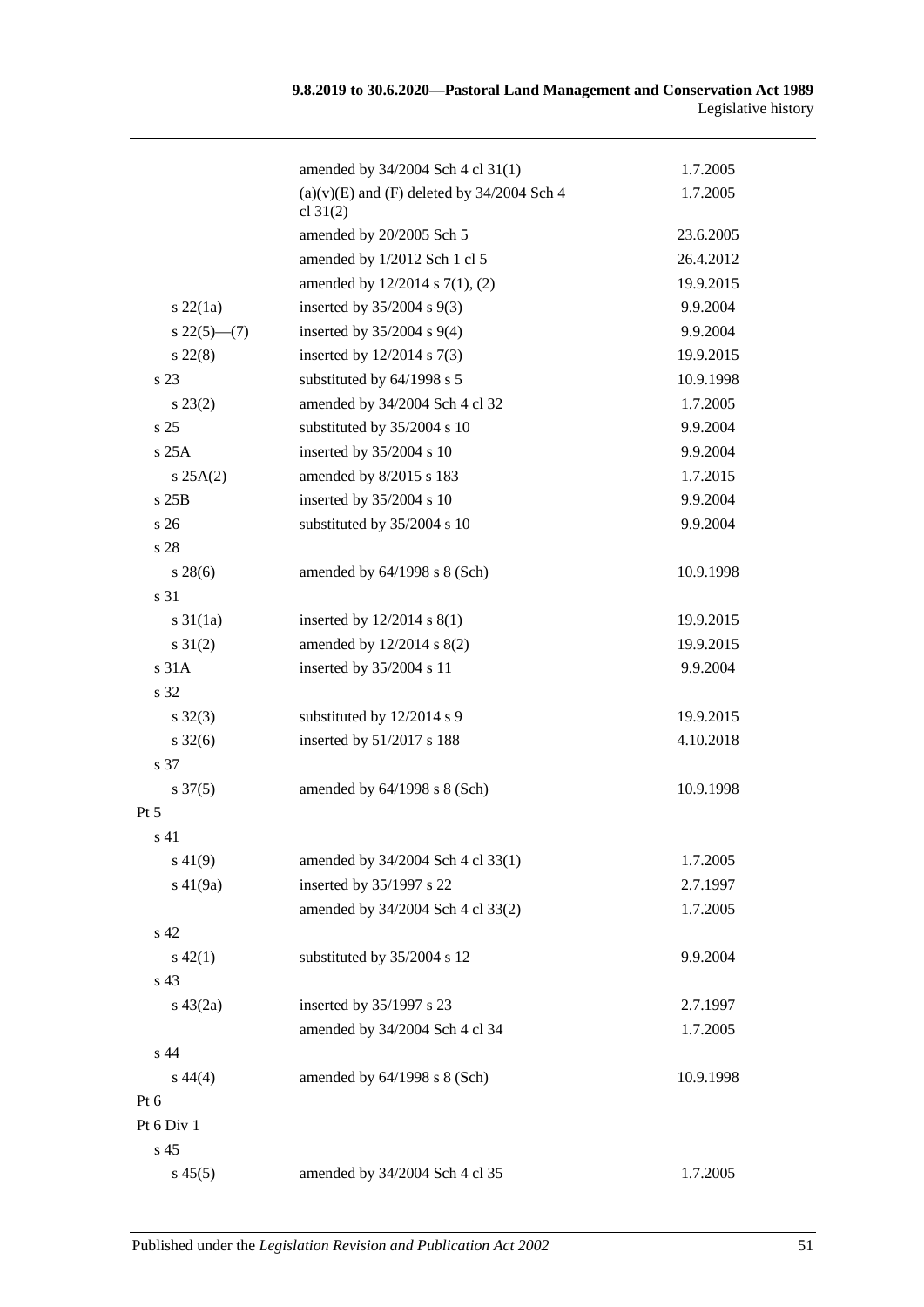| | | |
|---|---|---|
| | amended by 34/2004 Sch 4 cl 31(1) | 1.7.2005 |
| | (a)(v)(E) and (F) deleted by 34/2004 Sch 4 cl 31(2) | 1.7.2005 |
| | amended by 20/2005 Sch 5 | 23.6.2005 |
| | amended by 1/2012 Sch 1 cl 5 | 26.4.2012 |
| | amended by 12/2014 s 7(1), (2) | 19.9.2015 |
| s 22(1a) | inserted by 35/2004 s 9(3) | 9.9.2004 |
| s 22(5)—(7) | inserted by 35/2004 s 9(4) | 9.9.2004 |
| s 22(8) | inserted by 12/2014 s 7(3) | 19.9.2015 |
| s 23 | substituted by 64/1998 s 5 | 10.9.1998 |
| s 23(2) | amended by 34/2004 Sch 4 cl 32 | 1.7.2005 |
| s 25 | substituted by 35/2004 s 10 | 9.9.2004 |
| s 25A | inserted by 35/2004 s 10 | 9.9.2004 |
| s 25A(2) | amended by 8/2015 s 183 | 1.7.2015 |
| s 25B | inserted by 35/2004 s 10 | 9.9.2004 |
| s 26 | substituted by 35/2004 s 10 | 9.9.2004 |
| s 28 | | |
| s 28(6) | amended by 64/1998 s 8 (Sch) | 10.9.1998 |
| s 31 | | |
| s 31(1a) | inserted by 12/2014 s 8(1) | 19.9.2015 |
| s 31(2) | amended by 12/2014 s 8(2) | 19.9.2015 |
| s 31A | inserted by 35/2004 s 11 | 9.9.2004 |
| s 32 | | |
| s 32(3) | substituted by 12/2014 s 9 | 19.9.2015 |
| s 32(6) | inserted by 51/2017 s 188 | 4.10.2018 |
| s 37 | | |
| s 37(5) | amended by 64/1998 s 8 (Sch) | 10.9.1998 |
| Pt 5 | | |
| s 41 | | |
| s 41(9) | amended by 34/2004 Sch 4 cl 33(1) | 1.7.2005 |
| s 41(9a) | inserted by 35/1997 s 22 | 2.7.1997 |
| | amended by 34/2004 Sch 4 cl 33(2) | 1.7.2005 |
| s 42 | | |
| s 42(1) | substituted by 35/2004 s 12 | 9.9.2004 |
| s 43 | | |
| s 43(2a) | inserted by 35/1997 s 23 | 2.7.1997 |
| | amended by 34/2004 Sch 4 cl 34 | 1.7.2005 |
| s 44 | | |
| s 44(4) | amended by 64/1998 s 8 (Sch) | 10.9.1998 |
| Pt 6 | | |
| Pt 6 Div 1 | | |
| s 45 | | |
| s 45(5) | amended by 34/2004 Sch 4 cl 35 | 1.7.2005 |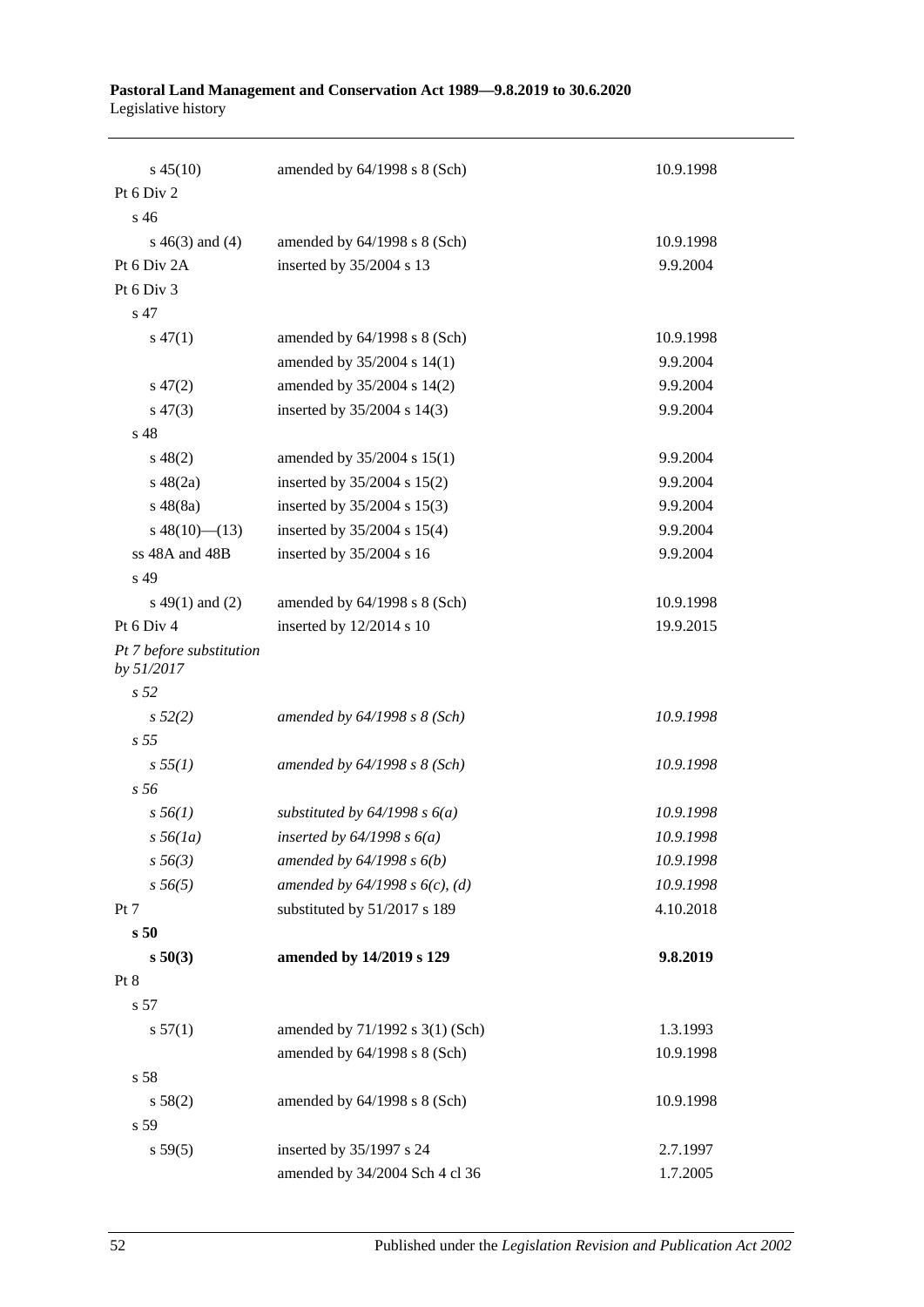| | | |
|---|---|---|
| s 45(10) | amended by 64/1998 s 8 (Sch) | 10.9.1998 |
| Pt 6 Div 2 | | |
| s 46 | | |
| s 46(3) and (4) | amended by 64/1998 s 8 (Sch) | 10.9.1998 |
| Pt 6 Div 2A | inserted by 35/2004 s 13 | 9.9.2004 |
| Pt 6 Div 3 | | |
| s 47 | | |
| s 47(1) | amended by 64/1998 s 8 (Sch) | 10.9.1998 |
| | amended by 35/2004 s 14(1) | 9.9.2004 |
| s 47(2) | amended by 35/2004 s 14(2) | 9.9.2004 |
| s 47(3) | inserted by 35/2004 s 14(3) | 9.9.2004 |
| s 48 | | |
| s 48(2) | amended by 35/2004 s 15(1) | 9.9.2004 |
| s 48(2a) | inserted by 35/2004 s 15(2) | 9.9.2004 |
| s 48(8a) | inserted by 35/2004 s 15(3) | 9.9.2004 |
| s 48(10)—(13) | inserted by 35/2004 s 15(4) | 9.9.2004 |
| ss 48A and 48B | inserted by 35/2004 s 16 | 9.9.2004 |
| s 49 | | |
| s 49(1) and (2) | amended by 64/1998 s 8 (Sch) | 10.9.1998 |
| Pt 6 Div 4 | inserted by 12/2014 s 10 | 19.9.2015 |
| *Pt 7 before substitution by 51/2017* | | |
| *s 52* | | |
| *s 52(2)* | *amended by 64/1998 s 8 (Sch)* | *10.9.1998* |
| *s 55* | | |
| *s 55(1)* | *amended by 64/1998 s 8 (Sch)* | *10.9.1998* |
| *s 56* | | |
| *s 56(1)* | *substituted by 64/1998 s 6(a)* | *10.9.1998* |
| *s 56(1a)* | *inserted by 64/1998 s 6(a)* | *10.9.1998* |
| *s 56(3)* | *amended by 64/1998 s 6(b)* | *10.9.1998* |
| *s 56(5)* | *amended by 64/1998 s 6(c), (d)* | *10.9.1998* |
| Pt 7 | substituted by 51/2017 s 189 | 4.10.2018 |
| **s 50** | | |
| **s 50(3)** | **amended by 14/2019 s 129** | **9.8.2019** |
| Pt 8 | | |
| s 57 | | |
| s 57(1) | amended by 71/1992 s 3(1) (Sch) | 1.3.1993 |
| | amended by 64/1998 s 8 (Sch) | 10.9.1998 |
| s 58 | | |
| s 58(2) | amended by 64/1998 s 8 (Sch) | 10.9.1998 |
| s 59 | | |
| s 59(5) | inserted by 35/1997 s 24 | 2.7.1997 |
| | amended by 34/2004 Sch 4 cl 36 | 1.7.2005 |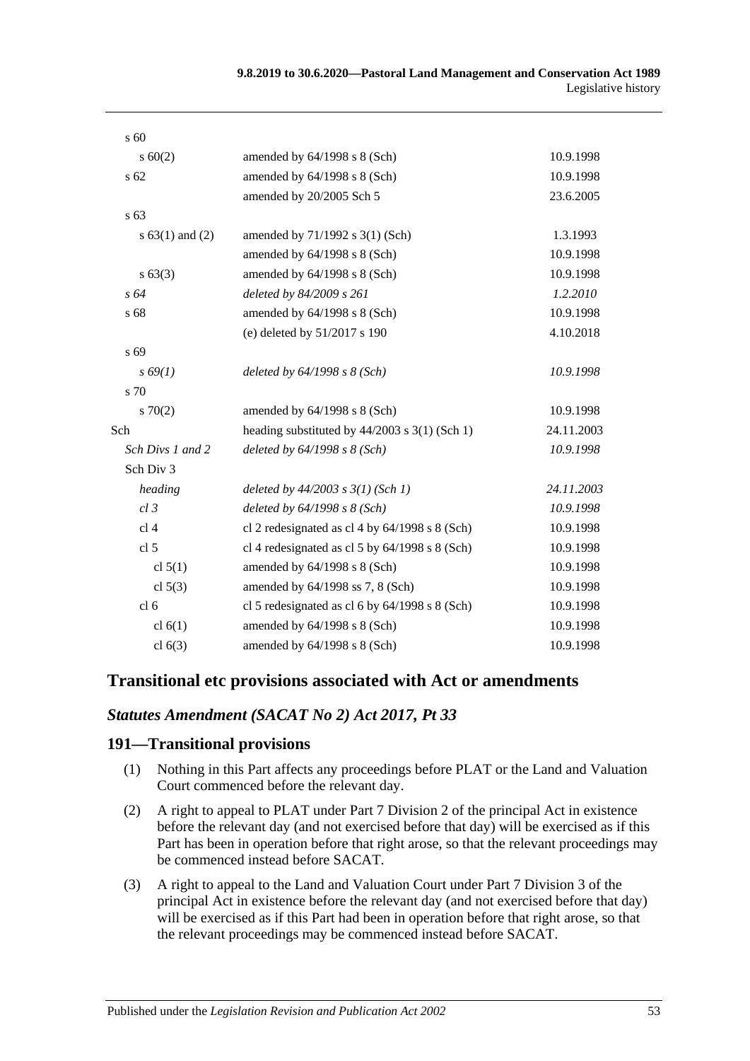| | | |
|---|---|---|
| s 60 | | |
| s 60(2) | amended by 64/1998 s 8 (Sch) | 10.9.1998 |
| s 62 | amended by 64/1998 s 8 (Sch) | 10.9.1998 |
| | amended by 20/2005 Sch 5 | 23.6.2005 |
| s 63 | | |
| s 63(1) and (2) | amended by 71/1992 s 3(1) (Sch) | 1.3.1993 |
| | amended by 64/1998 s 8 (Sch) | 10.9.1998 |
| s 63(3) | amended by 64/1998 s 8 (Sch) | 10.9.1998 |
| *s 64* | *deleted by 84/2009 s 261* | *1.2.2010* |
| s 68 | amended by 64/1998 s 8 (Sch) | 10.9.1998 |
| | (e) deleted by 51/2017 s 190 | 4.10.2018 |
| s 69 | | |
| *s 69(1)* | *deleted by 64/1998 s 8 (Sch)* | *10.9.1998* |
| s 70 | | |
| s 70(2) | amended by 64/1998 s 8 (Sch) | 10.9.1998 |
| Sch | heading substituted by 44/2003 s 3(1) (Sch 1) | 24.11.2003 |
| *Sch Divs 1 and 2* | *deleted by 64/1998 s 8 (Sch)* | *10.9.1998* |
| Sch Div 3 | | |
| *heading* | *deleted by 44/2003 s 3(1) (Sch 1)* | *24.11.2003* |
| *cl 3* | *deleted by 64/1998 s 8 (Sch)* | *10.9.1998* |
| cl 4 | cl 2 redesignated as cl 4 by 64/1998 s 8 (Sch) | 10.9.1998 |
| cl 5 | cl 4 redesignated as cl 5 by 64/1998 s 8 (Sch) | 10.9.1998 |
| cl 5(1) | amended by 64/1998 s 8 (Sch) | 10.9.1998 |
| cl 5(3) | amended by 64/1998 ss 7, 8 (Sch) | 10.9.1998 |
| cl 6 | cl 5 redesignated as cl 6 by 64/1998 s 8 (Sch) | 10.9.1998 |
| cl 6(1) | amended by 64/1998 s 8 (Sch) | 10.9.1998 |
| cl 6(3) | amended by 64/1998 s 8 (Sch) | 10.9.1998 |

## Transitional etc provisions associated with Act or amendments

### *Statutes Amendment (SACAT No 2) Act 2017, Pt 33*

### 191—Transitional provisions

(1) Nothing in this Part affects any proceedings before PLAT or the Land and Valuation Court commenced before the relevant day.

(2) A right to appeal to PLAT under Part 7 Division 2 of the principal Act in existence before the relevant day (and not exercised before that day) will be exercised as if this Part has been in operation before that right arose, so that the relevant proceedings may be commenced instead before SACAT.

(3) A right to appeal to the Land and Valuation Court under Part 7 Division 3 of the principal Act in existence before the relevant day (and not exercised before that day) will be exercised as if this Part had been in operation before that right arose, so that the relevant proceedings may be commenced instead before SACAT.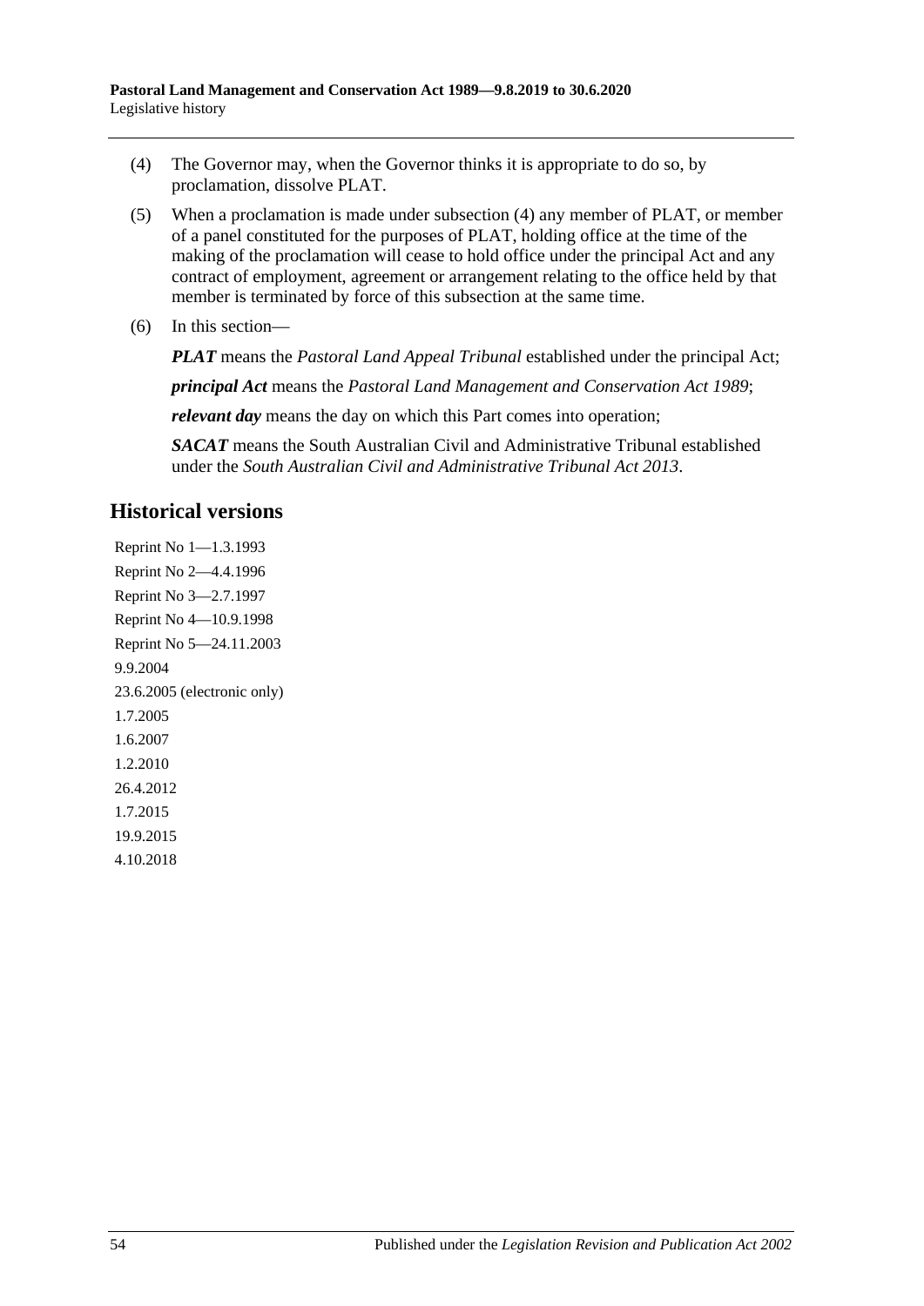(4) The Governor may, when the Governor thinks it is appropriate to do so, by proclamation, dissolve PLAT.

(5) When a proclamation is made under subsection (4) any member of PLAT, or member of a panel constituted for the purposes of PLAT, holding office at the time of the making of the proclamation will cease to hold office under the principal Act and any contract of employment, agreement or arrangement relating to the office held by that member is terminated by force of this subsection at the same time.

(6) In this section—

***PLAT*** means the *Pastoral Land Appeal Tribunal* established under the principal Act;

***principal Act*** means the *Pastoral Land Management and Conservation Act 1989*;

***relevant day*** means the day on which this Part comes into operation;

***SACAT*** means the South Australian Civil and Administrative Tribunal established under the *South Australian Civil and Administrative Tribunal Act 2013*.

## Historical versions

Reprint No 1—1.3.1993

Reprint No 2—4.4.1996

Reprint No 3—2.7.1997

Reprint No 4—10.9.1998

Reprint No 5—24.11.2003

9.9.2004

23.6.2005 (electronic only)

1.7.2005

1.6.2007

1.2.2010

26.4.2012

1.7.2015

19.9.2015

4.10.2018